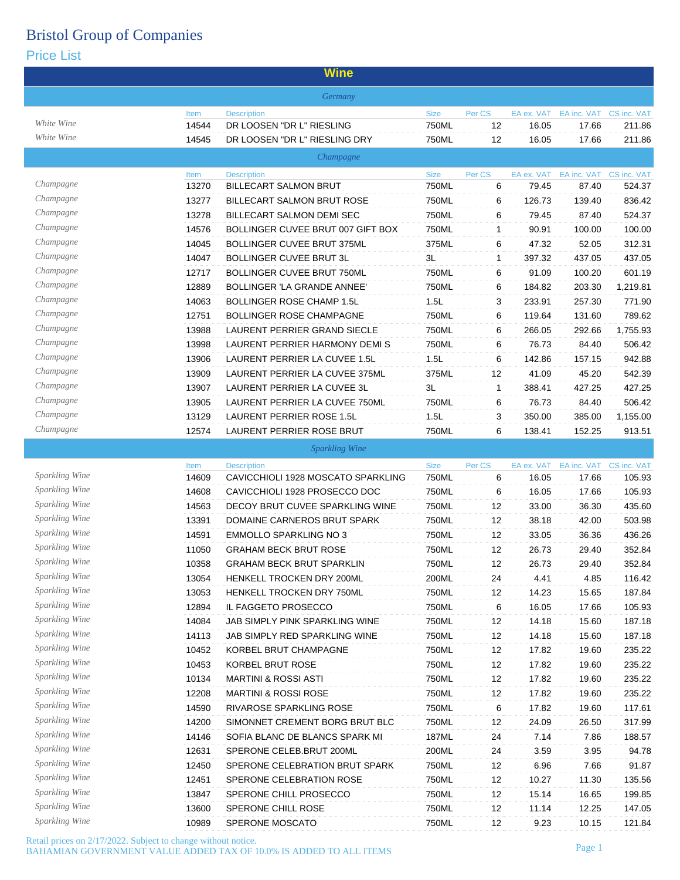# Bristol Group of Companies

## Price List

### Wine

#### Germany

| | Item | Description | Size | Per CS | EA ex. VAT | EA inc. VAT | CS inc. VAT |
|---|---|---|---|---|---|---|---|
| White Wine | 14544 | DR LOOSEN "DR L" RIESLING | 750ML | 12 | 16.05 | 17.66 | 211.86 |
| White Wine | 14545 | DR LOOSEN "DR L" RIESLING DRY | 750ML | 12 | 16.05 | 17.66 | 211.86 |

#### Champagne

| | Item | Description | Size | Per CS | EA ex. VAT | EA inc. VAT | CS inc. VAT |
|---|---|---|---|---|---|---|---|
| Champagne | 13270 | BILLECART SALMON BRUT | 750ML | 6 | 79.45 | 87.40 | 524.37 |
| Champagne | 13277 | BILLECART SALMON BRUT ROSE | 750ML | 6 | 126.73 | 139.40 | 836.42 |
| Champagne | 13278 | BILLECART SALMON DEMI SEC | 750ML | 6 | 79.45 | 87.40 | 524.37 |
| Champagne | 14576 | BOLLINGER CUVEE BRUT 007 GIFT BOX | 750ML | 1 | 90.91 | 100.00 | 100.00 |
| Champagne | 14045 | BOLLINGER CUVEE BRUT 375ML | 375ML | 6 | 47.32 | 52.05 | 312.31 |
| Champagne | 14047 | BOLLINGER CUVEE BRUT 3L | 3L | 1 | 397.32 | 437.05 | 437.05 |
| Champagne | 12717 | BOLLINGER CUVEE BRUT 750ML | 750ML | 6 | 91.09 | 100.20 | 601.19 |
| Champagne | 12889 | BOLLINGER 'LA GRANDE ANNEE' | 750ML | 6 | 184.82 | 203.30 | 1,219.81 |
| Champagne | 14063 | BOLLINGER ROSE CHAMP 1.5L | 1.5L | 3 | 233.91 | 257.30 | 771.90 |
| Champagne | 12751 | BOLLINGER ROSE CHAMPAGNE | 750ML | 6 | 119.64 | 131.60 | 789.62 |
| Champagne | 13988 | LAURENT PERRIER GRAND SIECLE | 750ML | 6 | 266.05 | 292.66 | 1,755.93 |
| Champagne | 13998 | LAURENT PERRIER HARMONY DEMI S | 750ML | 6 | 76.73 | 84.40 | 506.42 |
| Champagne | 13906 | LAURENT PERRIER LA CUVEE 1.5L | 1.5L | 6 | 142.86 | 157.15 | 942.88 |
| Champagne | 13909 | LAURENT PERRIER LA CUVEE 375ML | 375ML | 12 | 41.09 | 45.20 | 542.39 |
| Champagne | 13907 | LAURENT PERRIER LA CUVEE 3L | 3L | 1 | 388.41 | 427.25 | 427.25 |
| Champagne | 13905 | LAURENT PERRIER LA CUVEE 750ML | 750ML | 6 | 76.73 | 84.40 | 506.42 |
| Champagne | 13129 | LAURENT PERRIER ROSE 1.5L | 1.5L | 3 | 350.00 | 385.00 | 1,155.00 |
| Champagne | 12574 | LAURENT PERRIER ROSE BRUT | 750ML | 6 | 138.41 | 152.25 | 913.51 |

#### Sparkling Wine

| | Item | Description | Size | Per CS | EA ex. VAT | EA inc. VAT | CS inc. VAT |
|---|---|---|---|---|---|---|---|
| Sparkling Wine | 14609 | CAVICCHIOLI 1928 MOSCATO SPARKLING | 750ML | 6 | 16.05 | 17.66 | 105.93 |
| Sparkling Wine | 14608 | CAVICCHIOLI 1928 PROSECCO DOC | 750ML | 6 | 16.05 | 17.66 | 105.93 |
| Sparkling Wine | 14563 | DECOY BRUT CUVEE SPARKLING WINE | 750ML | 12 | 33.00 | 36.30 | 435.60 |
| Sparkling Wine | 13391 | DOMAINE CARNEROS BRUT SPARK | 750ML | 12 | 38.18 | 42.00 | 503.98 |
| Sparkling Wine | 14591 | EMMOLLO SPARKLING NO 3 | 750ML | 12 | 33.05 | 36.36 | 436.26 |
| Sparkling Wine | 11050 | GRAHAM BECK BRUT ROSE | 750ML | 12 | 26.73 | 29.40 | 352.84 |
| Sparkling Wine | 10358 | GRAHAM BECK BRUT SPARKLIN | 750ML | 12 | 26.73 | 29.40 | 352.84 |
| Sparkling Wine | 13054 | HENKELL TROCKEN DRY 200ML | 200ML | 24 | 4.41 | 4.85 | 116.42 |
| Sparkling Wine | 13053 | HENKELL TROCKEN DRY 750ML | 750ML | 12 | 14.23 | 15.65 | 187.84 |
| Sparkling Wine | 12894 | IL FAGGETO PROSECCO | 750ML | 6 | 16.05 | 17.66 | 105.93 |
| Sparkling Wine | 14084 | JAB SIMPLY PINK SPARKLING WINE | 750ML | 12 | 14.18 | 15.60 | 187.18 |
| Sparkling Wine | 14113 | JAB SIMPLY RED SPARKLING WINE | 750ML | 12 | 14.18 | 15.60 | 187.18 |
| Sparkling Wine | 10452 | KORBEL BRUT CHAMPAGNE | 750ML | 12 | 17.82 | 19.60 | 235.22 |
| Sparkling Wine | 10453 | KORBEL BRUT ROSE | 750ML | 12 | 17.82 | 19.60 | 235.22 |
| Sparkling Wine | 10134 | MARTINI & ROSSI ASTI | 750ML | 12 | 17.82 | 19.60 | 235.22 |
| Sparkling Wine | 12208 | MARTINI & ROSSI ROSE | 750ML | 12 | 17.82 | 19.60 | 235.22 |
| Sparkling Wine | 14590 | RIVAROSE SPARKLING ROSE | 750ML | 6 | 17.82 | 19.60 | 117.61 |
| Sparkling Wine | 14200 | SIMONNET CREMENT BORG BRUT BLC | 750ML | 12 | 24.09 | 26.50 | 317.99 |
| Sparkling Wine | 14146 | SOFIA BLANC DE BLANCS SPARK MI | 187ML | 24 | 7.14 | 7.86 | 188.57 |
| Sparkling Wine | 12631 | SPERONE CELEB.BRUT 200ML | 200ML | 24 | 3.59 | 3.95 | 94.78 |
| Sparkling Wine | 12450 | SPERONE CELEBRATION BRUT SPARK | 750ML | 12 | 6.96 | 7.66 | 91.87 |
| Sparkling Wine | 12451 | SPERONE CELEBRATION ROSE | 750ML | 12 | 10.27 | 11.30 | 135.56 |
| Sparkling Wine | 13847 | SPERONE CHILL PROSECCO | 750ML | 12 | 15.14 | 16.65 | 199.85 |
| Sparkling Wine | 13600 | SPERONE CHILL ROSE | 750ML | 12 | 11.14 | 12.25 | 147.05 |
| Sparkling Wine | 10989 | SPERONE MOSCATO | 750ML | 12 | 9.23 | 10.15 | 121.84 |

Retail prices on 2/17/2022. Subject to change without notice.
BAHAMIAN GOVERNMENT VALUE ADDED TAX OF 10.0% IS ADDED TO ALL ITEMS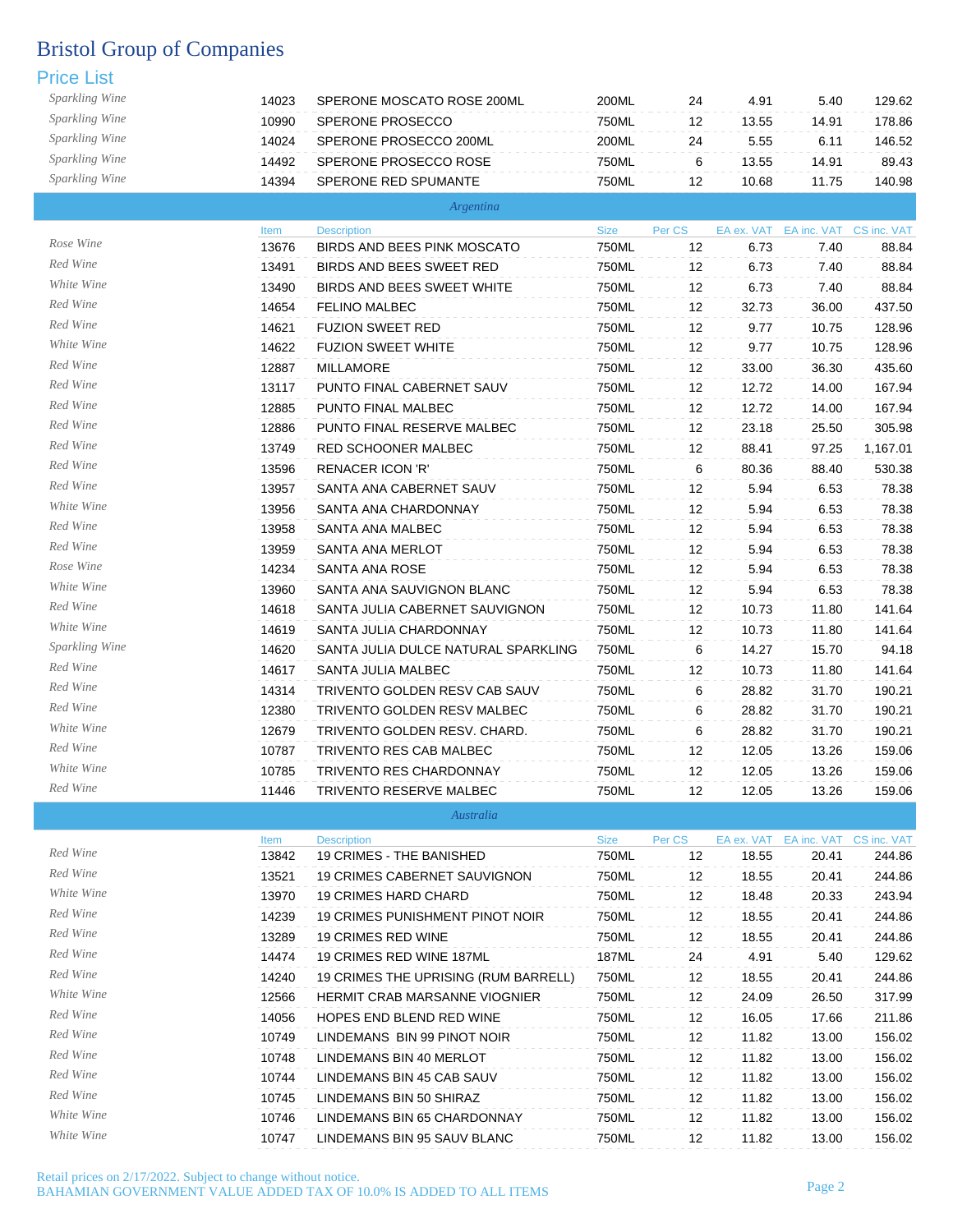# Bristol Group of Companies

## Price List

| Category | Item | Description | Size | Per CS | EA ex. VAT | EA inc. VAT | CS inc. VAT |
|---|---|---|---|---|---|---|---|
| Sparkling Wine | 14023 | SPERONE MOSCATO ROSE 200ML | 200ML | 24 | 4.91 | 5.40 | 129.62 |
| Sparkling Wine | 10990 | SPERONE PROSECCO | 750ML | 12 | 13.55 | 14.91 | 178.86 |
| Sparkling Wine | 14024 | SPERONE PROSECCO 200ML | 200ML | 24 | 5.55 | 6.11 | 146.52 |
| Sparkling Wine | 14492 | SPERONE PROSECCO ROSE | 750ML | 6 | 13.55 | 14.91 | 89.43 |
| Sparkling Wine | 14394 | SPERONE RED SPUMANTE | 750ML | 12 | 10.68 | 11.75 | 140.98 |

### *Argentina*

| Category | Item | Description | Size | Per CS | EA ex. VAT | EA inc. VAT | CS inc. VAT |
|---|---|---|---|---|---|---|---|
| Rose Wine | 13676 | BIRDS AND BEES PINK MOSCATO | 750ML | 12 | 6.73 | 7.40 | 88.84 |
| Red Wine | 13491 | BIRDS AND BEES SWEET RED | 750ML | 12 | 6.73 | 7.40 | 88.84 |
| White Wine | 13490 | BIRDS AND BEES SWEET WHITE | 750ML | 12 | 6.73 | 7.40 | 88.84 |
| Red Wine | 14654 | FELINO MALBEC | 750ML | 12 | 32.73 | 36.00 | 437.50 |
| Red Wine | 14621 | FUZION SWEET RED | 750ML | 12 | 9.77 | 10.75 | 128.96 |
| White Wine | 14622 | FUZION SWEET WHITE | 750ML | 12 | 9.77 | 10.75 | 128.96 |
| Red Wine | 12887 | MILLAMORE | 750ML | 12 | 33.00 | 36.30 | 435.60 |
| Red Wine | 13117 | PUNTO FINAL CABERNET SAUV | 750ML | 12 | 12.72 | 14.00 | 167.94 |
| Red Wine | 12885 | PUNTO FINAL MALBEC | 750ML | 12 | 12.72 | 14.00 | 167.94 |
| Red Wine | 12886 | PUNTO FINAL RESERVE MALBEC | 750ML | 12 | 23.18 | 25.50 | 305.98 |
| Red Wine | 13749 | RED SCHOONER MALBEC | 750ML | 12 | 88.41 | 97.25 | 1,167.01 |
| Red Wine | 13596 | RENACER ICON 'R' | 750ML | 6 | 80.36 | 88.40 | 530.38 |
| Red Wine | 13957 | SANTA ANA CABERNET SAUV | 750ML | 12 | 5.94 | 6.53 | 78.38 |
| White Wine | 13956 | SANTA ANA CHARDONNAY | 750ML | 12 | 5.94 | 6.53 | 78.38 |
| Red Wine | 13958 | SANTA ANA MALBEC | 750ML | 12 | 5.94 | 6.53 | 78.38 |
| Red Wine | 13959 | SANTA ANA MERLOT | 750ML | 12 | 5.94 | 6.53 | 78.38 |
| Rose Wine | 14234 | SANTA ANA ROSE | 750ML | 12 | 5.94 | 6.53 | 78.38 |
| White Wine | 13960 | SANTA ANA SAUVIGNON BLANC | 750ML | 12 | 5.94 | 6.53 | 78.38 |
| Red Wine | 14618 | SANTA JULIA CABERNET SAUVIGNON | 750ML | 12 | 10.73 | 11.80 | 141.64 |
| White Wine | 14619 | SANTA JULIA CHARDONNAY | 750ML | 12 | 10.73 | 11.80 | 141.64 |
| Sparkling Wine | 14620 | SANTA JULIA DULCE NATURAL SPARKLING | 750ML | 6 | 14.27 | 15.70 | 94.18 |
| Red Wine | 14617 | SANTA JULIA MALBEC | 750ML | 12 | 10.73 | 11.80 | 141.64 |
| Red Wine | 14314 | TRIVENTO GOLDEN RESV CAB SAUV | 750ML | 6 | 28.82 | 31.70 | 190.21 |
| Red Wine | 12380 | TRIVENTO GOLDEN RESV MALBEC | 750ML | 6 | 28.82 | 31.70 | 190.21 |
| White Wine | 12679 | TRIVENTO GOLDEN RESV. CHARD. | 750ML | 6 | 28.82 | 31.70 | 190.21 |
| Red Wine | 10787 | TRIVENTO RES CAB MALBEC | 750ML | 12 | 12.05 | 13.26 | 159.06 |
| White Wine | 10785 | TRIVENTO RES CHARDONNAY | 750ML | 12 | 12.05 | 13.26 | 159.06 |
| Red Wine | 11446 | TRIVENTO RESERVE MALBEC | 750ML | 12 | 12.05 | 13.26 | 159.06 |

### *Australia*

| Category | Item | Description | Size | Per CS | EA ex. VAT | EA inc. VAT | CS inc. VAT |
|---|---|---|---|---|---|---|---|
| Red Wine | 13842 | 19 CRIMES - THE BANISHED | 750ML | 12 | 18.55 | 20.41 | 244.86 |
| Red Wine | 13521 | 19 CRIMES CABERNET SAUVIGNON | 750ML | 12 | 18.55 | 20.41 | 244.86 |
| White Wine | 13970 | 19 CRIMES HARD CHARD | 750ML | 12 | 18.48 | 20.33 | 243.94 |
| Red Wine | 14239 | 19 CRIMES PUNISHMENT PINOT NOIR | 750ML | 12 | 18.55 | 20.41 | 244.86 |
| Red Wine | 13289 | 19 CRIMES RED WINE | 750ML | 12 | 18.55 | 20.41 | 244.86 |
| Red Wine | 14474 | 19 CRIMES RED WINE 187ML | 187ML | 24 | 4.91 | 5.40 | 129.62 |
| Red Wine | 14240 | 19 CRIMES THE UPRISING (RUM BARRELL) | 750ML | 12 | 18.55 | 20.41 | 244.86 |
| White Wine | 12566 | HERMIT CRAB MARSANNE VIOGNIER | 750ML | 12 | 24.09 | 26.50 | 317.99 |
| Red Wine | 14056 | HOPES END BLEND RED WINE | 750ML | 12 | 16.05 | 17.66 | 211.86 |
| Red Wine | 10749 | LINDEMANS BIN 99 PINOT NOIR | 750ML | 12 | 11.82 | 13.00 | 156.02 |
| Red Wine | 10748 | LINDEMANS BIN 40 MERLOT | 750ML | 12 | 11.82 | 13.00 | 156.02 |
| Red Wine | 10744 | LINDEMANS BIN 45 CAB SAUV | 750ML | 12 | 11.82 | 13.00 | 156.02 |
| Red Wine | 10745 | LINDEMANS BIN 50 SHIRAZ | 750ML | 12 | 11.82 | 13.00 | 156.02 |
| White Wine | 10746 | LINDEMANS BIN 65 CHARDONNAY | 750ML | 12 | 11.82 | 13.00 | 156.02 |
| White Wine | 10747 | LINDEMANS BIN 95 SAUV BLANC | 750ML | 12 | 11.82 | 13.00 | 156.02 |

Retail prices on 2/17/2022. Subject to change without notice.
BAHAMIAN GOVERNMENT VALUE ADDED TAX OF 10.0% IS ADDED TO ALL ITEMS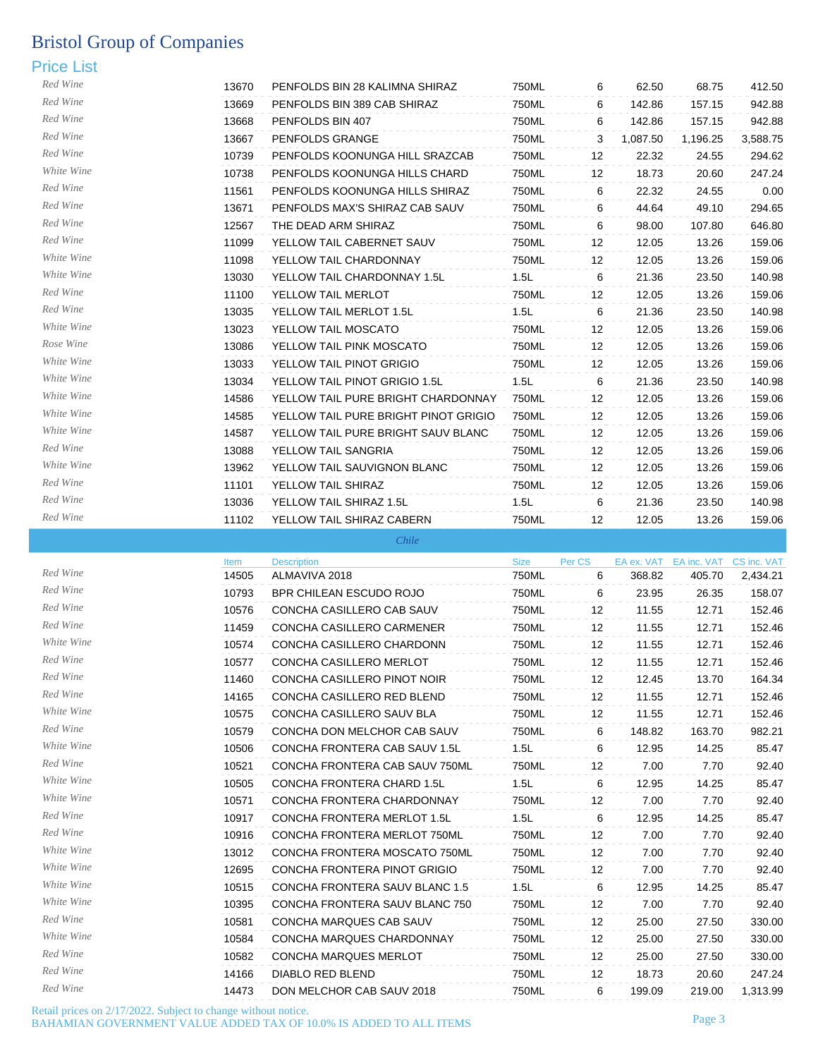# Bristol Group of Companies

## Price List

| Type | Item | Description | Size | Per CS | EA ex. VAT | EA inc. VAT | CS inc. VAT |
|---|---|---|---|---|---|---|---|
| Red Wine | 13670 | PENFOLDS BIN 28 KALIMNA SHIRAZ | 750ML | 6 | 62.50 | 68.75 | 412.50 |
| Red Wine | 13669 | PENFOLDS BIN 389 CAB SHIRAZ | 750ML | 6 | 142.86 | 157.15 | 942.88 |
| Red Wine | 13668 | PENFOLDS BIN 407 | 750ML | 6 | 142.86 | 157.15 | 942.88 |
| Red Wine | 13667 | PENFOLDS GRANGE | 750ML | 3 | 1,087.50 | 1,196.25 | 3,588.75 |
| Red Wine | 10739 | PENFOLDS KOONUNGA HILL SRAZCAB | 750ML | 12 | 22.32 | 24.55 | 294.62 |
| White Wine | 10738 | PENFOLDS KOONUNGA HILLS CHARD | 750ML | 12 | 18.73 | 20.60 | 247.24 |
| Red Wine | 11561 | PENFOLDS KOONUNGA HILLS SHIRAZ | 750ML | 6 | 22.32 | 24.55 | 0.00 |
| Red Wine | 13671 | PENFOLDS MAX'S SHIRAZ CAB SAUV | 750ML | 6 | 44.64 | 49.10 | 294.65 |
| Red Wine | 12567 | THE DEAD ARM SHIRAZ | 750ML | 6 | 98.00 | 107.80 | 646.80 |
| Red Wine | 11099 | YELLOW TAIL CABERNET SAUV | 750ML | 12 | 12.05 | 13.26 | 159.06 |
| White Wine | 11098 | YELLOW TAIL CHARDONNAY | 750ML | 12 | 12.05 | 13.26 | 159.06 |
| White Wine | 13030 | YELLOW TAIL CHARDONNAY 1.5L | 1.5L | 6 | 21.36 | 23.50 | 140.98 |
| Red Wine | 11100 | YELLOW TAIL MERLOT | 750ML | 12 | 12.05 | 13.26 | 159.06 |
| Red Wine | 13035 | YELLOW TAIL MERLOT 1.5L | 1.5L | 6 | 21.36 | 23.50 | 140.98 |
| White Wine | 13023 | YELLOW TAIL MOSCATO | 750ML | 12 | 12.05 | 13.26 | 159.06 |
| Rose Wine | 13086 | YELLOW TAIL PINK MOSCATO | 750ML | 12 | 12.05 | 13.26 | 159.06 |
| White Wine | 13033 | YELLOW TAIL PINOT GRIGIO | 750ML | 12 | 12.05 | 13.26 | 159.06 |
| White Wine | 13034 | YELLOW TAIL PINOT GRIGIO 1.5L | 1.5L | 6 | 21.36 | 23.50 | 140.98 |
| White Wine | 14586 | YELLOW TAIL PURE BRIGHT CHARDONNAY | 750ML | 12 | 12.05 | 13.26 | 159.06 |
| White Wine | 14585 | YELLOW TAIL PURE BRIGHT PINOT GRIGIO | 750ML | 12 | 12.05 | 13.26 | 159.06 |
| White Wine | 14587 | YELLOW TAIL PURE BRIGHT SAUV BLANC | 750ML | 12 | 12.05 | 13.26 | 159.06 |
| Red Wine | 13088 | YELLOW TAIL SANGRIA | 750ML | 12 | 12.05 | 13.26 | 159.06 |
| White Wine | 13962 | YELLOW TAIL SAUVIGNON BLANC | 750ML | 12 | 12.05 | 13.26 | 159.06 |
| Red Wine | 11101 | YELLOW TAIL SHIRAZ | 750ML | 12 | 12.05 | 13.26 | 159.06 |
| Red Wine | 13036 | YELLOW TAIL SHIRAZ 1.5L | 1.5L | 6 | 21.36 | 23.50 | 140.98 |
| Red Wine | 11102 | YELLOW TAIL SHIRAZ CABERN | 750ML | 12 | 12.05 | 13.26 | 159.06 |

### Chile

| Type | Item | Description | Size | Per CS | EA ex. VAT | EA inc. VAT | CS inc. VAT |
|---|---|---|---|---|---|---|---|
| Red Wine | 14505 | ALMAVIVA 2018 | 750ML | 6 | 368.82 | 405.70 | 2,434.21 |
| Red Wine | 10793 | BPR CHILEAN ESCUDO ROJO | 750ML | 6 | 23.95 | 26.35 | 158.07 |
| Red Wine | 10576 | CONCHA CASILLERO CAB SAUV | 750ML | 12 | 11.55 | 12.71 | 152.46 |
| Red Wine | 11459 | CONCHA CASILLERO CARMENER | 750ML | 12 | 11.55 | 12.71 | 152.46 |
| White Wine | 10574 | CONCHA CASILLERO CHARDONN | 750ML | 12 | 11.55 | 12.71 | 152.46 |
| Red Wine | 10577 | CONCHA CASILLERO MERLOT | 750ML | 12 | 11.55 | 12.71 | 152.46 |
| Red Wine | 11460 | CONCHA CASILLERO PINOT NOIR | 750ML | 12 | 12.45 | 13.70 | 164.34 |
| Red Wine | 14165 | CONCHA CASILLERO RED BLEND | 750ML | 12 | 11.55 | 12.71 | 152.46 |
| White Wine | 10575 | CONCHA CASILLERO SAUV BLA | 750ML | 12 | 11.55 | 12.71 | 152.46 |
| Red Wine | 10579 | CONCHA DON MELCHOR CAB SAUV | 750ML | 6 | 148.82 | 163.70 | 982.21 |
| White Wine | 10506 | CONCHA FRONTERA CAB SAUV 1.5L | 1.5L | 6 | 12.95 | 14.25 | 85.47 |
| Red Wine | 10521 | CONCHA FRONTERA CAB SAUV 750ML | 750ML | 12 | 7.00 | 7.70 | 92.40 |
| White Wine | 10505 | CONCHA FRONTERA CHARD 1.5L | 1.5L | 6 | 12.95 | 14.25 | 85.47 |
| White Wine | 10571 | CONCHA FRONTERA CHARDONNAY | 750ML | 12 | 7.00 | 7.70 | 92.40 |
| Red Wine | 10917 | CONCHA FRONTERA MERLOT 1.5L | 1.5L | 6 | 12.95 | 14.25 | 85.47 |
| Red Wine | 10916 | CONCHA FRONTERA MERLOT 750ML | 750ML | 12 | 7.00 | 7.70 | 92.40 |
| White Wine | 13012 | CONCHA FRONTERA MOSCATO 750ML | 750ML | 12 | 7.00 | 7.70 | 92.40 |
| White Wine | 12695 | CONCHA FRONTERA PINOT GRIGIO | 750ML | 12 | 7.00 | 7.70 | 92.40 |
| White Wine | 10515 | CONCHA FRONTERA SAUV BLANC 1.5 | 1.5L | 6 | 12.95 | 14.25 | 85.47 |
| White Wine | 10395 | CONCHA FRONTERA SAUV BLANC 750 | 750ML | 12 | 7.00 | 7.70 | 92.40 |
| Red Wine | 10581 | CONCHA MARQUES CAB SAUV | 750ML | 12 | 25.00 | 27.50 | 330.00 |
| White Wine | 10584 | CONCHA MARQUES CHARDONNAY | 750ML | 12 | 25.00 | 27.50 | 330.00 |
| Red Wine | 10582 | CONCHA MARQUES MERLOT | 750ML | 12 | 25.00 | 27.50 | 330.00 |
| Red Wine | 14166 | DIABLO RED BLEND | 750ML | 12 | 18.73 | 20.60 | 247.24 |
| Red Wine | 14473 | DON MELCHOR CAB SAUV 2018 | 750ML | 6 | 199.09 | 219.00 | 1,313.99 |

Retail prices on 2/17/2022. Subject to change without notice.
BAHAMIAN GOVERNMENT VALUE ADDED TAX OF 10.0% IS ADDED TO ALL ITEMS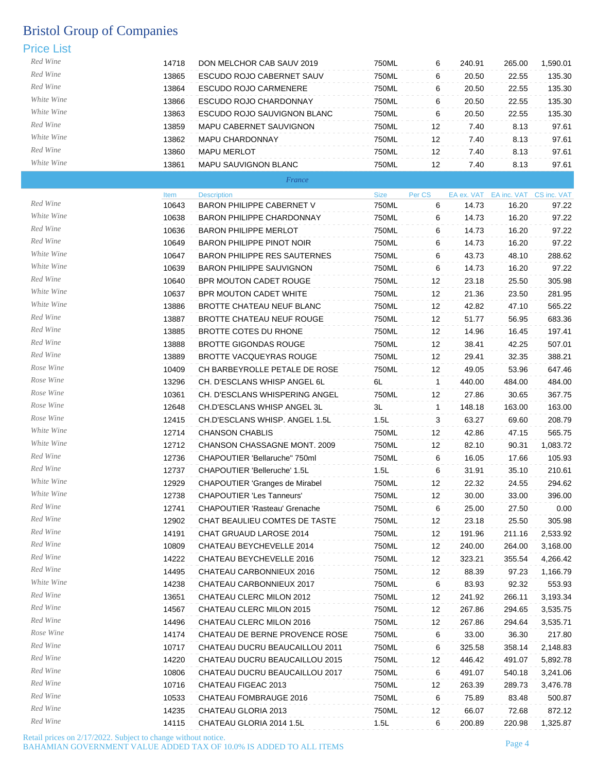# Bristol Group of Companies

## Price List

| | Item | Description | Size | Per CS | EA ex. VAT | EA inc. VAT | CS inc. VAT |
|---|---|---|---|---|---|---|---|
| Red Wine | 14718 | DON MELCHOR CAB SAUV 2019 | 750ML | 6 | 240.91 | 265.00 | 1,590.01 |
| Red Wine | 13865 | ESCUDO ROJO CABERNET SAUV | 750ML | 6 | 20.50 | 22.55 | 135.30 |
| Red Wine | 13864 | ESCUDO ROJO CARMENERE | 750ML | 6 | 20.50 | 22.55 | 135.30 |
| White Wine | 13866 | ESCUDO ROJO CHARDONNAY | 750ML | 6 | 20.50 | 22.55 | 135.30 |
| White Wine | 13863 | ESCUDO ROJO SAUVIGNON BLANC | 750ML | 6 | 20.50 | 22.55 | 135.30 |
| Red Wine | 13859 | MAPU CABERNET SAUVIGNON | 750ML | 12 | 7.40 | 8.13 | 97.61 |
| White Wine | 13862 | MAPU CHARDONNAY | 750ML | 12 | 7.40 | 8.13 | 97.61 |
| Red Wine | 13860 | MAPU MERLOT | 750ML | 12 | 7.40 | 8.13 | 97.61 |
| White Wine | 13861 | MAPU SAUVIGNON BLANC | 750ML | 12 | 7.40 | 8.13 | 97.61 |

*France*

| | Item | Description | Size | Per CS | EA ex. VAT | EA inc. VAT | CS inc. VAT |
|---|---|---|---|---|---|---|---|
| Red Wine | 10643 | BARON PHILIPPE CABERNET V | 750ML | 6 | 14.73 | 16.20 | 97.22 |
| White Wine | 10638 | BARON PHILIPPE CHARDONNAY | 750ML | 6 | 14.73 | 16.20 | 97.22 |
| Red Wine | 10636 | BARON PHILIPPE MERLOT | 750ML | 6 | 14.73 | 16.20 | 97.22 |
| Red Wine | 10649 | BARON PHILIPPE PINOT NOIR | 750ML | 6 | 14.73 | 16.20 | 97.22 |
| White Wine | 10647 | BARON PHILIPPE RES SAUTERNES | 750ML | 6 | 43.73 | 48.10 | 288.62 |
| White Wine | 10639 | BARON PHILIPPE SAUVIGNON | 750ML | 6 | 14.73 | 16.20 | 97.22 |
| Red Wine | 10640 | BPR MOUTON CADET ROUGE | 750ML | 12 | 23.18 | 25.50 | 305.98 |
| White Wine | 10637 | BPR MOUTON CADET WHITE | 750ML | 12 | 21.36 | 23.50 | 281.95 |
| White Wine | 13886 | BROTTE CHATEAU NEUF BLANC | 750ML | 12 | 42.82 | 47.10 | 565.22 |
| Red Wine | 13887 | BROTTE CHATEAU NEUF ROUGE | 750ML | 12 | 51.77 | 56.95 | 683.36 |
| Red Wine | 13885 | BROTTE COTES DU RHONE | 750ML | 12 | 14.96 | 16.45 | 197.41 |
| Red Wine | 13888 | BROTTE GIGONDAS ROUGE | 750ML | 12 | 38.41 | 42.25 | 507.01 |
| Red Wine | 13889 | BROTTE VACQUEYRAS ROUGE | 750ML | 12 | 29.41 | 32.35 | 388.21 |
| Rose Wine | 10409 | CH BARBEYROLLE PETALE DE ROSE | 750ML | 12 | 49.05 | 53.96 | 647.46 |
| Rose Wine | 13296 | CH. D'ESCLANS WHISP ANGEL 6L | 6L | 1 | 440.00 | 484.00 | 484.00 |
| Rose Wine | 10361 | CH. D'ESCLANS WHISPERING ANGEL | 750ML | 12 | 27.86 | 30.65 | 367.75 |
| Rose Wine | 12648 | CH.D'ESCLANS WHISP ANGEL 3L | 3L | 1 | 148.18 | 163.00 | 163.00 |
| Rose Wine | 12415 | CH.D'ESCLANS WHISP. ANGEL 1.5L | 1.5L | 3 | 63.27 | 69.60 | 208.79 |
| White Wine | 12714 | CHANSON CHABLIS | 750ML | 12 | 42.86 | 47.15 | 565.75 |
| White Wine | 12712 | CHANSON CHASSAGNE MONT. 2009 | 750ML | 12 | 82.10 | 90.31 | 1,083.72 |
| Red Wine | 12736 | CHAPOUTIER 'Bellaruche" 750ml | 750ML | 6 | 16.05 | 17.66 | 105.93 |
| Red Wine | 12737 | CHAPOUTIER 'Belleruche' 1.5L | 1.5L | 6 | 31.91 | 35.10 | 210.61 |
| White Wine | 12929 | CHAPOUTIER 'Granges de Mirabel | 750ML | 12 | 22.32 | 24.55 | 294.62 |
| White Wine | 12738 | CHAPOUTIER 'Les Tanneurs' | 750ML | 12 | 30.00 | 33.00 | 396.00 |
| Red Wine | 12741 | CHAPOUTIER 'Rasteau' Grenache | 750ML | 6 | 25.00 | 27.50 | 0.00 |
| Red Wine | 12902 | CHAT BEAULIEU COMTES DE TASTE | 750ML | 12 | 23.18 | 25.50 | 305.98 |
| Red Wine | 14191 | CHAT GRUAUD LAROSE 2014 | 750ML | 12 | 191.96 | 211.16 | 2,533.92 |
| Red Wine | 10809 | CHATEAU BEYCHEVELLE 2014 | 750ML | 12 | 240.00 | 264.00 | 3,168.00 |
| Red Wine | 14222 | CHATEAU BEYCHEVELLE 2016 | 750ML | 12 | 323.21 | 355.54 | 4,266.42 |
| Red Wine | 14495 | CHATEAU CARBONNIEUX 2016 | 750ML | 12 | 88.39 | 97.23 | 1,166.79 |
| White Wine | 14238 | CHATEAU CARBONNIEUX 2017 | 750ML | 6 | 83.93 | 92.32 | 553.93 |
| Red Wine | 13651 | CHATEAU CLERC MILON 2012 | 750ML | 12 | 241.92 | 266.11 | 3,193.34 |
| Red Wine | 14567 | CHATEAU CLERC MILON 2015 | 750ML | 12 | 267.86 | 294.65 | 3,535.75 |
| Red Wine | 14496 | CHATEAU CLERC MILON 2016 | 750ML | 12 | 267.86 | 294.64 | 3,535.71 |
| Rose Wine | 14174 | CHATEAU DE BERNE PROVENCE ROSE | 750ML | 6 | 33.00 | 36.30 | 217.80 |
| Red Wine | 10717 | CHATEAU DUCRU BEAUCAILLOU 2011 | 750ML | 6 | 325.58 | 358.14 | 2,148.83 |
| Red Wine | 14220 | CHATEAU DUCRU BEAUCAILLOU 2015 | 750ML | 12 | 446.42 | 491.07 | 5,892.78 |
| Red Wine | 10806 | CHATEAU DUCRU BEAUCAILLOU 2017 | 750ML | 6 | 491.07 | 540.18 | 3,241.06 |
| Red Wine | 10716 | CHATEAU FIGEAC 2013 | 750ML | 12 | 263.39 | 289.73 | 3,476.78 |
| Red Wine | 10533 | CHATEAU FOMBRAUGE 2016 | 750ML | 6 | 75.89 | 83.48 | 500.87 |
| Red Wine | 14235 | CHATEAU GLORIA 2013 | 750ML | 12 | 66.07 | 72.68 | 872.12 |
| Red Wine | 14115 | CHATEAU GLORIA 2014 1.5L | 1.5L | 6 | 200.89 | 220.98 | 1,325.87 |

Retail prices on 2/17/2022. Subject to change without notice.
BAHAMIAN GOVERNMENT VALUE ADDED TAX OF 10.0% IS ADDED TO ALL ITEMS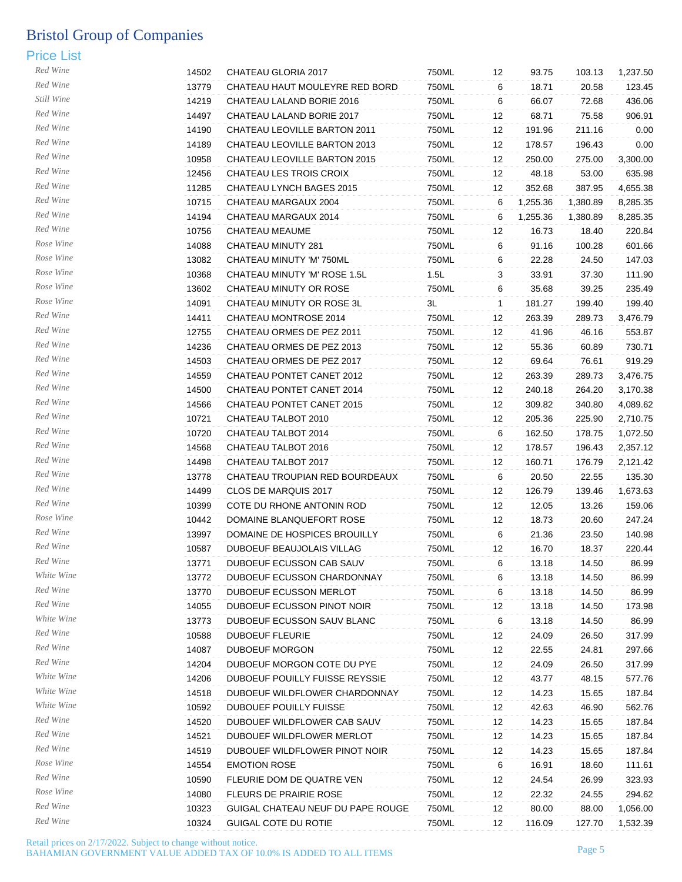# Bristol Group of Companies

## Price List

| | | | | | | | |
|---|---|---|---|---|---|---|---|
| Red Wine | 14502 | CHATEAU GLORIA 2017 | 750ML | 12 | 93.75 | 103.13 | 1,237.50 |
| Red Wine | 13779 | CHATEAU HAUT MOULEYRE RED BORD | 750ML | 6 | 18.71 | 20.58 | 123.45 |
| Still Wine | 14219 | CHATEAU LALAND BORIE 2016 | 750ML | 6 | 66.07 | 72.68 | 436.06 |
| Red Wine | 14497 | CHATEAU LALAND BORIE 2017 | 750ML | 12 | 68.71 | 75.58 | 906.91 |
| Red Wine | 14190 | CHATEAU LEOVILLE BARTON 2011 | 750ML | 12 | 191.96 | 211.16 | 0.00 |
| Red Wine | 14189 | CHATEAU LEOVILLE BARTON 2013 | 750ML | 12 | 178.57 | 196.43 | 0.00 |
| Red Wine | 10958 | CHATEAU LEOVILLE BARTON 2015 | 750ML | 12 | 250.00 | 275.00 | 3,300.00 |
| Red Wine | 12456 | CHATEAU LES TROIS CROIX | 750ML | 12 | 48.18 | 53.00 | 635.98 |
| Red Wine | 11285 | CHATEAU LYNCH BAGES 2015 | 750ML | 12 | 352.68 | 387.95 | 4,655.38 |
| Red Wine | 10715 | CHATEAU MARGAUX 2004 | 750ML | 6 | 1,255.36 | 1,380.89 | 8,285.35 |
| Red Wine | 14194 | CHATEAU MARGAUX 2014 | 750ML | 6 | 1,255.36 | 1,380.89 | 8,285.35 |
| Red Wine | 10756 | CHATEAU MEAUME | 750ML | 12 | 16.73 | 18.40 | 220.84 |
| Rose Wine | 14088 | CHATEAU MINUTY 281 | 750ML | 6 | 91.16 | 100.28 | 601.66 |
| Rose Wine | 13082 | CHATEAU MINUTY 'M' 750ML | 750ML | 6 | 22.28 | 24.50 | 147.03 |
| Rose Wine | 10368 | CHATEAU MINUTY 'M' ROSE 1.5L | 1.5L | 3 | 33.91 | 37.30 | 111.90 |
| Rose Wine | 13602 | CHATEAU MINUTY OR ROSE | 750ML | 6 | 35.68 | 39.25 | 235.49 |
| Rose Wine | 14091 | CHATEAU MINUTY OR ROSE 3L | 3L | 1 | 181.27 | 199.40 | 199.40 |
| Red Wine | 14411 | CHATEAU MONTROSE 2014 | 750ML | 12 | 263.39 | 289.73 | 3,476.79 |
| Red Wine | 12755 | CHATEAU ORMES DE PEZ 2011 | 750ML | 12 | 41.96 | 46.16 | 553.87 |
| Red Wine | 14236 | CHATEAU ORMES DE PEZ 2013 | 750ML | 12 | 55.36 | 60.89 | 730.71 |
| Red Wine | 14503 | CHATEAU ORMES DE PEZ 2017 | 750ML | 12 | 69.64 | 76.61 | 919.29 |
| Red Wine | 14559 | CHATEAU PONTET CANET 2012 | 750ML | 12 | 263.39 | 289.73 | 3,476.75 |
| Red Wine | 14500 | CHATEAU PONTET CANET 2014 | 750ML | 12 | 240.18 | 264.20 | 3,170.38 |
| Red Wine | 14566 | CHATEAU PONTET CANET 2015 | 750ML | 12 | 309.82 | 340.80 | 4,089.62 |
| Red Wine | 10721 | CHATEAU TALBOT 2010 | 750ML | 12 | 205.36 | 225.90 | 2,710.75 |
| Red Wine | 10720 | CHATEAU TALBOT 2014 | 750ML | 6 | 162.50 | 178.75 | 1,072.50 |
| Red Wine | 14568 | CHATEAU TALBOT 2016 | 750ML | 12 | 178.57 | 196.43 | 2,357.12 |
| Red Wine | 14498 | CHATEAU TALBOT 2017 | 750ML | 12 | 160.71 | 176.79 | 2,121.42 |
| Red Wine | 13778 | CHATEAU TROUPIAN RED BOURDEAUX | 750ML | 6 | 20.50 | 22.55 | 135.30 |
| Red Wine | 14499 | CLOS DE MARQUIS 2017 | 750ML | 12 | 126.79 | 139.46 | 1,673.63 |
| Red Wine | 10399 | COTE DU RHONE ANTONIN ROD | 750ML | 12 | 12.05 | 13.26 | 159.06 |
| Rose Wine | 10442 | DOMAINE BLANQUEFORT ROSE | 750ML | 12 | 18.73 | 20.60 | 247.24 |
| Red Wine | 13997 | DOMAINE DE HOSPICES BROUILLY | 750ML | 6 | 21.36 | 23.50 | 140.98 |
| Red Wine | 10587 | DUBOEUF BEAUJOLAIS VILLAG | 750ML | 12 | 16.70 | 18.37 | 220.44 |
| Red Wine | 13771 | DUBOEUF ECUSSON CAB SAUV | 750ML | 6 | 13.18 | 14.50 | 86.99 |
| White Wine | 13772 | DUBOEUF ECUSSON CHARDONNAY | 750ML | 6 | 13.18 | 14.50 | 86.99 |
| Red Wine | 13770 | DUBOEUF ECUSSON MERLOT | 750ML | 6 | 13.18 | 14.50 | 86.99 |
| Red Wine | 14055 | DUBOEUF ECUSSON PINOT NOIR | 750ML | 12 | 13.18 | 14.50 | 173.98 |
| White Wine | 13773 | DUBOEUF ECUSSON SAUV BLANC | 750ML | 6 | 13.18 | 14.50 | 86.99 |
| Red Wine | 10588 | DUBOEUF FLEURIE | 750ML | 12 | 24.09 | 26.50 | 317.99 |
| Red Wine | 14087 | DUBOEUF MORGON | 750ML | 12 | 22.55 | 24.81 | 297.66 |
| Red Wine | 14204 | DUBOEUF MORGON COTE DU PYE | 750ML | 12 | 24.09 | 26.50 | 317.99 |
| White Wine | 14206 | DUBOEUF POUILLY FUISSE REYSSIE | 750ML | 12 | 43.77 | 48.15 | 577.76 |
| White Wine | 14518 | DUBOEUF WILDFLOWER CHARDONNAY | 750ML | 12 | 14.23 | 15.65 | 187.84 |
| White Wine | 10592 | DUBOUEF POUILLY FUISSE | 750ML | 12 | 42.63 | 46.90 | 562.76 |
| Red Wine | 14520 | DUBOUEF WILDFLOWER CAB SAUV | 750ML | 12 | 14.23 | 15.65 | 187.84 |
| Red Wine | 14521 | DUBOUEF WILDFLOWER MERLOT | 750ML | 12 | 14.23 | 15.65 | 187.84 |
| Red Wine | 14519 | DUBOUEF WILDFLOWER PINOT NOIR | 750ML | 12 | 14.23 | 15.65 | 187.84 |
| Rose Wine | 14554 | EMOTION ROSE | 750ML | 6 | 16.91 | 18.60 | 111.61 |
| Red Wine | 10590 | FLEURIE DOM DE QUATRE VEN | 750ML | 12 | 24.54 | 26.99 | 323.93 |
| Rose Wine | 14080 | FLEURS DE PRAIRIE ROSE | 750ML | 12 | 22.32 | 24.55 | 294.62 |
| Red Wine | 10323 | GUIGAL CHATEAU NEUF DU PAPE ROUGE | 750ML | 12 | 80.00 | 88.00 | 1,056.00 |
| Red Wine | 10324 | GUIGAL COTE DU ROTIE | 750ML | 12 | 116.09 | 127.70 | 1,532.39 |

Retail prices on 2/17/2022. Subject to change without notice.
BAHAMIAN GOVERNMENT VALUE ADDED TAX OF 10.0% IS ADDED TO ALL ITEMS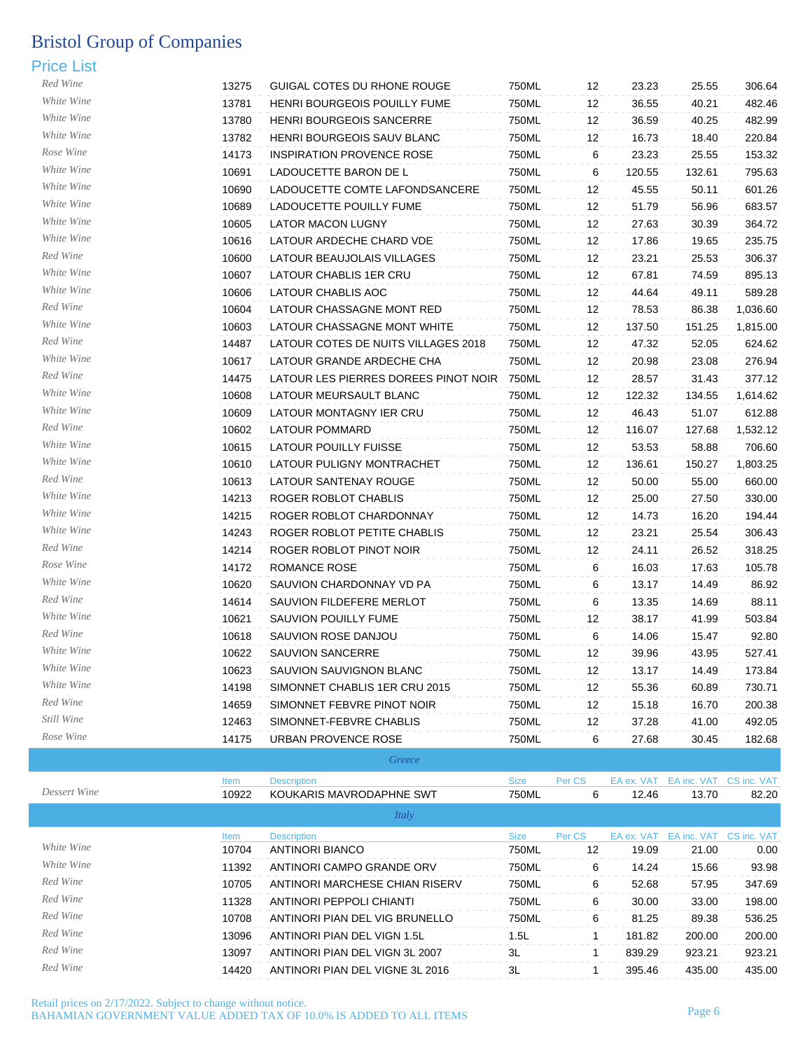# Bristol Group of Companies

## Price List

| | Item | Description | Size | Per CS | EA ex. VAT | EA inc. VAT | CS inc. VAT |
|---|---|---|---|---|---|---|---|
| Red Wine | 13275 | GUIGAL COTES DU RHONE ROUGE | 750ML | 12 | 23.23 | 25.55 | 306.64 |
| White Wine | 13781 | HENRI BOURGEOIS POUILLY FUME | 750ML | 12 | 36.55 | 40.21 | 482.46 |
| White Wine | 13780 | HENRI BOURGEOIS SANCERRE | 750ML | 12 | 36.59 | 40.25 | 482.99 |
| White Wine | 13782 | HENRI BOURGEOIS SAUV BLANC | 750ML | 12 | 16.73 | 18.40 | 220.84 |
| Rose Wine | 14173 | INSPIRATION PROVENCE ROSE | 750ML | 6 | 23.23 | 25.55 | 153.32 |
| White Wine | 10691 | LADOUCETTE BARON DE L | 750ML | 6 | 120.55 | 132.61 | 795.63 |
| White Wine | 10690 | LADOUCETTE COMTE LAFONDSANCERE | 750ML | 12 | 45.55 | 50.11 | 601.26 |
| White Wine | 10689 | LADOUCETTE POUILLY FUME | 750ML | 12 | 51.79 | 56.96 | 683.57 |
| White Wine | 10605 | LATOR MACON LUGNY | 750ML | 12 | 27.63 | 30.39 | 364.72 |
| White Wine | 10616 | LATOUR ARDECHE CHARD VDE | 750ML | 12 | 17.86 | 19.65 | 235.75 |
| Red Wine | 10600 | LATOUR BEAUJOLAIS VILLAGES | 750ML | 12 | 23.21 | 25.53 | 306.37 |
| White Wine | 10607 | LATOUR CHABLIS 1ER CRU | 750ML | 12 | 67.81 | 74.59 | 895.13 |
| White Wine | 10606 | LATOUR CHABLIS AOC | 750ML | 12 | 44.64 | 49.11 | 589.28 |
| Red Wine | 10604 | LATOUR CHASSAGNE MONT RED | 750ML | 12 | 78.53 | 86.38 | 1,036.60 |
| White Wine | 10603 | LATOUR CHASSAGNE MONT WHITE | 750ML | 12 | 137.50 | 151.25 | 1,815.00 |
| Red Wine | 14487 | LATOUR COTES DE NUITS VILLAGES 2018 | 750ML | 12 | 47.32 | 52.05 | 624.62 |
| White Wine | 10617 | LATOUR GRANDE ARDECHE CHA | 750ML | 12 | 20.98 | 23.08 | 276.94 |
| Red Wine | 14475 | LATOUR LES PIERRES DOREES PINOT NOIR | 750ML | 12 | 28.57 | 31.43 | 377.12 |
| White Wine | 10608 | LATOUR MEURSAULT BLANC | 750ML | 12 | 122.32 | 134.55 | 1,614.62 |
| White Wine | 10609 | LATOUR MONTAGNY IER CRU | 750ML | 12 | 46.43 | 51.07 | 612.88 |
| Red Wine | 10602 | LATOUR POMMARD | 750ML | 12 | 116.07 | 127.68 | 1,532.12 |
| White Wine | 10615 | LATOUR POUILLY FUISSE | 750ML | 12 | 53.53 | 58.88 | 706.60 |
| White Wine | 10610 | LATOUR PULIGNY MONTRACHET | 750ML | 12 | 136.61 | 150.27 | 1,803.25 |
| Red Wine | 10613 | LATOUR SANTENAY ROUGE | 750ML | 12 | 50.00 | 55.00 | 660.00 |
| White Wine | 14213 | ROGER ROBLOT CHABLIS | 750ML | 12 | 25.00 | 27.50 | 330.00 |
| White Wine | 14215 | ROGER ROBLOT CHARDONNAY | 750ML | 12 | 14.73 | 16.20 | 194.44 |
| White Wine | 14243 | ROGER ROBLOT PETITE CHABLIS | 750ML | 12 | 23.21 | 25.54 | 306.43 |
| Red Wine | 14214 | ROGER ROBLOT PINOT NOIR | 750ML | 12 | 24.11 | 26.52 | 318.25 |
| Rose Wine | 14172 | ROMANCE ROSE | 750ML | 6 | 16.03 | 17.63 | 105.78 |
| White Wine | 10620 | SAUVION CHARDONNAY VD PA | 750ML | 6 | 13.17 | 14.49 | 86.92 |
| Red Wine | 14614 | SAUVION FILDEFERE MERLOT | 750ML | 6 | 13.35 | 14.69 | 88.11 |
| White Wine | 10621 | SAUVION POUILLY FUME | 750ML | 12 | 38.17 | 41.99 | 503.84 |
| Red Wine | 10618 | SAUVION ROSE DANJOU | 750ML | 6 | 14.06 | 15.47 | 92.80 |
| White Wine | 10622 | SAUVION SANCERRE | 750ML | 12 | 39.96 | 43.95 | 527.41 |
| White Wine | 10623 | SAUVION SAUVIGNON BLANC | 750ML | 12 | 13.17 | 14.49 | 173.84 |
| White Wine | 14198 | SIMONNET CHABLIS 1ER CRU 2015 | 750ML | 12 | 55.36 | 60.89 | 730.71 |
| Red Wine | 14659 | SIMONNET FEBVRE PINOT NOIR | 750ML | 12 | 15.18 | 16.70 | 200.38 |
| Still Wine | 12463 | SIMONNET-FEBVRE CHABLIS | 750ML | 12 | 37.28 | 41.00 | 492.05 |
| Rose Wine | 14175 | URBAN PROVENCE ROSE | 750ML | 6 | 27.68 | 30.45 | 182.68 |

### *Greece*

| | Item | Description | Size | Per CS | EA ex. VAT | EA inc. VAT | CS inc. VAT |
|---|---|---|---|---|---|---|---|
| Dessert Wine | 10922 | KOUKARIS MAVRODAPHNE SWT | 750ML | 6 | 12.46 | 13.70 | 82.20 |

### *Italy*

| | Item | Description | Size | Per CS | EA ex. VAT | EA inc. VAT | CS inc. VAT |
|---|---|---|---|---|---|---|---|
| White Wine | 10704 | ANTINORI BIANCO | 750ML | 12 | 19.09 | 21.00 | 0.00 |
| White Wine | 11392 | ANTINORI CAMPO GRANDE ORV | 750ML | 6 | 14.24 | 15.66 | 93.98 |
| Red Wine | 10705 | ANTINORI MARCHESE CHIAN RISERV | 750ML | 6 | 52.68 | 57.95 | 347.69 |
| Red Wine | 11328 | ANTINORI PEPPOLI CHIANTI | 750ML | 6 | 30.00 | 33.00 | 198.00 |
| Red Wine | 10708 | ANTINORI PIAN DEL VIG BRUNELLO | 750ML | 6 | 81.25 | 89.38 | 536.25 |
| Red Wine | 13096 | ANTINORI PIAN DEL VIGN 1.5L | 1.5L | 1 | 181.82 | 200.00 | 200.00 |
| Red Wine | 13097 | ANTINORI PIAN DEL VIGN 3L 2007 | 3L | 1 | 839.29 | 923.21 | 923.21 |
| Red Wine | 14420 | ANTINORI PIAN DEL VIGNE 3L 2016 | 3L | 1 | 395.46 | 435.00 | 435.00 |

Retail prices on 2/17/2022. Subject to change without notice.
BAHAMIAN GOVERNMENT VALUE ADDED TAX OF 10.0% IS ADDED TO ALL ITEMS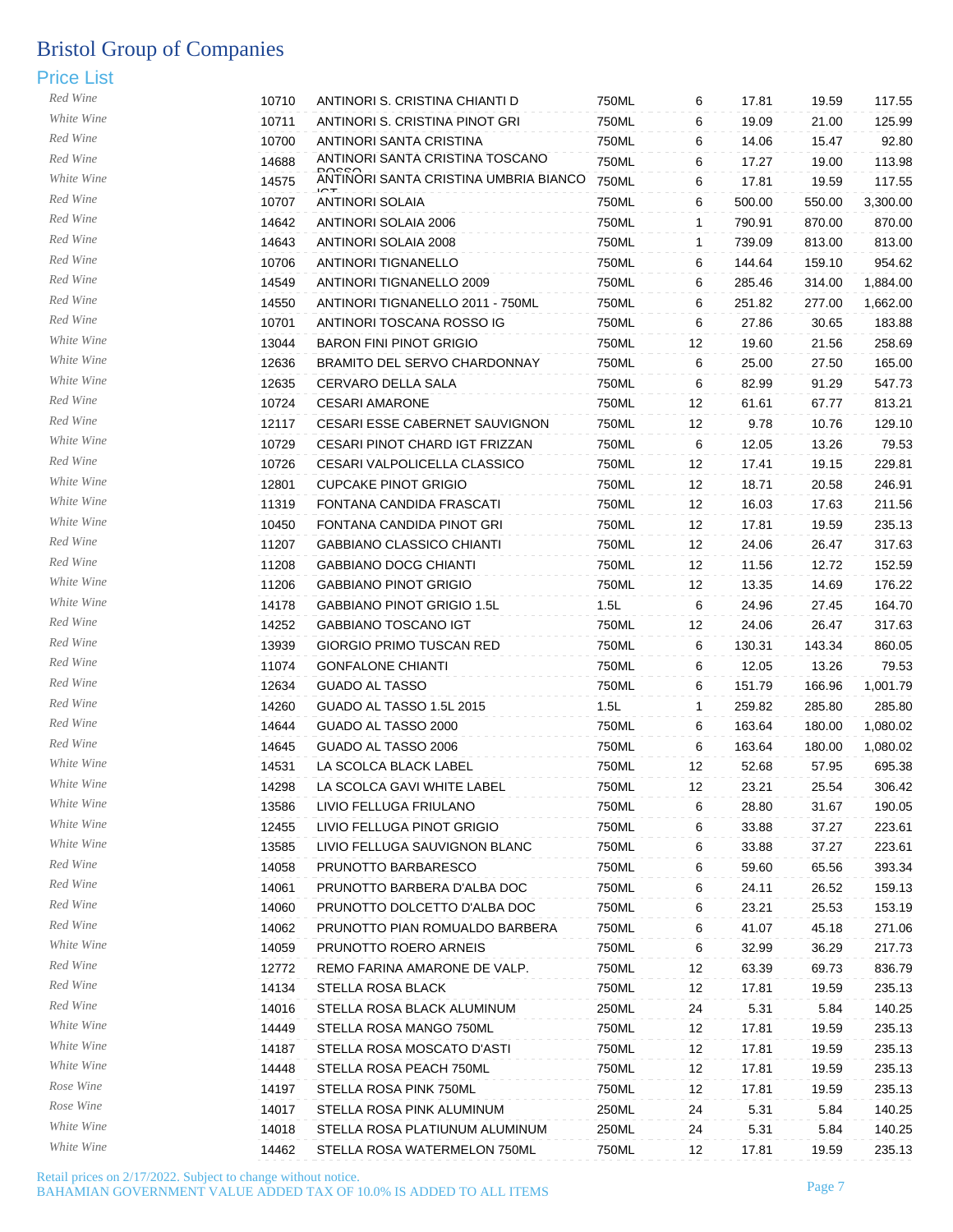# Bristol Group of Companies

## Price List

| | | | | | | | |
|---|---|---|---|---|---|---|---|
| Red Wine | 10710 | ANTINORI S. CRISTINA CHIANTI D | 750ML | 6 | 17.81 | 19.59 | 117.55 |
| White Wine | 10711 | ANTINORI S. CRISTINA PINOT GRI | 750ML | 6 | 19.09 | 21.00 | 125.99 |
| Red Wine | 10700 | ANTINORI SANTA CRISTINA | 750ML | 6 | 14.06 | 15.47 | 92.80 |
| Red Wine | 14688 | ANTINORI SANTA CRISTINA TOSCANO ROSSO | 750ML | 6 | 17.27 | 19.00 | 113.98 |
| White Wine | 14575 | ANTINORI SANTA CRISTINA UMBRIA BIANCO IGT | 750ML | 6 | 17.81 | 19.59 | 117.55 |
| Red Wine | 10707 | ANTINORI SOLAIA | 750ML | 6 | 500.00 | 550.00 | 3,300.00 |
| Red Wine | 14642 | ANTINORI SOLAIA 2006 | 750ML | 1 | 790.91 | 870.00 | 870.00 |
| Red Wine | 14643 | ANTINORI SOLAIA 2008 | 750ML | 1 | 739.09 | 813.00 | 813.00 |
| Red Wine | 10706 | ANTINORI TIGNANELLO | 750ML | 6 | 144.64 | 159.10 | 954.62 |
| Red Wine | 14549 | ANTINORI TIGNANELLO 2009 | 750ML | 6 | 285.46 | 314.00 | 1,884.00 |
| Red Wine | 14550 | ANTINORI TIGNANELLO 2011 - 750ML | 750ML | 6 | 251.82 | 277.00 | 1,662.00 |
| Red Wine | 10701 | ANTINORI TOSCANA ROSSO IG | 750ML | 6 | 27.86 | 30.65 | 183.88 |
| White Wine | 13044 | BARON FINI PINOT GRIGIO | 750ML | 12 | 19.60 | 21.56 | 258.69 |
| White Wine | 12636 | BRAMITO DEL SERVO CHARDONNAY | 750ML | 6 | 25.00 | 27.50 | 165.00 |
| White Wine | 12635 | CERVARO DELLA SALA | 750ML | 6 | 82.99 | 91.29 | 547.73 |
| Red Wine | 10724 | CESARI AMARONE | 750ML | 12 | 61.61 | 67.77 | 813.21 |
| Red Wine | 12117 | CESARI ESSE CABERNET SAUVIGNON | 750ML | 12 | 9.78 | 10.76 | 129.10 |
| White Wine | 10729 | CESARI PINOT CHARD IGT FRIZZAN | 750ML | 6 | 12.05 | 13.26 | 79.53 |
| Red Wine | 10726 | CESARI VALPOLICELLA CLASSICO | 750ML | 12 | 17.41 | 19.15 | 229.81 |
| White Wine | 12801 | CUPCAKE PINOT GRIGIO | 750ML | 12 | 18.71 | 20.58 | 246.91 |
| White Wine | 11319 | FONTANA CANDIDA FRASCATI | 750ML | 12 | 16.03 | 17.63 | 211.56 |
| White Wine | 10450 | FONTANA CANDIDA PINOT GRI | 750ML | 12 | 17.81 | 19.59 | 235.13 |
| Red Wine | 11207 | GABBIANO CLASSICO CHIANTI | 750ML | 12 | 24.06 | 26.47 | 317.63 |
| Red Wine | 11208 | GABBIANO DOCG CHIANTI | 750ML | 12 | 11.56 | 12.72 | 152.59 |
| White Wine | 11206 | GABBIANO PINOT GRIGIO | 750ML | 12 | 13.35 | 14.69 | 176.22 |
| White Wine | 14178 | GABBIANO PINOT GRIGIO 1.5L | 1.5L | 6 | 24.96 | 27.45 | 164.70 |
| Red Wine | 14252 | GABBIANO TOSCANO IGT | 750ML | 12 | 24.06 | 26.47 | 317.63 |
| Red Wine | 13939 | GIORGIO PRIMO TUSCAN RED | 750ML | 6 | 130.31 | 143.34 | 860.05 |
| Red Wine | 11074 | GONFALONE CHIANTI | 750ML | 6 | 12.05 | 13.26 | 79.53 |
| Red Wine | 12634 | GUADO AL TASSO | 750ML | 6 | 151.79 | 166.96 | 1,001.79 |
| Red Wine | 14260 | GUADO AL TASSO 1.5L 2015 | 1.5L | 1 | 259.82 | 285.80 | 285.80 |
| Red Wine | 14644 | GUADO AL TASSO 2000 | 750ML | 6 | 163.64 | 180.00 | 1,080.02 |
| Red Wine | 14645 | GUADO AL TASSO 2006 | 750ML | 6 | 163.64 | 180.00 | 1,080.02 |
| White Wine | 14531 | LA SCOLCA BLACK LABEL | 750ML | 12 | 52.68 | 57.95 | 695.38 |
| White Wine | 14298 | LA SCOLCA GAVI WHITE LABEL | 750ML | 12 | 23.21 | 25.54 | 306.42 |
| White Wine | 13586 | LIVIO FELLUGA FRIULANO | 750ML | 6 | 28.80 | 31.67 | 190.05 |
| White Wine | 12455 | LIVIO FELLUGA PINOT GRIGIO | 750ML | 6 | 33.88 | 37.27 | 223.61 |
| White Wine | 13585 | LIVIO FELLUGA SAUVIGNON BLANC | 750ML | 6 | 33.88 | 37.27 | 223.61 |
| Red Wine | 14058 | PRUNOTTO BARBARESCO | 750ML | 6 | 59.60 | 65.56 | 393.34 |
| Red Wine | 14061 | PRUNOTTO BARBERA D'ALBA DOC | 750ML | 6 | 24.11 | 26.52 | 159.13 |
| Red Wine | 14060 | PRUNOTTO DOLCETTO D'ALBA DOC | 750ML | 6 | 23.21 | 25.53 | 153.19 |
| Red Wine | 14062 | PRUNOTTO PIAN ROMUALDO BARBERA | 750ML | 6 | 41.07 | 45.18 | 271.06 |
| White Wine | 14059 | PRUNOTTO ROERO ARNEIS | 750ML | 6 | 32.99 | 36.29 | 217.73 |
| Red Wine | 12772 | REMO FARINA AMARONE DE VALP. | 750ML | 12 | 63.39 | 69.73 | 836.79 |
| Red Wine | 14134 | STELLA ROSA BLACK | 750ML | 12 | 17.81 | 19.59 | 235.13 |
| Red Wine | 14016 | STELLA ROSA BLACK ALUMINUM | 250ML | 24 | 5.31 | 5.84 | 140.25 |
| White Wine | 14449 | STELLA ROSA MANGO 750ML | 750ML | 12 | 17.81 | 19.59 | 235.13 |
| White Wine | 14187 | STELLA ROSA MOSCATO D'ASTI | 750ML | 12 | 17.81 | 19.59 | 235.13 |
| White Wine | 14448 | STELLA ROSA PEACH 750ML | 750ML | 12 | 17.81 | 19.59 | 235.13 |
| Rose Wine | 14197 | STELLA ROSA PINK 750ML | 750ML | 12 | 17.81 | 19.59 | 235.13 |
| Rose Wine | 14017 | STELLA ROSA PINK ALUMINUM | 250ML | 24 | 5.31 | 5.84 | 140.25 |
| White Wine | 14018 | STELLA ROSA PLATIUNUM ALUMINUM | 250ML | 24 | 5.31 | 5.84 | 140.25 |
| White Wine | 14462 | STELLA ROSA WATERMELON 750ML | 750ML | 12 | 17.81 | 19.59 | 235.13 |

Retail prices on 2/17/2022. Subject to change without notice.
BAHAMIAN GOVERNMENT VALUE ADDED TAX OF 10.0% IS ADDED TO ALL ITEMS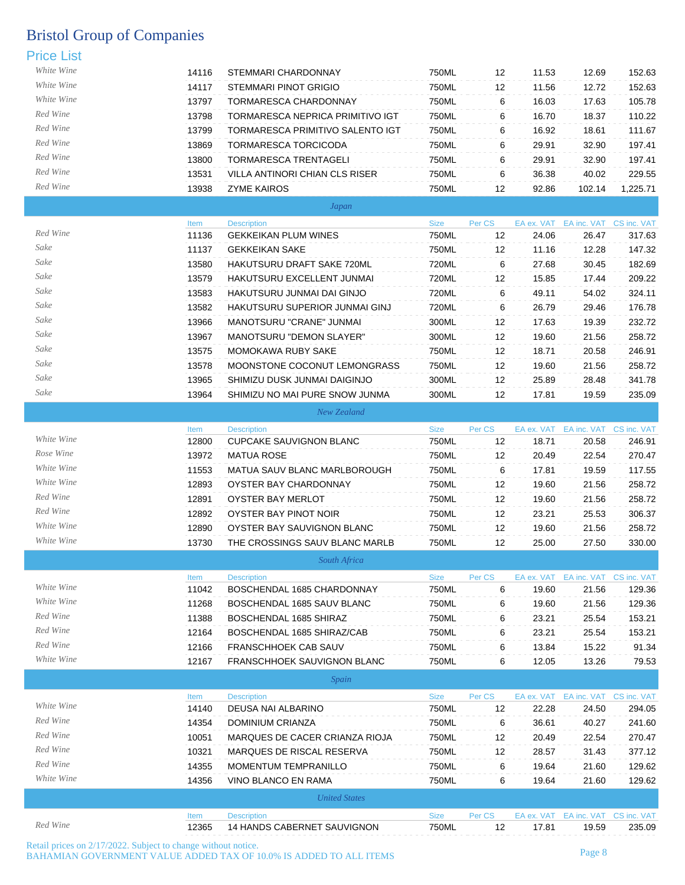# Bristol Group of Companies

## Price List

| Type | Item | Description | Size | Per CS | EA ex. VAT | EA inc. VAT | CS inc. VAT |
|---|---|---|---|---|---|---|---|
| White Wine | 14116 | STEMMARI CHARDONNAY | 750ML | 12 | 11.53 | 12.69 | 152.63 |
| White Wine | 14117 | STEMMARI PINOT GRIGIO | 750ML | 12 | 11.56 | 12.72 | 152.63 |
| White Wine | 13797 | TORMARESCA CHARDONNAY | 750ML | 6 | 16.03 | 17.63 | 105.78 |
| Red Wine | 13798 | TORMARESCA NEPRICA PRIMITIVO IGT | 750ML | 6 | 16.70 | 18.37 | 110.22 |
| Red Wine | 13799 | TORMARESCA PRIMITIVO SALENTO IGT | 750ML | 6 | 16.92 | 18.61 | 111.67 |
| Red Wine | 13869 | TORMARESCA TORCICODA | 750ML | 6 | 29.91 | 32.90 | 197.41 |
| Red Wine | 13800 | TORMARESCA TRENTAGELI | 750ML | 6 | 29.91 | 32.90 | 197.41 |
| Red Wine | 13531 | VILLA ANTINORI CHIAN CLS RISER | 750ML | 6 | 36.38 | 40.02 | 229.55 |
| Red Wine | 13938 | ZYME KAIROS | 750ML | 12 | 92.86 | 102.14 | 1,225.71 |

### *Japan*

| Type | Item | Description | Size | Per CS | EA ex. VAT | EA inc. VAT | CS inc. VAT |
|---|---|---|---|---|---|---|---|
| Red Wine | 11136 | GEKKEIKAN PLUM WINES | 750ML | 12 | 24.06 | 26.47 | 317.63 |
| Sake | 11137 | GEKKEIKAN SAKE | 750ML | 12 | 11.16 | 12.28 | 147.32 |
| Sake | 13580 | HAKUTSURU DRAFT SAKE 720ML | 720ML | 6 | 27.68 | 30.45 | 182.69 |
| Sake | 13579 | HAKUTSURU EXCELLENT JUNMAI | 720ML | 12 | 15.85 | 17.44 | 209.22 |
| Sake | 13583 | HAKUTSURU JUNMAI DAI GINJO | 720ML | 6 | 49.11 | 54.02 | 324.11 |
| Sake | 13582 | HAKUTSURU SUPERIOR JUNMAI GINJ | 720ML | 6 | 26.79 | 29.46 | 176.78 |
| Sake | 13966 | MANOTSURU "CRANE" JUNMAI | 300ML | 12 | 17.63 | 19.39 | 232.72 |
| Sake | 13967 | MANOTSURU "DEMON SLAYER" | 300ML | 12 | 19.60 | 21.56 | 258.72 |
| Sake | 13575 | MOMOKAWA RUBY SAKE | 750ML | 12 | 18.71 | 20.58 | 246.91 |
| Sake | 13578 | MOONSTONE COCONUT LEMONGRASS | 750ML | 12 | 19.60 | 21.56 | 258.72 |
| Sake | 13965 | SHIMIZU DUSK JUNMAI DAIGINJO | 300ML | 12 | 25.89 | 28.48 | 341.78 |
| Sake | 13964 | SHIMIZU NO MAI PURE SNOW JUNMA | 300ML | 12 | 17.81 | 19.59 | 235.09 |

### *New Zealand*

| Type | Item | Description | Size | Per CS | EA ex. VAT | EA inc. VAT | CS inc. VAT |
|---|---|---|---|---|---|---|---|
| White Wine | 12800 | CUPCAKE SAUVIGNON BLANC | 750ML | 12 | 18.71 | 20.58 | 246.91 |
| Rose Wine | 13972 | MATUA ROSE | 750ML | 12 | 20.49 | 22.54 | 270.47 |
| White Wine | 11553 | MATUA SAUV BLANC MARLBOROUGH | 750ML | 6 | 17.81 | 19.59 | 117.55 |
| White Wine | 12893 | OYSTER BAY CHARDONNAY | 750ML | 12 | 19.60 | 21.56 | 258.72 |
| Red Wine | 12891 | OYSTER BAY MERLOT | 750ML | 12 | 19.60 | 21.56 | 258.72 |
| Red Wine | 12892 | OYSTER BAY PINOT NOIR | 750ML | 12 | 23.21 | 25.53 | 306.37 |
| White Wine | 12890 | OYSTER BAY SAUVIGNON BLANC | 750ML | 12 | 19.60 | 21.56 | 258.72 |
| White Wine | 13730 | THE CROSSINGS SAUV BLANC MARLB | 750ML | 12 | 25.00 | 27.50 | 330.00 |

### *South Africa*

| Type | Item | Description | Size | Per CS | EA ex. VAT | EA inc. VAT | CS inc. VAT |
|---|---|---|---|---|---|---|---|
| White Wine | 11042 | BOSCHENDAL 1685 CHARDONNAY | 750ML | 6 | 19.60 | 21.56 | 129.36 |
| White Wine | 11268 | BOSCHENDAL 1685 SAUV BLANC | 750ML | 6 | 19.60 | 21.56 | 129.36 |
| Red Wine | 11388 | BOSCHENDAL 1685 SHIRAZ | 750ML | 6 | 23.21 | 25.54 | 153.21 |
| Red Wine | 12164 | BOSCHENDAL 1685 SHIRAZ/CAB | 750ML | 6 | 23.21 | 25.54 | 153.21 |
| Red Wine | 12166 | FRANSCHHOEK CAB SAUV | 750ML | 6 | 13.84 | 15.22 | 91.34 |
| White Wine | 12167 | FRANSCHHOEK SAUVIGNON BLANC | 750ML | 6 | 12.05 | 13.26 | 79.53 |

### *Spain*

| Type | Item | Description | Size | Per CS | EA ex. VAT | EA inc. VAT | CS inc. VAT |
|---|---|---|---|---|---|---|---|
| White Wine | 14140 | DEUSA NAI ALBARINO | 750ML | 12 | 22.28 | 24.50 | 294.05 |
| Red Wine | 14354 | DOMINIUM CRIANZA | 750ML | 6 | 36.61 | 40.27 | 241.60 |
| Red Wine | 10051 | MARQUES DE CACER CRIANZA RIOJA | 750ML | 12 | 20.49 | 22.54 | 270.47 |
| Red Wine | 10321 | MARQUES DE RISCAL RESERVA | 750ML | 12 | 28.57 | 31.43 | 377.12 |
| Red Wine | 14355 | MOMENTUM TEMPRANILLO | 750ML | 6 | 19.64 | 21.60 | 129.62 |
| White Wine | 14356 | VINO BLANCO EN RAMA | 750ML | 6 | 19.64 | 21.60 | 129.62 |

### *United States*

| Type | Item | Description | Size | Per CS | EA ex. VAT | EA inc. VAT | CS inc. VAT |
|---|---|---|---|---|---|---|---|
| Red Wine | 12365 | 14 HANDS CABERNET SAUVIGNON | 750ML | 12 | 17.81 | 19.59 | 235.09 |

Retail prices on 2/17/2022. Subject to change without notice.
BAHAMIAN GOVERNMENT VALUE ADDED TAX OF 10.0% IS ADDED TO ALL ITEMS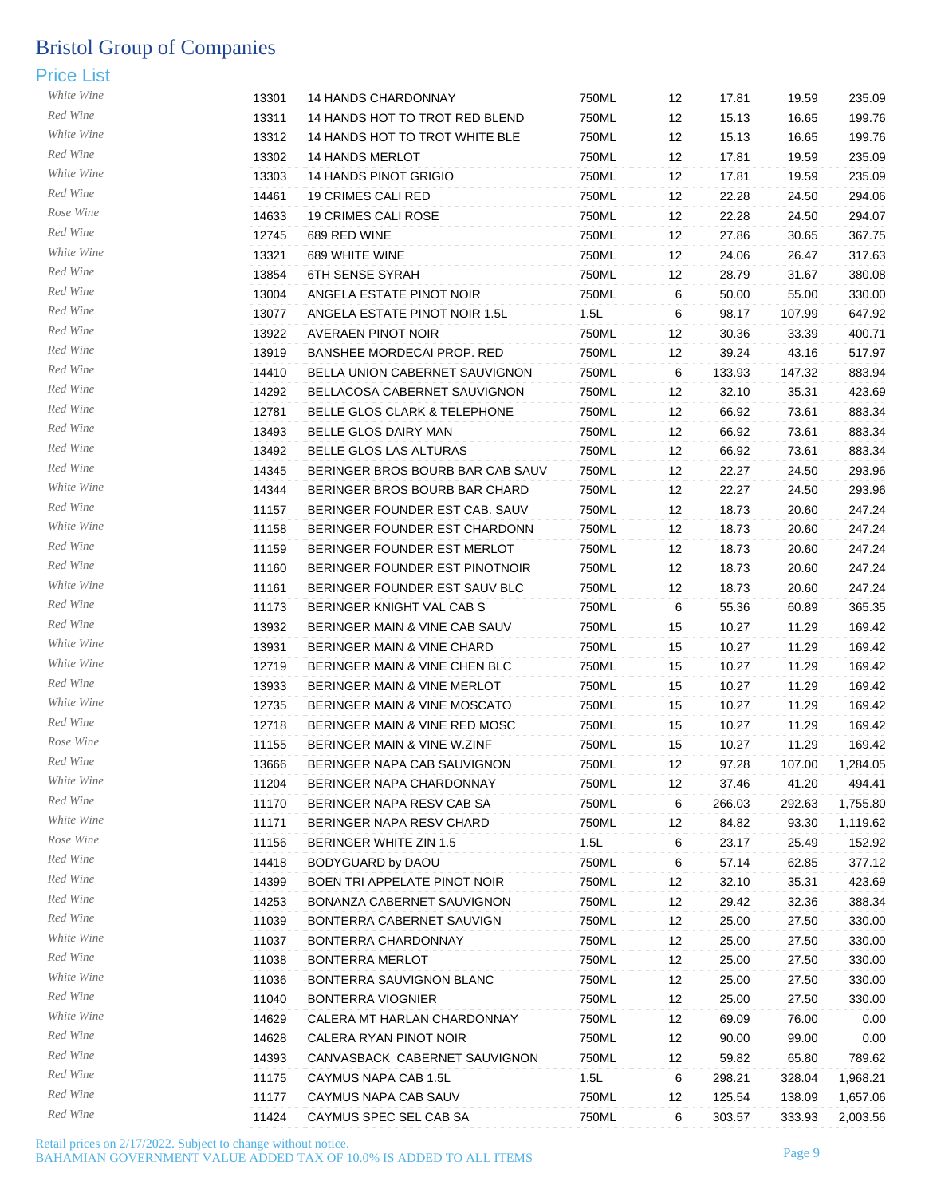# Bristol Group of Companies

## Price List

| Category | Code | Description | Size | Pack | Price | Retail Price | Case Price |
|---|---|---|---|---|---|---|---|
| White Wine | 13301 | 14 HANDS CHARDONNAY | 750ML | 12 | 17.81 | 19.59 | 235.09 |
| Red Wine | 13311 | 14 HANDS HOT TO TROT RED BLEND | 750ML | 12 | 15.13 | 16.65 | 199.76 |
| White Wine | 13312 | 14 HANDS HOT TO TROT WHITE BLE | 750ML | 12 | 15.13 | 16.65 | 199.76 |
| Red Wine | 13302 | 14 HANDS MERLOT | 750ML | 12 | 17.81 | 19.59 | 235.09 |
| White Wine | 13303 | 14 HANDS PINOT GRIGIO | 750ML | 12 | 17.81 | 19.59 | 235.09 |
| Red Wine | 14461 | 19 CRIMES CALI RED | 750ML | 12 | 22.28 | 24.50 | 294.06 |
| Rose Wine | 14633 | 19 CRIMES CALI ROSE | 750ML | 12 | 22.28 | 24.50 | 294.07 |
| Red Wine | 12745 | 689 RED WINE | 750ML | 12 | 27.86 | 30.65 | 367.75 |
| White Wine | 13321 | 689 WHITE WINE | 750ML | 12 | 24.06 | 26.47 | 317.63 |
| Red Wine | 13854 | 6TH SENSE SYRAH | 750ML | 12 | 28.79 | 31.67 | 380.08 |
| Red Wine | 13004 | ANGELA ESTATE PINOT NOIR | 750ML | 6 | 50.00 | 55.00 | 330.00 |
| Red Wine | 13077 | ANGELA ESTATE PINOT NOIR 1.5L | 1.5L | 6 | 98.17 | 107.99 | 647.92 |
| Red Wine | 13922 | AVERAEN PINOT NOIR | 750ML | 12 | 30.36 | 33.39 | 400.71 |
| Red Wine | 13919 | BANSHEE MORDECAI PROP. RED | 750ML | 12 | 39.24 | 43.16 | 517.97 |
| Red Wine | 14410 | BELLA UNION CABERNET SAUVIGNON | 750ML | 6 | 133.93 | 147.32 | 883.94 |
| Red Wine | 14292 | BELLACOSA CABERNET SAUVIGNON | 750ML | 12 | 32.10 | 35.31 | 423.69 |
| Red Wine | 12781 | BELLE GLOS CLARK & TELEPHONE | 750ML | 12 | 66.92 | 73.61 | 883.34 |
| Red Wine | 13493 | BELLE GLOS DAIRY MAN | 750ML | 12 | 66.92 | 73.61 | 883.34 |
| Red Wine | 13492 | BELLE GLOS LAS ALTURAS | 750ML | 12 | 66.92 | 73.61 | 883.34 |
| Red Wine | 14345 | BERINGER BROS BOURB BAR CAB SAUV | 750ML | 12 | 22.27 | 24.50 | 293.96 |
| White Wine | 14344 | BERINGER BROS BOURB BAR CHARD | 750ML | 12 | 22.27 | 24.50 | 293.96 |
| Red Wine | 11157 | BERINGER FOUNDER EST CAB. SAUV | 750ML | 12 | 18.73 | 20.60 | 247.24 |
| White Wine | 11158 | BERINGER FOUNDER EST CHARDONN | 750ML | 12 | 18.73 | 20.60 | 247.24 |
| Red Wine | 11159 | BERINGER FOUNDER EST MERLOT | 750ML | 12 | 18.73 | 20.60 | 247.24 |
| Red Wine | 11160 | BERINGER FOUNDER EST PINOTNOIR | 750ML | 12 | 18.73 | 20.60 | 247.24 |
| White Wine | 11161 | BERINGER FOUNDER EST SAUV BLC | 750ML | 12 | 18.73 | 20.60 | 247.24 |
| Red Wine | 11173 | BERINGER KNIGHT VAL CAB S | 750ML | 6 | 55.36 | 60.89 | 365.35 |
| Red Wine | 13932 | BERINGER MAIN & VINE CAB SAUV | 750ML | 15 | 10.27 | 11.29 | 169.42 |
| White Wine | 13931 | BERINGER MAIN & VINE CHARD | 750ML | 15 | 10.27 | 11.29 | 169.42 |
| White Wine | 12719 | BERINGER MAIN & VINE CHEN BLC | 750ML | 15 | 10.27 | 11.29 | 169.42 |
| Red Wine | 13933 | BERINGER MAIN & VINE MERLOT | 750ML | 15 | 10.27 | 11.29 | 169.42 |
| White Wine | 12735 | BERINGER MAIN & VINE MOSCATO | 750ML | 15 | 10.27 | 11.29 | 169.42 |
| Red Wine | 12718 | BERINGER MAIN & VINE RED MOSC | 750ML | 15 | 10.27 | 11.29 | 169.42 |
| Rose Wine | 11155 | BERINGER MAIN & VINE W.ZINF | 750ML | 15 | 10.27 | 11.29 | 169.42 |
| Red Wine | 13666 | BERINGER NAPA CAB SAUVIGNON | 750ML | 12 | 97.28 | 107.00 | 1,284.05 |
| White Wine | 11204 | BERINGER NAPA CHARDONNAY | 750ML | 12 | 37.46 | 41.20 | 494.41 |
| Red Wine | 11170 | BERINGER NAPA RESV CAB SA | 750ML | 6 | 266.03 | 292.63 | 1,755.80 |
| White Wine | 11171 | BERINGER NAPA RESV CHARD | 750ML | 12 | 84.82 | 93.30 | 1,119.62 |
| Rose Wine | 11156 | BERINGER WHITE ZIN 1.5 | 1.5L | 6 | 23.17 | 25.49 | 152.92 |
| Red Wine | 14418 | BODYGUARD by DAOU | 750ML | 6 | 57.14 | 62.85 | 377.12 |
| Red Wine | 14399 | BOEN TRI APPELATE PINOT NOIR | 750ML | 12 | 32.10 | 35.31 | 423.69 |
| Red Wine | 14253 | BONANZA CABERNET SAUVIGNON | 750ML | 12 | 29.42 | 32.36 | 388.34 |
| Red Wine | 11039 | BONTERRA CABERNET SAUVIGN | 750ML | 12 | 25.00 | 27.50 | 330.00 |
| White Wine | 11037 | BONTERRA CHARDONNAY | 750ML | 12 | 25.00 | 27.50 | 330.00 |
| Red Wine | 11038 | BONTERRA MERLOT | 750ML | 12 | 25.00 | 27.50 | 330.00 |
| White Wine | 11036 | BONTERRA SAUVIGNON BLANC | 750ML | 12 | 25.00 | 27.50 | 330.00 |
| Red Wine | 11040 | BONTERRA VIOGNIER | 750ML | 12 | 25.00 | 27.50 | 330.00 |
| White Wine | 14629 | CALERA MT HARLAN CHARDONNAY | 750ML | 12 | 69.09 | 76.00 | 0.00 |
| Red Wine | 14628 | CALERA RYAN PINOT NOIR | 750ML | 12 | 90.00 | 99.00 | 0.00 |
| Red Wine | 14393 | CANVASBACK CABERNET SAUVIGNON | 750ML | 12 | 59.82 | 65.80 | 789.62 |
| Red Wine | 11175 | CAYMUS NAPA CAB 1.5L | 1.5L | 6 | 298.21 | 328.04 | 1,968.21 |
| Red Wine | 11177 | CAYMUS NAPA CAB SAUV | 750ML | 12 | 125.54 | 138.09 | 1,657.06 |
| Red Wine | 11424 | CAYMUS SPEC SEL CAB SA | 750ML | 6 | 303.57 | 333.93 | 2,003.56 |

Retail prices on 2/17/2022. Subject to change without notice.
BAHAMIAN GOVERNMENT VALUE ADDED TAX OF 10.0% IS ADDED TO ALL ITEMS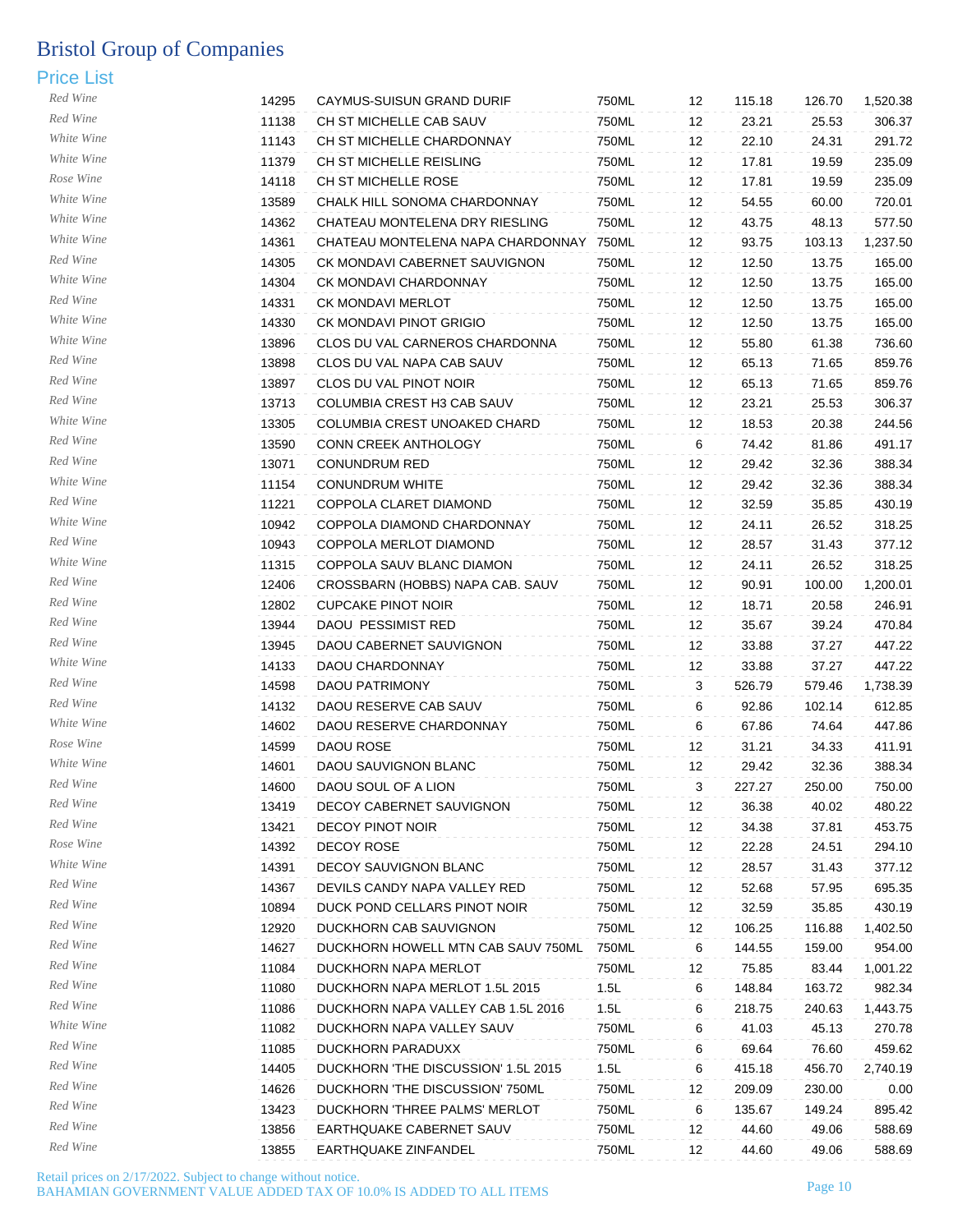# Bristol Group of Companies

## Price List

| | | | | | | | |
|---|---|---|---|---|---|---|---|
| Red Wine | 14295 | CAYMUS-SUISUN GRAND DURIF | 750ML | 12 | 115.18 | 126.70 | 1,520.38 |
| Red Wine | 11138 | CH ST MICHELLE CAB SAUV | 750ML | 12 | 23.21 | 25.53 | 306.37 |
| White Wine | 11143 | CH ST MICHELLE CHARDONNAY | 750ML | 12 | 22.10 | 24.31 | 291.72 |
| White Wine | 11379 | CH ST MICHELLE REISLING | 750ML | 12 | 17.81 | 19.59 | 235.09 |
| Rose Wine | 14118 | CH ST MICHELLE ROSE | 750ML | 12 | 17.81 | 19.59 | 235.09 |
| White Wine | 13589 | CHALK HILL SONOMA CHARDONNAY | 750ML | 12 | 54.55 | 60.00 | 720.01 |
| White Wine | 14362 | CHATEAU MONTELENA DRY RIESLING | 750ML | 12 | 43.75 | 48.13 | 577.50 |
| White Wine | 14361 | CHATEAU MONTELENA NAPA CHARDONNAY | 750ML | 12 | 93.75 | 103.13 | 1,237.50 |
| Red Wine | 14305 | CK MONDAVI CABERNET SAUVIGNON | 750ML | 12 | 12.50 | 13.75 | 165.00 |
| White Wine | 14304 | CK MONDAVI CHARDONNAY | 750ML | 12 | 12.50 | 13.75 | 165.00 |
| Red Wine | 14331 | CK MONDAVI MERLOT | 750ML | 12 | 12.50 | 13.75 | 165.00 |
| White Wine | 14330 | CK MONDAVI PINOT GRIGIO | 750ML | 12 | 12.50 | 13.75 | 165.00 |
| White Wine | 13896 | CLOS DU VAL CARNEROS CHARDONNA | 750ML | 12 | 55.80 | 61.38 | 736.60 |
| Red Wine | 13898 | CLOS DU VAL NAPA CAB SAUV | 750ML | 12 | 65.13 | 71.65 | 859.76 |
| Red Wine | 13897 | CLOS DU VAL PINOT NOIR | 750ML | 12 | 65.13 | 71.65 | 859.76 |
| Red Wine | 13713 | COLUMBIA CREST H3 CAB SAUV | 750ML | 12 | 23.21 | 25.53 | 306.37 |
| White Wine | 13305 | COLUMBIA CREST UNOAKED CHARD | 750ML | 12 | 18.53 | 20.38 | 244.56 |
| Red Wine | 13590 | CONN CREEK ANTHOLOGY | 750ML | 6 | 74.42 | 81.86 | 491.17 |
| Red Wine | 13071 | CONUNDRUM RED | 750ML | 12 | 29.42 | 32.36 | 388.34 |
| White Wine | 11154 | CONUNDRUM WHITE | 750ML | 12 | 29.42 | 32.36 | 388.34 |
| Red Wine | 11221 | COPPOLA CLARET DIAMOND | 750ML | 12 | 32.59 | 35.85 | 430.19 |
| White Wine | 10942 | COPPOLA DIAMOND CHARDONNAY | 750ML | 12 | 24.11 | 26.52 | 318.25 |
| Red Wine | 10943 | COPPOLA MERLOT DIAMOND | 750ML | 12 | 28.57 | 31.43 | 377.12 |
| White Wine | 11315 | COPPOLA SAUV BLANC DIAMON | 750ML | 12 | 24.11 | 26.52 | 318.25 |
| Red Wine | 12406 | CROSSBARN (HOBBS) NAPA CAB. SAUV | 750ML | 12 | 90.91 | 100.00 | 1,200.01 |
| Red Wine | 12802 | CUPCAKE PINOT NOIR | 750ML | 12 | 18.71 | 20.58 | 246.91 |
| Red Wine | 13944 | DAOU PESSIMIST RED | 750ML | 12 | 35.67 | 39.24 | 470.84 |
| Red Wine | 13945 | DAOU CABERNET SAUVIGNON | 750ML | 12 | 33.88 | 37.27 | 447.22 |
| White Wine | 14133 | DAOU CHARDONNAY | 750ML | 12 | 33.88 | 37.27 | 447.22 |
| Red Wine | 14598 | DAOU PATRIMONY | 750ML | 3 | 526.79 | 579.46 | 1,738.39 |
| Red Wine | 14132 | DAOU RESERVE CAB SAUV | 750ML | 6 | 92.86 | 102.14 | 612.85 |
| White Wine | 14602 | DAOU RESERVE CHARDONNAY | 750ML | 6 | 67.86 | 74.64 | 447.86 |
| Rose Wine | 14599 | DAOU ROSE | 750ML | 12 | 31.21 | 34.33 | 411.91 |
| White Wine | 14601 | DAOU SAUVIGNON BLANC | 750ML | 12 | 29.42 | 32.36 | 388.34 |
| Red Wine | 14600 | DAOU SOUL OF A LION | 750ML | 3 | 227.27 | 250.00 | 750.00 |
| Red Wine | 13419 | DECOY CABERNET SAUVIGNON | 750ML | 12 | 36.38 | 40.02 | 480.22 |
| Red Wine | 13421 | DECOY PINOT NOIR | 750ML | 12 | 34.38 | 37.81 | 453.75 |
| Rose Wine | 14392 | DECOY ROSE | 750ML | 12 | 22.28 | 24.51 | 294.10 |
| White Wine | 14391 | DECOY SAUVIGNON BLANC | 750ML | 12 | 28.57 | 31.43 | 377.12 |
| Red Wine | 14367 | DEVILS CANDY NAPA VALLEY RED | 750ML | 12 | 52.68 | 57.95 | 695.35 |
| Red Wine | 10894 | DUCK POND CELLARS PINOT NOIR | 750ML | 12 | 32.59 | 35.85 | 430.19 |
| Red Wine | 12920 | DUCKHORN CAB SAUVIGNON | 750ML | 12 | 106.25 | 116.88 | 1,402.50 |
| Red Wine | 14627 | DUCKHORN HOWELL MTN CAB SAUV 750ML | 750ML | 6 | 144.55 | 159.00 | 954.00 |
| Red Wine | 11084 | DUCKHORN NAPA MERLOT | 750ML | 12 | 75.85 | 83.44 | 1,001.22 |
| Red Wine | 11080 | DUCKHORN NAPA MERLOT 1.5L 2015 | 1.5L | 6 | 148.84 | 163.72 | 982.34 |
| Red Wine | 11086 | DUCKHORN NAPA VALLEY CAB 1.5L 2016 | 1.5L | 6 | 218.75 | 240.63 | 1,443.75 |
| White Wine | 11082 | DUCKHORN NAPA VALLEY SAUV | 750ML | 6 | 41.03 | 45.13 | 270.78 |
| Red Wine | 11085 | DUCKHORN PARADUXX | 750ML | 6 | 69.64 | 76.60 | 459.62 |
| Red Wine | 14405 | DUCKHORN 'THE DISCUSSION' 1.5L 2015 | 1.5L | 6 | 415.18 | 456.70 | 2,740.19 |
| Red Wine | 14626 | DUCKHORN 'THE DISCUSSION' 750ML | 750ML | 12 | 209.09 | 230.00 | 0.00 |
| Red Wine | 13423 | DUCKHORN 'THREE PALMS' MERLOT | 750ML | 6 | 135.67 | 149.24 | 895.42 |
| Red Wine | 13856 | EARTHQUAKE CABERNET SAUV | 750ML | 12 | 44.60 | 49.06 | 588.69 |
| Red Wine | 13855 | EARTHQUAKE ZINFANDEL | 750ML | 12 | 44.60 | 49.06 | 588.69 |

Retail prices on 2/17/2022. Subject to change without notice.
BAHAMIAN GOVERNMENT VALUE ADDED TAX OF 10.0% IS ADDED TO ALL ITEMS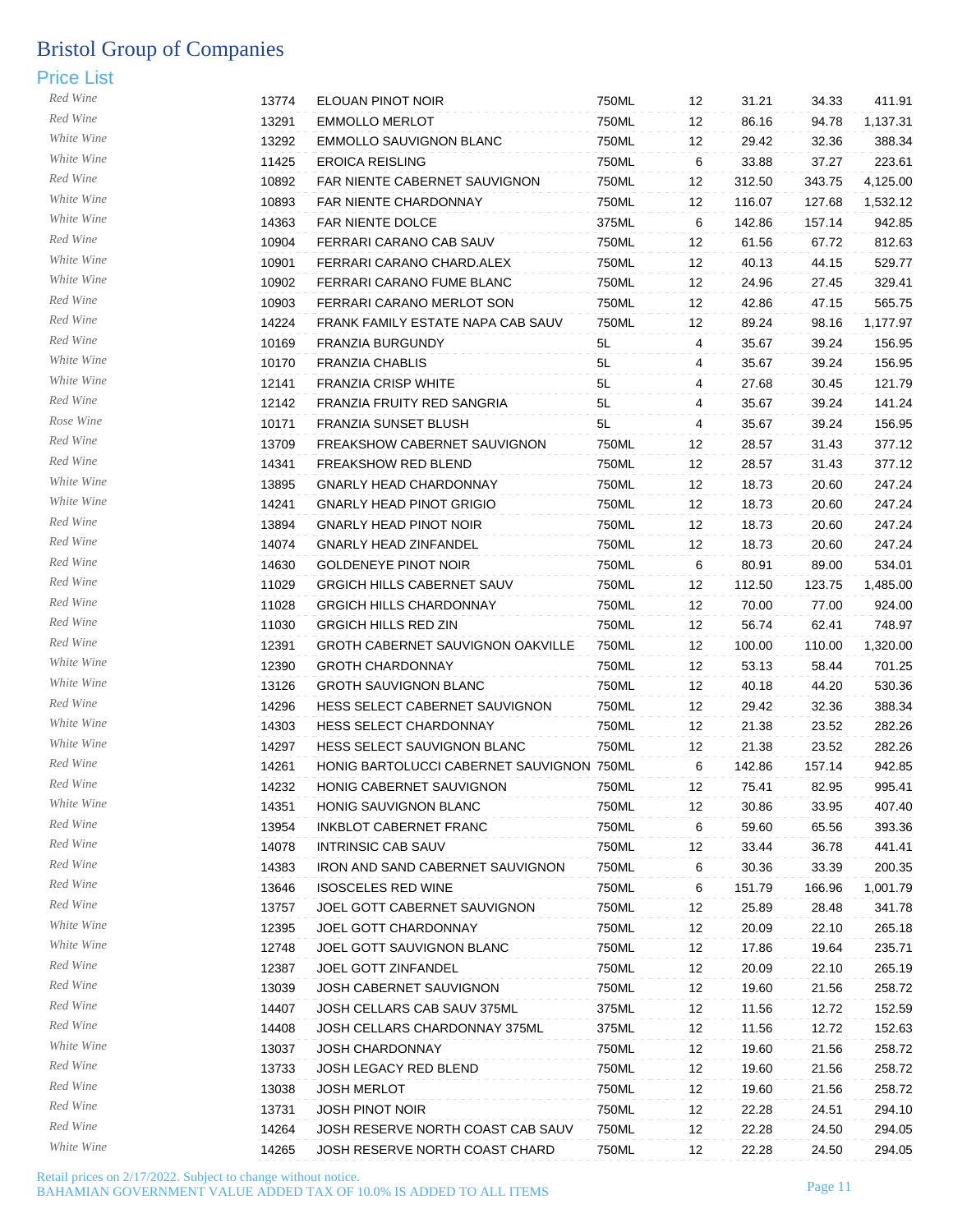# Bristol Group of Companies

## Price List

| Category | Code | Description | Size | Pack | Price | Price | Case |
|---|---|---|---|---|---|---|---|
| Red Wine | 13774 | ELOUAN PINOT NOIR | 750ML | 12 | 31.21 | 34.33 | 411.91 |
| Red Wine | 13291 | EMMOLLO MERLOT | 750ML | 12 | 86.16 | 94.78 | 1,137.31 |
| White Wine | 13292 | EMMOLLO SAUVIGNON BLANC | 750ML | 12 | 29.42 | 32.36 | 388.34 |
| White Wine | 11425 | EROICA REISLING | 750ML | 6 | 33.88 | 37.27 | 223.61 |
| Red Wine | 10892 | FAR NIENTE CABERNET SAUVIGNON | 750ML | 12 | 312.50 | 343.75 | 4,125.00 |
| White Wine | 10893 | FAR NIENTE CHARDONNAY | 750ML | 12 | 116.07 | 127.68 | 1,532.12 |
| White Wine | 14363 | FAR NIENTE DOLCE | 375ML | 6 | 142.86 | 157.14 | 942.85 |
| Red Wine | 10904 | FERRARI CARANO CAB SAUV | 750ML | 12 | 61.56 | 67.72 | 812.63 |
| White Wine | 10901 | FERRARI CARANO CHARD.ALEX | 750ML | 12 | 40.13 | 44.15 | 529.77 |
| White Wine | 10902 | FERRARI CARANO FUME BLANC | 750ML | 12 | 24.96 | 27.45 | 329.41 |
| Red Wine | 10903 | FERRARI CARANO MERLOT SON | 750ML | 12 | 42.86 | 47.15 | 565.75 |
| Red Wine | 14224 | FRANK FAMILY ESTATE NAPA CAB SAUV | 750ML | 12 | 89.24 | 98.16 | 1,177.97 |
| Red Wine | 10169 | FRANZIA BURGUNDY | 5L | 4 | 35.67 | 39.24 | 156.95 |
| White Wine | 10170 | FRANZIA CHABLIS | 5L | 4 | 35.67 | 39.24 | 156.95 |
| White Wine | 12141 | FRANZIA CRISP WHITE | 5L | 4 | 27.68 | 30.45 | 121.79 |
| Red Wine | 12142 | FRANZIA FRUITY RED SANGRIA | 5L | 4 | 35.67 | 39.24 | 141.24 |
| Rose Wine | 10171 | FRANZIA SUNSET BLUSH | 5L | 4 | 35.67 | 39.24 | 156.95 |
| Red Wine | 13709 | FREAKSHOW CABERNET SAUVIGNON | 750ML | 12 | 28.57 | 31.43 | 377.12 |
| Red Wine | 14341 | FREAKSHOW RED BLEND | 750ML | 12 | 28.57 | 31.43 | 377.12 |
| White Wine | 13895 | GNARLY HEAD CHARDONNAY | 750ML | 12 | 18.73 | 20.60 | 247.24 |
| White Wine | 14241 | GNARLY HEAD PINOT GRIGIO | 750ML | 12 | 18.73 | 20.60 | 247.24 |
| Red Wine | 13894 | GNARLY HEAD PINOT NOIR | 750ML | 12 | 18.73 | 20.60 | 247.24 |
| Red Wine | 14074 | GNARLY HEAD ZINFANDEL | 750ML | 12 | 18.73 | 20.60 | 247.24 |
| Red Wine | 14630 | GOLDENEYE PINOT NOIR | 750ML | 6 | 80.91 | 89.00 | 534.01 |
| Red Wine | 11029 | GRGICH HILLS CABERNET SAUV | 750ML | 12 | 112.50 | 123.75 | 1,485.00 |
| Red Wine | 11028 | GRGICH HILLS CHARDONNAY | 750ML | 12 | 70.00 | 77.00 | 924.00 |
| Red Wine | 11030 | GRGICH HILLS RED ZIN | 750ML | 12 | 56.74 | 62.41 | 748.97 |
| Red Wine | 12391 | GROTH CABERNET SAUVIGNON OAKVILLE | 750ML | 12 | 100.00 | 110.00 | 1,320.00 |
| White Wine | 12390 | GROTH CHARDONNAY | 750ML | 12 | 53.13 | 58.44 | 701.25 |
| White Wine | 13126 | GROTH SAUVIGNON BLANC | 750ML | 12 | 40.18 | 44.20 | 530.36 |
| Red Wine | 14296 | HESS SELECT CABERNET SAUVIGNON | 750ML | 12 | 29.42 | 32.36 | 388.34 |
| White Wine | 14303 | HESS SELECT CHARDONNAY | 750ML | 12 | 21.38 | 23.52 | 282.26 |
| White Wine | 14297 | HESS SELECT SAUVIGNON BLANC | 750ML | 12 | 21.38 | 23.52 | 282.26 |
| Red Wine | 14261 | HONIG BARTOLUCCI CABERNET SAUVIGNON | 750ML | 6 | 142.86 | 157.14 | 942.85 |
| Red Wine | 14232 | HONIG CABERNET SAUVIGNON | 750ML | 12 | 75.41 | 82.95 | 995.41 |
| White Wine | 14351 | HONIG SAUVIGNON BLANC | 750ML | 12 | 30.86 | 33.95 | 407.40 |
| Red Wine | 13954 | INKBLOT CABERNET FRANC | 750ML | 6 | 59.60 | 65.56 | 393.36 |
| Red Wine | 14078 | INTRINSIC CAB SAUV | 750ML | 12 | 33.44 | 36.78 | 441.41 |
| Red Wine | 14383 | IRON AND SAND CABERNET SAUVIGNON | 750ML | 6 | 30.36 | 33.39 | 200.35 |
| Red Wine | 13646 | ISOSCELES RED WINE | 750ML | 6 | 151.79 | 166.96 | 1,001.79 |
| Red Wine | 13757 | JOEL GOTT CABERNET SAUVIGNON | 750ML | 12 | 25.89 | 28.48 | 341.78 |
| White Wine | 12395 | JOEL GOTT CHARDONNAY | 750ML | 12 | 20.09 | 22.10 | 265.18 |
| White Wine | 12748 | JOEL GOTT SAUVIGNON BLANC | 750ML | 12 | 17.86 | 19.64 | 235.71 |
| Red Wine | 12387 | JOEL GOTT ZINFANDEL | 750ML | 12 | 20.09 | 22.10 | 265.19 |
| Red Wine | 13039 | JOSH CABERNET SAUVIGNON | 750ML | 12 | 19.60 | 21.56 | 258.72 |
| Red Wine | 14407 | JOSH CELLARS CAB SAUV 375ML | 375ML | 12 | 11.56 | 12.72 | 152.59 |
| Red Wine | 14408 | JOSH CELLARS CHARDONNAY 375ML | 375ML | 12 | 11.56 | 12.72 | 152.63 |
| White Wine | 13037 | JOSH CHARDONNAY | 750ML | 12 | 19.60 | 21.56 | 258.72 |
| Red Wine | 13733 | JOSH LEGACY RED BLEND | 750ML | 12 | 19.60 | 21.56 | 258.72 |
| Red Wine | 13038 | JOSH MERLOT | 750ML | 12 | 19.60 | 21.56 | 258.72 |
| Red Wine | 13731 | JOSH PINOT NOIR | 750ML | 12 | 22.28 | 24.51 | 294.10 |
| Red Wine | 14264 | JOSH RESERVE NORTH COAST CAB SAUV | 750ML | 12 | 22.28 | 24.50 | 294.05 |
| White Wine | 14265 | JOSH RESERVE NORTH COAST CHARD | 750ML | 12 | 22.28 | 24.50 | 294.05 |

Retail prices on 2/17/2022. Subject to change without notice.
BAHAMIAN GOVERNMENT VALUE ADDED TAX OF 10.0% IS ADDED TO ALL ITEMS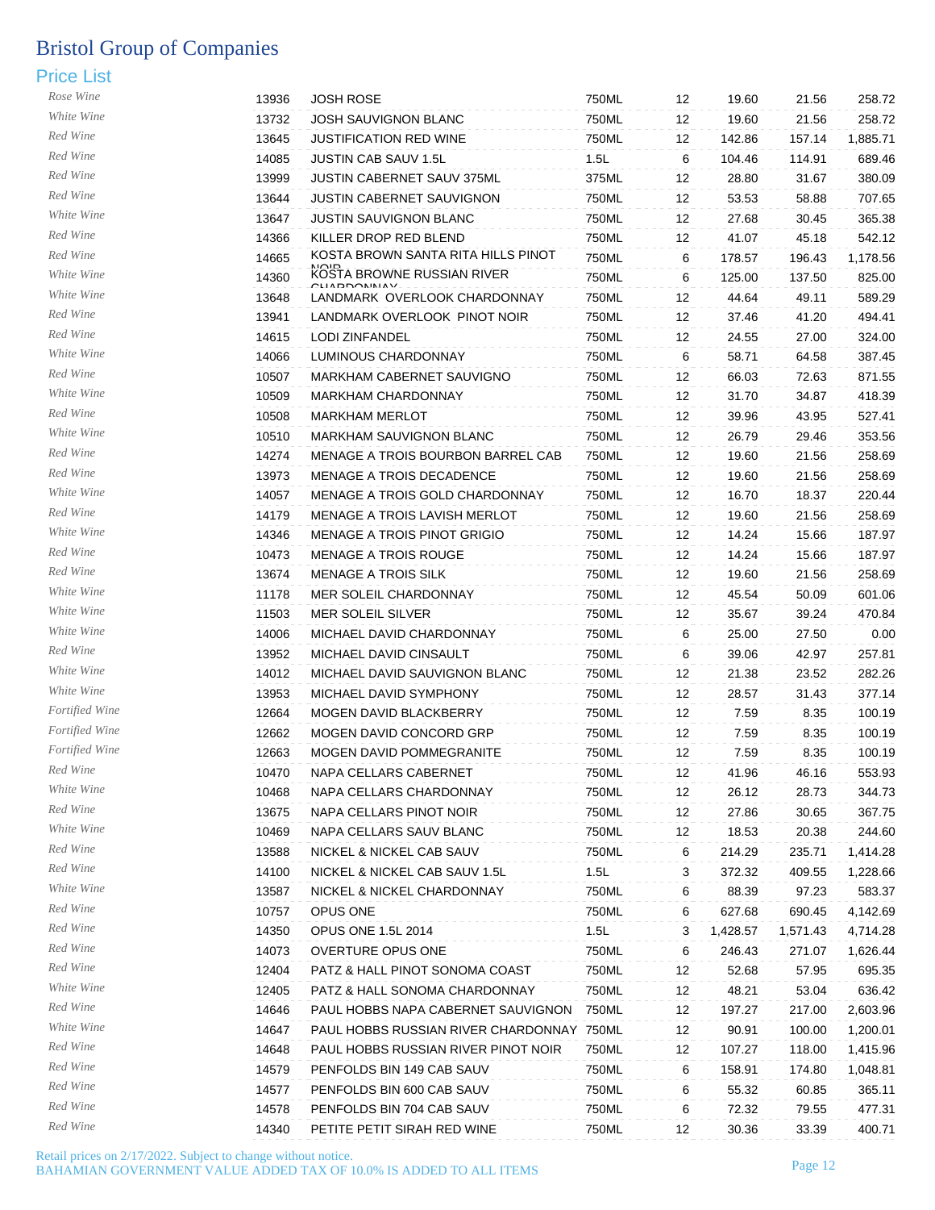# Bristol Group of Companies

## Price List

| Category | Code | Description | Size | Pack | Price | Price | Case Price |
|---|---|---|---|---|---|---|---|
| Rose Wine | 13936 | JOSH ROSE | 750ML | 12 | 19.60 | 21.56 | 258.72 |
| White Wine | 13732 | JOSH SAUVIGNON BLANC | 750ML | 12 | 19.60 | 21.56 | 258.72 |
| Red Wine | 13645 | JUSTIFICATION RED WINE | 750ML | 12 | 142.86 | 157.14 | 1,885.71 |
| Red Wine | 14085 | JUSTIN CAB SAUV 1.5L | 1.5L | 6 | 104.46 | 114.91 | 689.46 |
| Red Wine | 13999 | JUSTIN CABERNET SAUV 375ML | 375ML | 12 | 28.80 | 31.67 | 380.09 |
| Red Wine | 13644 | JUSTIN CABERNET SAUVIGNON | 750ML | 12 | 53.53 | 58.88 | 707.65 |
| White Wine | 13647 | JUSTIN SAUVIGNON BLANC | 750ML | 12 | 27.68 | 30.45 | 365.38 |
| Red Wine | 14366 | KILLER DROP RED BLEND | 750ML | 12 | 41.07 | 45.18 | 542.12 |
| Red Wine | 14665 | KOSTA BROWN SANTA RITA HILLS PINOT NOIR | 750ML | 6 | 178.57 | 196.43 | 1,178.56 |
| White Wine | 14360 | KOSTA BROWNE RUSSIAN RIVER CHARDONNAY | 750ML | 6 | 125.00 | 137.50 | 825.00 |
| White Wine | 13648 | LANDMARK OVERLOOK CHARDONNAY | 750ML | 12 | 44.64 | 49.11 | 589.29 |
| Red Wine | 13941 | LANDMARK OVERLOOK PINOT NOIR | 750ML | 12 | 37.46 | 41.20 | 494.41 |
| Red Wine | 14615 | LODI ZINFANDEL | 750ML | 12 | 24.55 | 27.00 | 324.00 |
| White Wine | 14066 | LUMINOUS CHARDONNAY | 750ML | 6 | 58.71 | 64.58 | 387.45 |
| Red Wine | 10507 | MARKHAM CABERNET SAUVIGNO | 750ML | 12 | 66.03 | 72.63 | 871.55 |
| White Wine | 10509 | MARKHAM CHARDONNAY | 750ML | 12 | 31.70 | 34.87 | 418.39 |
| Red Wine | 10508 | MARKHAM MERLOT | 750ML | 12 | 39.96 | 43.95 | 527.41 |
| White Wine | 10510 | MARKHAM SAUVIGNON BLANC | 750ML | 12 | 26.79 | 29.46 | 353.56 |
| Red Wine | 14274 | MENAGE A TROIS BOURBON BARREL CAB | 750ML | 12 | 19.60 | 21.56 | 258.69 |
| Red Wine | 13973 | MENAGE A TROIS DECADENCE | 750ML | 12 | 19.60 | 21.56 | 258.69 |
| White Wine | 14057 | MENAGE A TROIS GOLD CHARDONNAY | 750ML | 12 | 16.70 | 18.37 | 220.44 |
| Red Wine | 14179 | MENAGE A TROIS LAVISH MERLOT | 750ML | 12 | 19.60 | 21.56 | 258.69 |
| White Wine | 14346 | MENAGE A TROIS PINOT GRIGIO | 750ML | 12 | 14.24 | 15.66 | 187.97 |
| Red Wine | 10473 | MENAGE A TROIS ROUGE | 750ML | 12 | 14.24 | 15.66 | 187.97 |
| Red Wine | 13674 | MENAGE A TROIS SILK | 750ML | 12 | 19.60 | 21.56 | 258.69 |
| White Wine | 11178 | MER SOLEIL CHARDONNAY | 750ML | 12 | 45.54 | 50.09 | 601.06 |
| White Wine | 11503 | MER SOLEIL SILVER | 750ML | 12 | 35.67 | 39.24 | 470.84 |
| White Wine | 14006 | MICHAEL DAVID CHARDONNAY | 750ML | 6 | 25.00 | 27.50 | 0.00 |
| Red Wine | 13952 | MICHAEL DAVID CINSAULT | 750ML | 6 | 39.06 | 42.97 | 257.81 |
| White Wine | 14012 | MICHAEL DAVID SAUVIGNON BLANC | 750ML | 12 | 21.38 | 23.52 | 282.26 |
| White Wine | 13953 | MICHAEL DAVID SYMPHONY | 750ML | 12 | 28.57 | 31.43 | 377.14 |
| Fortified Wine | 12664 | MOGEN DAVID BLACKBERRY | 750ML | 12 | 7.59 | 8.35 | 100.19 |
| Fortified Wine | 12662 | MOGEN DAVID CONCORD GRP | 750ML | 12 | 7.59 | 8.35 | 100.19 |
| Fortified Wine | 12663 | MOGEN DAVID POMMEGRANITE | 750ML | 12 | 7.59 | 8.35 | 100.19 |
| Red Wine | 10470 | NAPA CELLARS CABERNET | 750ML | 12 | 41.96 | 46.16 | 553.93 |
| White Wine | 10468 | NAPA CELLARS CHARDONNAY | 750ML | 12 | 26.12 | 28.73 | 344.73 |
| Red Wine | 13675 | NAPA CELLARS PINOT NOIR | 750ML | 12 | 27.86 | 30.65 | 367.75 |
| White Wine | 10469 | NAPA CELLARS SAUV BLANC | 750ML | 12 | 18.53 | 20.38 | 244.60 |
| Red Wine | 13588 | NICKEL & NICKEL CAB SAUV | 750ML | 6 | 214.29 | 235.71 | 1,414.28 |
| Red Wine | 14100 | NICKEL & NICKEL CAB SAUV 1.5L | 1.5L | 3 | 372.32 | 409.55 | 1,228.66 |
| White Wine | 13587 | NICKEL & NICKEL CHARDONNAY | 750ML | 6 | 88.39 | 97.23 | 583.37 |
| Red Wine | 10757 | OPUS ONE | 750ML | 6 | 627.68 | 690.45 | 4,142.69 |
| Red Wine | 14350 | OPUS ONE 1.5L 2014 | 1.5L | 3 | 1,428.57 | 1,571.43 | 4,714.28 |
| Red Wine | 14073 | OVERTURE OPUS ONE | 750ML | 6 | 246.43 | 271.07 | 1,626.44 |
| Red Wine | 12404 | PATZ & HALL PINOT SONOMA COAST | 750ML | 12 | 52.68 | 57.95 | 695.35 |
| White Wine | 12405 | PATZ & HALL SONOMA CHARDONNAY | 750ML | 12 | 48.21 | 53.04 | 636.42 |
| Red Wine | 14646 | PAUL HOBBS NAPA CABERNET SAUVIGNON | 750ML | 12 | 197.27 | 217.00 | 2,603.96 |
| White Wine | 14647 | PAUL HOBBS RUSSIAN RIVER CHARDONNAY | 750ML | 12 | 90.91 | 100.00 | 1,200.01 |
| Red Wine | 14648 | PAUL HOBBS RUSSIAN RIVER PINOT NOIR | 750ML | 12 | 107.27 | 118.00 | 1,415.96 |
| Red Wine | 14579 | PENFOLDS BIN 149 CAB SAUV | 750ML | 6 | 158.91 | 174.80 | 1,048.81 |
| Red Wine | 14577 | PENFOLDS BIN 600 CAB SAUV | 750ML | 6 | 55.32 | 60.85 | 365.11 |
| Red Wine | 14578 | PENFOLDS BIN 704 CAB SAUV | 750ML | 6 | 72.32 | 79.55 | 477.31 |
| Red Wine | 14340 | PETITE PETIT SIRAH RED WINE | 750ML | 12 | 30.36 | 33.39 | 400.71 |

Retail prices on 2/17/2022. Subject to change without notice.
BAHAMIAN GOVERNMENT VALUE ADDED TAX OF 10.0% IS ADDED TO ALL ITEMS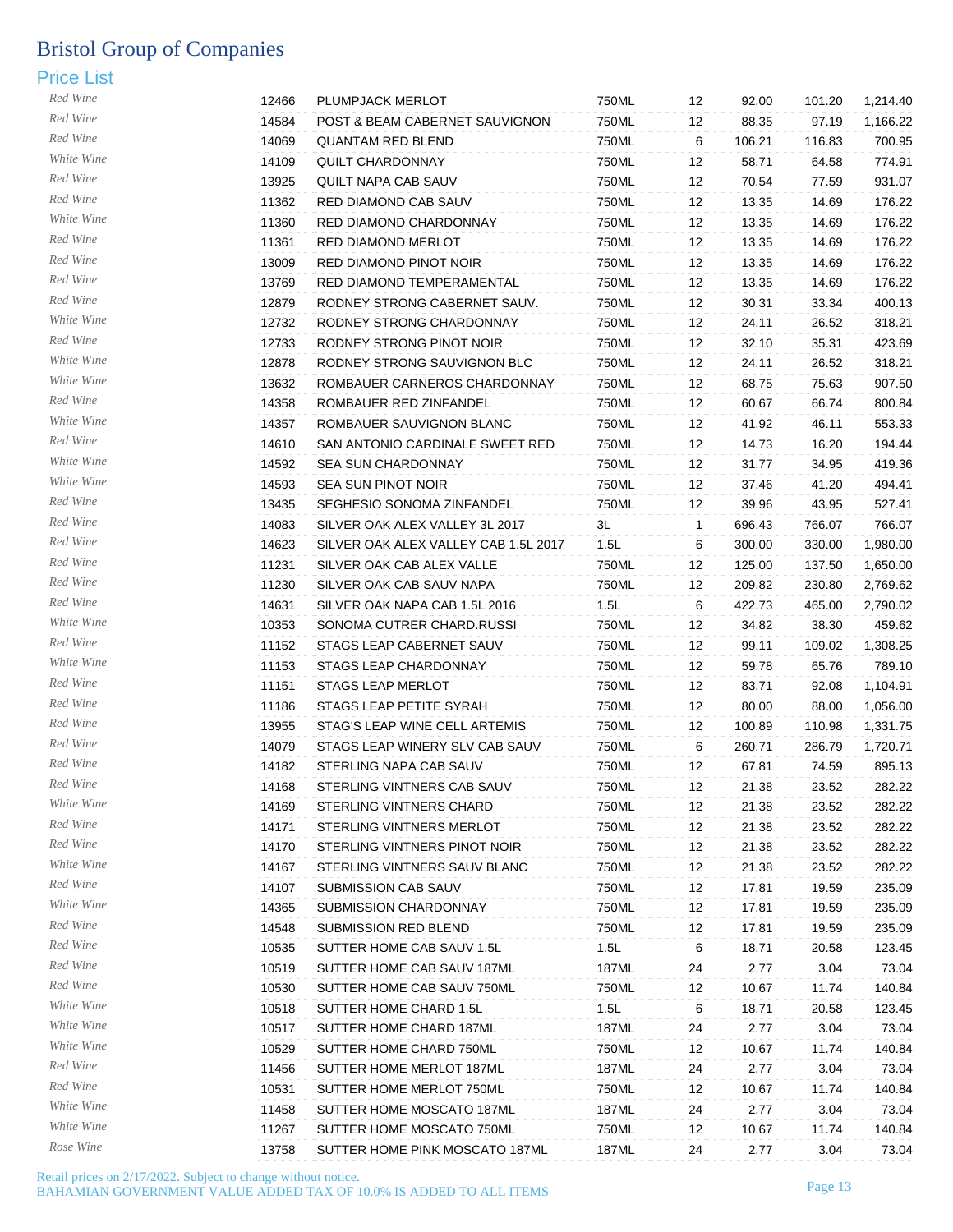# Bristol Group of Companies

## Price List

| | | | | | | | |
|---|---|---|---|---|---|---|---|
| Red Wine | 12466 | PLUMPJACK MERLOT | 750ML | 12 | 92.00 | 101.20 | 1,214.40 |
| Red Wine | 14584 | POST & BEAM CABERNET SAUVIGNON | 750ML | 12 | 88.35 | 97.19 | 1,166.22 |
| Red Wine | 14069 | QUANTAM RED BLEND | 750ML | 6 | 106.21 | 116.83 | 700.95 |
| White Wine | 14109 | QUILT CHARDONNAY | 750ML | 12 | 58.71 | 64.58 | 774.91 |
| Red Wine | 13925 | QUILT NAPA CAB SAUV | 750ML | 12 | 70.54 | 77.59 | 931.07 |
| Red Wine | 11362 | RED DIAMOND CAB SAUV | 750ML | 12 | 13.35 | 14.69 | 176.22 |
| White Wine | 11360 | RED DIAMOND CHARDONNAY | 750ML | 12 | 13.35 | 14.69 | 176.22 |
| Red Wine | 11361 | RED DIAMOND MERLOT | 750ML | 12 | 13.35 | 14.69 | 176.22 |
| Red Wine | 13009 | RED DIAMOND PINOT NOIR | 750ML | 12 | 13.35 | 14.69 | 176.22 |
| Red Wine | 13769 | RED DIAMOND TEMPERAMENTAL | 750ML | 12 | 13.35 | 14.69 | 176.22 |
| Red Wine | 12879 | RODNEY STRONG CABERNET SAUV. | 750ML | 12 | 30.31 | 33.34 | 400.13 |
| White Wine | 12732 | RODNEY STRONG CHARDONNAY | 750ML | 12 | 24.11 | 26.52 | 318.21 |
| Red Wine | 12733 | RODNEY STRONG PINOT NOIR | 750ML | 12 | 32.10 | 35.31 | 423.69 |
| White Wine | 12878 | RODNEY STRONG SAUVIGNON BLC | 750ML | 12 | 24.11 | 26.52 | 318.21 |
| White Wine | 13632 | ROMBAUER CARNEROS CHARDONNAY | 750ML | 12 | 68.75 | 75.63 | 907.50 |
| Red Wine | 14358 | ROMBAUER RED ZINFANDEL | 750ML | 12 | 60.67 | 66.74 | 800.84 |
| White Wine | 14357 | ROMBAUER SAUVIGNON BLANC | 750ML | 12 | 41.92 | 46.11 | 553.33 |
| Red Wine | 14610 | SAN ANTONIO CARDINALE SWEET RED | 750ML | 12 | 14.73 | 16.20 | 194.44 |
| White Wine | 14592 | SEA SUN CHARDONNAY | 750ML | 12 | 31.77 | 34.95 | 419.36 |
| White Wine | 14593 | SEA SUN PINOT NOIR | 750ML | 12 | 37.46 | 41.20 | 494.41 |
| Red Wine | 13435 | SEGHESIO SONOMA ZINFANDEL | 750ML | 12 | 39.96 | 43.95 | 527.41 |
| Red Wine | 14083 | SILVER OAK ALEX VALLEY 3L 2017 | 3L | 1 | 696.43 | 766.07 | 766.07 |
| Red Wine | 14623 | SILVER OAK ALEX VALLEY CAB 1.5L 2017 | 1.5L | 6 | 300.00 | 330.00 | 1,980.00 |
| Red Wine | 11231 | SILVER OAK CAB ALEX VALLE | 750ML | 12 | 125.00 | 137.50 | 1,650.00 |
| Red Wine | 11230 | SILVER OAK CAB SAUV NAPA | 750ML | 12 | 209.82 | 230.80 | 2,769.62 |
| Red Wine | 14631 | SILVER OAK NAPA CAB 1.5L 2016 | 1.5L | 6 | 422.73 | 465.00 | 2,790.02 |
| White Wine | 10353 | SONOMA CUTRER CHARD.RUSSI | 750ML | 12 | 34.82 | 38.30 | 459.62 |
| Red Wine | 11152 | STAGS LEAP CABERNET SAUV | 750ML | 12 | 99.11 | 109.02 | 1,308.25 |
| White Wine | 11153 | STAGS LEAP CHARDONNAY | 750ML | 12 | 59.78 | 65.76 | 789.10 |
| Red Wine | 11151 | STAGS LEAP MERLOT | 750ML | 12 | 83.71 | 92.08 | 1,104.91 |
| Red Wine | 11186 | STAGS LEAP PETITE SYRAH | 750ML | 12 | 80.00 | 88.00 | 1,056.00 |
| Red Wine | 13955 | STAG'S LEAP WINE CELL ARTEMIS | 750ML | 12 | 100.89 | 110.98 | 1,331.75 |
| Red Wine | 14079 | STAGS LEAP WINERY SLV CAB SAUV | 750ML | 6 | 260.71 | 286.79 | 1,720.71 |
| Red Wine | 14182 | STERLING NAPA CAB SAUV | 750ML | 12 | 67.81 | 74.59 | 895.13 |
| Red Wine | 14168 | STERLING VINTNERS CAB SAUV | 750ML | 12 | 21.38 | 23.52 | 282.22 |
| White Wine | 14169 | STERLING VINTNERS CHARD | 750ML | 12 | 21.38 | 23.52 | 282.22 |
| Red Wine | 14171 | STERLING VINTNERS MERLOT | 750ML | 12 | 21.38 | 23.52 | 282.22 |
| Red Wine | 14170 | STERLING VINTNERS PINOT NOIR | 750ML | 12 | 21.38 | 23.52 | 282.22 |
| White Wine | 14167 | STERLING VINTNERS SAUV BLANC | 750ML | 12 | 21.38 | 23.52 | 282.22 |
| Red Wine | 14107 | SUBMISSION CAB SAUV | 750ML | 12 | 17.81 | 19.59 | 235.09 |
| White Wine | 14365 | SUBMISSION CHARDONNAY | 750ML | 12 | 17.81 | 19.59 | 235.09 |
| Red Wine | 14548 | SUBMISSION RED BLEND | 750ML | 12 | 17.81 | 19.59 | 235.09 |
| Red Wine | 10535 | SUTTER HOME CAB SAUV 1.5L | 1.5L | 6 | 18.71 | 20.58 | 123.45 |
| Red Wine | 10519 | SUTTER HOME CAB SAUV 187ML | 187ML | 24 | 2.77 | 3.04 | 73.04 |
| Red Wine | 10530 | SUTTER HOME CAB SAUV 750ML | 750ML | 12 | 10.67 | 11.74 | 140.84 |
| White Wine | 10518 | SUTTER HOME CHARD 1.5L | 1.5L | 6 | 18.71 | 20.58 | 123.45 |
| White Wine | 10517 | SUTTER HOME CHARD 187ML | 187ML | 24 | 2.77 | 3.04 | 73.04 |
| White Wine | 10529 | SUTTER HOME CHARD 750ML | 750ML | 12 | 10.67 | 11.74 | 140.84 |
| Red Wine | 11456 | SUTTER HOME MERLOT 187ML | 187ML | 24 | 2.77 | 3.04 | 73.04 |
| Red Wine | 10531 | SUTTER HOME MERLOT 750ML | 750ML | 12 | 10.67 | 11.74 | 140.84 |
| White Wine | 11458 | SUTTER HOME MOSCATO 187ML | 187ML | 24 | 2.77 | 3.04 | 73.04 |
| White Wine | 11267 | SUTTER HOME MOSCATO 750ML | 750ML | 12 | 10.67 | 11.74 | 140.84 |
| Rose Wine | 13758 | SUTTER HOME PINK MOSCATO 187ML | 187ML | 24 | 2.77 | 3.04 | 73.04 |

Retail prices on 2/17/2022. Subject to change without notice.
BAHAMIAN GOVERNMENT VALUE ADDED TAX OF 10.0% IS ADDED TO ALL ITEMS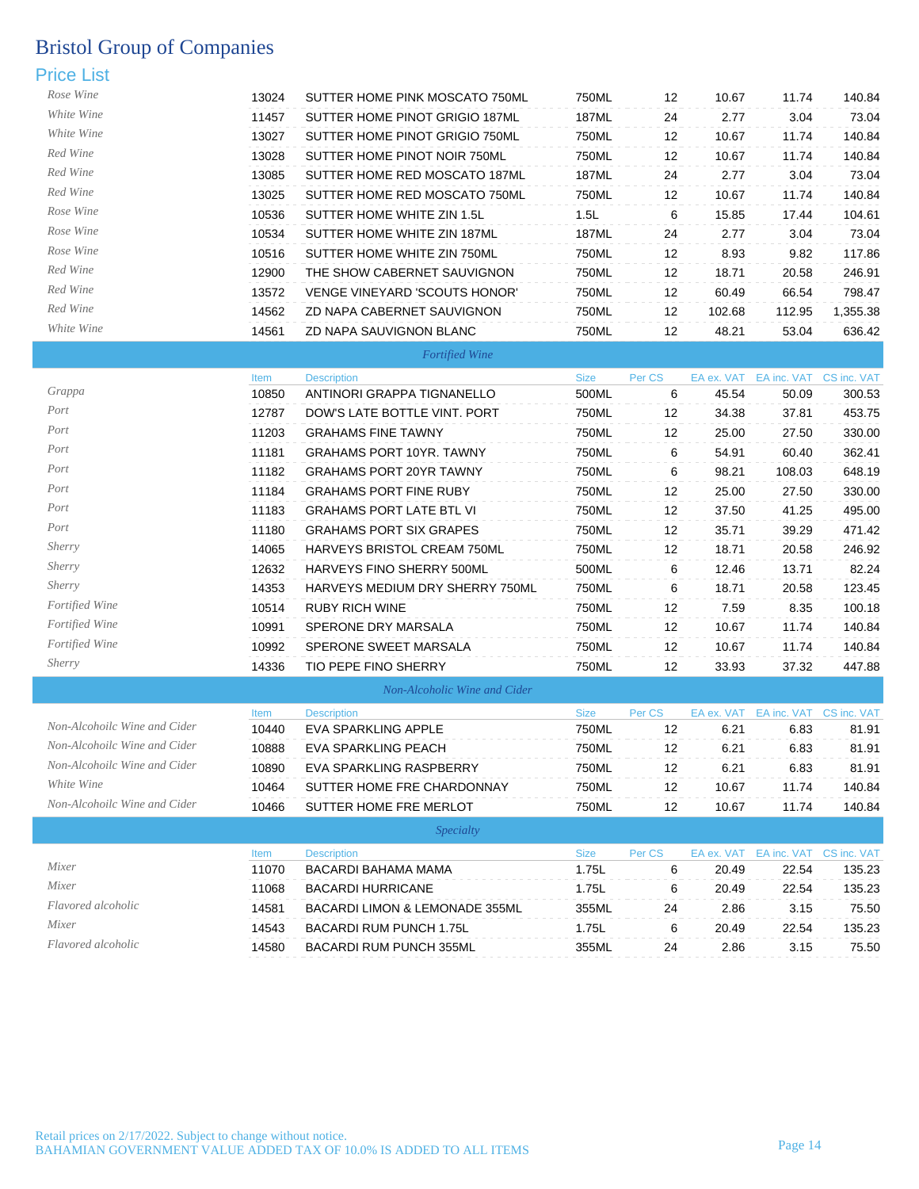# Bristol Group of Companies

## Price List

| Category | Item | Description | Size | Per CS | EA ex. VAT | EA inc. VAT | CS inc. VAT |
|---|---|---|---|---|---|---|---|
| Rose Wine | 13024 | SUTTER HOME PINK MOSCATO 750ML | 750ML | 12 | 10.67 | 11.74 | 140.84 |
| White Wine | 11457 | SUTTER HOME PINOT GRIGIO 187ML | 187ML | 24 | 2.77 | 3.04 | 73.04 |
| White Wine | 13027 | SUTTER HOME PINOT GRIGIO 750ML | 750ML | 12 | 10.67 | 11.74 | 140.84 |
| Red Wine | 13028 | SUTTER HOME PINOT NOIR 750ML | 750ML | 12 | 10.67 | 11.74 | 140.84 |
| Red Wine | 13085 | SUTTER HOME RED MOSCATO 187ML | 187ML | 24 | 2.77 | 3.04 | 73.04 |
| Red Wine | 13025 | SUTTER HOME RED MOSCATO 750ML | 750ML | 12 | 10.67 | 11.74 | 140.84 |
| Rose Wine | 10536 | SUTTER HOME WHITE ZIN 1.5L | 1.5L | 6 | 15.85 | 17.44 | 104.61 |
| Rose Wine | 10534 | SUTTER HOME WHITE ZIN 187ML | 187ML | 24 | 2.77 | 3.04 | 73.04 |
| Rose Wine | 10516 | SUTTER HOME WHITE ZIN 750ML | 750ML | 12 | 8.93 | 9.82 | 117.86 |
| Red Wine | 12900 | THE SHOW CABERNET SAUVIGNON | 750ML | 12 | 18.71 | 20.58 | 246.91 |
| Red Wine | 13572 | VENGE VINEYARD 'SCOUTS HONOR' | 750ML | 12 | 60.49 | 66.54 | 798.47 |
| Red Wine | 14562 | ZD NAPA CABERNET SAUVIGNON | 750ML | 12 | 102.68 | 112.95 | 1,355.38 |
| White Wine | 14561 | ZD NAPA SAUVIGNON BLANC | 750ML | 12 | 48.21 | 53.04 | 636.42 |

### Fortified Wine

| Category | Item | Description | Size | Per CS | EA ex. VAT | EA inc. VAT | CS inc. VAT |
|---|---|---|---|---|---|---|---|
| Grappa | 10850 | ANTINORI GRAPPA TIGNANELLO | 500ML | 6 | 45.54 | 50.09 | 300.53 |
| Port | 12787 | DOW'S LATE BOTTLE VINT. PORT | 750ML | 12 | 34.38 | 37.81 | 453.75 |
| Port | 11203 | GRAHAMS FINE TAWNY | 750ML | 12 | 25.00 | 27.50 | 330.00 |
| Port | 11181 | GRAHAMS PORT 10YR. TAWNY | 750ML | 6 | 54.91 | 60.40 | 362.41 |
| Port | 11182 | GRAHAMS PORT 20YR TAWNY | 750ML | 6 | 98.21 | 108.03 | 648.19 |
| Port | 11184 | GRAHAMS PORT FINE RUBY | 750ML | 12 | 25.00 | 27.50 | 330.00 |
| Port | 11183 | GRAHAMS PORT LATE BTL VI | 750ML | 12 | 37.50 | 41.25 | 495.00 |
| Port | 11180 | GRAHAMS PORT SIX GRAPES | 750ML | 12 | 35.71 | 39.29 | 471.42 |
| Sherry | 14065 | HARVEYS BRISTOL CREAM 750ML | 750ML | 12 | 18.71 | 20.58 | 246.92 |
| Sherry | 12632 | HARVEYS FINO SHERRY 500ML | 500ML | 6 | 12.46 | 13.71 | 82.24 |
| Sherry | 14353 | HARVEYS MEDIUM DRY SHERRY 750ML | 750ML | 6 | 18.71 | 20.58 | 123.45 |
| Fortified Wine | 10514 | RUBY RICH WINE | 750ML | 12 | 7.59 | 8.35 | 100.18 |
| Fortified Wine | 10991 | SPERONE DRY MARSALA | 750ML | 12 | 10.67 | 11.74 | 140.84 |
| Fortified Wine | 10992 | SPERONE SWEET MARSALA | 750ML | 12 | 10.67 | 11.74 | 140.84 |
| Sherry | 14336 | TIO PEPE FINO SHERRY | 750ML | 12 | 33.93 | 37.32 | 447.88 |

### Non-Alcoholic Wine and Cider

| Category | Item | Description | Size | Per CS | EA ex. VAT | EA inc. VAT | CS inc. VAT |
|---|---|---|---|---|---|---|---|
| Non-Alcohoilc Wine and Cider | 10440 | EVA SPARKLING APPLE | 750ML | 12 | 6.21 | 6.83 | 81.91 |
| Non-Alcohoilc Wine and Cider | 10888 | EVA SPARKLING PEACH | 750ML | 12 | 6.21 | 6.83 | 81.91 |
| Non-Alcohoilc Wine and Cider | 10890 | EVA SPARKLING RASPBERRY | 750ML | 12 | 6.21 | 6.83 | 81.91 |
| White Wine | 10464 | SUTTER HOME FRE CHARDONNAY | 750ML | 12 | 10.67 | 11.74 | 140.84 |
| Non-Alcohoilc Wine and Cider | 10466 | SUTTER HOME FRE MERLOT | 750ML | 12 | 10.67 | 11.74 | 140.84 |

### Specialty

| Category | Item | Description | Size | Per CS | EA ex. VAT | EA inc. VAT | CS inc. VAT |
|---|---|---|---|---|---|---|---|
| Mixer | 11070 | BACARDI BAHAMA MAMA | 1.75L | 6 | 20.49 | 22.54 | 135.23 |
| Mixer | 11068 | BACARDI HURRICANE | 1.75L | 6 | 20.49 | 22.54 | 135.23 |
| Flavored alcoholic | 14581 | BACARDI LIMON & LEMONADE 355ML | 355ML | 24 | 2.86 | 3.15 | 75.50 |
| Mixer | 14543 | BACARDI RUM PUNCH 1.75L | 1.75L | 6 | 20.49 | 22.54 | 135.23 |
| Flavored alcoholic | 14580 | BACARDI RUM PUNCH 355ML | 355ML | 24 | 2.86 | 3.15 | 75.50 |

Retail prices on 2/17/2022. Subject to change without notice.
BAHAMIAN GOVERNMENT VALUE ADDED TAX OF 10.0% IS ADDED TO ALL ITEMS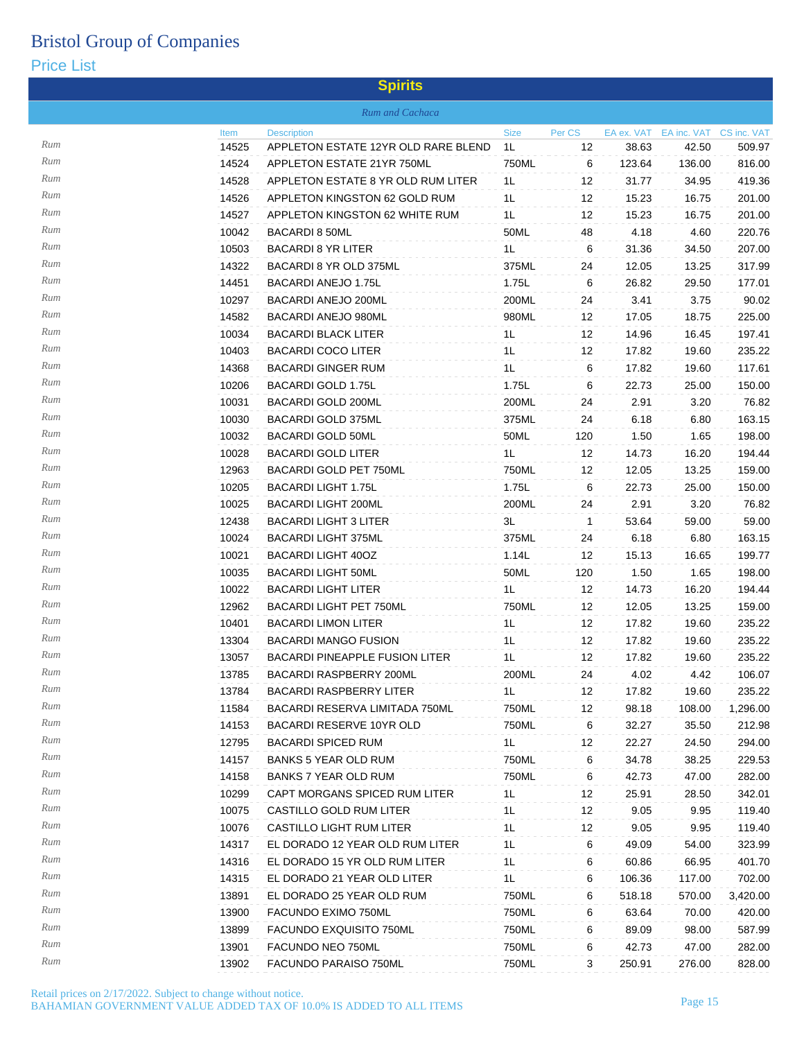# Bristol Group of Companies

## Price List

### Spirits

*Rum and Cachaca*

| | Item | Description | Size | Per CS | EA ex. VAT | EA inc. VAT | CS inc. VAT |
|---|---|---|---|---|---|---|---|
| *Rum* | 14525 | APPLETON ESTATE 12YR OLD RARE BLEND | 1L | 12 | 38.63 | 42.50 | 509.97 |
| *Rum* | 14524 | APPLETON ESTATE 21YR 750ML | 750ML | 6 | 123.64 | 136.00 | 816.00 |
| *Rum* | 14528 | APPLETON ESTATE 8 YR OLD RUM LITER | 1L | 12 | 31.77 | 34.95 | 419.36 |
| *Rum* | 14526 | APPLETON KINGSTON 62 GOLD RUM | 1L | 12 | 15.23 | 16.75 | 201.00 |
| *Rum* | 14527 | APPLETON KINGSTON 62 WHITE RUM | 1L | 12 | 15.23 | 16.75 | 201.00 |
| *Rum* | 10042 | BACARDI 8 50ML | 50ML | 48 | 4.18 | 4.60 | 220.76 |
| *Rum* | 10503 | BACARDI 8 YR LITER | 1L | 6 | 31.36 | 34.50 | 207.00 |
| *Rum* | 14322 | BACARDI 8 YR OLD 375ML | 375ML | 24 | 12.05 | 13.25 | 317.99 |
| *Rum* | 14451 | BACARDI ANEJO 1.75L | 1.75L | 6 | 26.82 | 29.50 | 177.01 |
| *Rum* | 10297 | BACARDI ANEJO 200ML | 200ML | 24 | 3.41 | 3.75 | 90.02 |
| *Rum* | 14582 | BACARDI ANEJO 980ML | 980ML | 12 | 17.05 | 18.75 | 225.00 |
| *Rum* | 10034 | BACARDI BLACK LITER | 1L | 12 | 14.96 | 16.45 | 197.41 |
| *Rum* | 10403 | BACARDI COCO LITER | 1L | 12 | 17.82 | 19.60 | 235.22 |
| *Rum* | 14368 | BACARDI GINGER RUM | 1L | 6 | 17.82 | 19.60 | 117.61 |
| *Rum* | 10206 | BACARDI GOLD 1.75L | 1.75L | 6 | 22.73 | 25.00 | 150.00 |
| *Rum* | 10031 | BACARDI GOLD 200ML | 200ML | 24 | 2.91 | 3.20 | 76.82 |
| *Rum* | 10030 | BACARDI GOLD 375ML | 375ML | 24 | 6.18 | 6.80 | 163.15 |
| *Rum* | 10032 | BACARDI GOLD 50ML | 50ML | 120 | 1.50 | 1.65 | 198.00 |
| *Rum* | 10028 | BACARDI GOLD LITER | 1L | 12 | 14.73 | 16.20 | 194.44 |
| *Rum* | 12963 | BACARDI GOLD PET 750ML | 750ML | 12 | 12.05 | 13.25 | 159.00 |
| *Rum* | 10205 | BACARDI LIGHT 1.75L | 1.75L | 6 | 22.73 | 25.00 | 150.00 |
| *Rum* | 10025 | BACARDI LIGHT 200ML | 200ML | 24 | 2.91 | 3.20 | 76.82 |
| *Rum* | 12438 | BACARDI LIGHT 3 LITER | 3L | 1 | 53.64 | 59.00 | 59.00 |
| *Rum* | 10024 | BACARDI LIGHT 375ML | 375ML | 24 | 6.18 | 6.80 | 163.15 |
| *Rum* | 10021 | BACARDI LIGHT 40OZ | 1.14L | 12 | 15.13 | 16.65 | 199.77 |
| *Rum* | 10035 | BACARDI LIGHT 50ML | 50ML | 120 | 1.50 | 1.65 | 198.00 |
| *Rum* | 10022 | BACARDI LIGHT LITER | 1L | 12 | 14.73 | 16.20 | 194.44 |
| *Rum* | 12962 | BACARDI LIGHT PET 750ML | 750ML | 12 | 12.05 | 13.25 | 159.00 |
| *Rum* | 10401 | BACARDI LIMON LITER | 1L | 12 | 17.82 | 19.60 | 235.22 |
| *Rum* | 13304 | BACARDI MANGO FUSION | 1L | 12 | 17.82 | 19.60 | 235.22 |
| *Rum* | 13057 | BACARDI PINEAPPLE FUSION LITER | 1L | 12 | 17.82 | 19.60 | 235.22 |
| *Rum* | 13785 | BACARDI RASPBERRY 200ML | 200ML | 24 | 4.02 | 4.42 | 106.07 |
| *Rum* | 13784 | BACARDI RASPBERRY LITER | 1L | 12 | 17.82 | 19.60 | 235.22 |
| *Rum* | 11584 | BACARDI RESERVA LIMITADA 750ML | 750ML | 12 | 98.18 | 108.00 | 1,296.00 |
| *Rum* | 14153 | BACARDI RESERVE 10YR OLD | 750ML | 6 | 32.27 | 35.50 | 212.98 |
| *Rum* | 12795 | BACARDI SPICED RUM | 1L | 12 | 22.27 | 24.50 | 294.00 |
| *Rum* | 14157 | BANKS 5 YEAR OLD RUM | 750ML | 6 | 34.78 | 38.25 | 229.53 |
| *Rum* | 14158 | BANKS 7 YEAR OLD RUM | 750ML | 6 | 42.73 | 47.00 | 282.00 |
| *Rum* | 10299 | CAPT MORGANS SPICED RUM LITER | 1L | 12 | 25.91 | 28.50 | 342.01 |
| *Rum* | 10075 | CASTILLO GOLD RUM LITER | 1L | 12 | 9.05 | 9.95 | 119.40 |
| *Rum* | 10076 | CASTILLO LIGHT RUM LITER | 1L | 12 | 9.05 | 9.95 | 119.40 |
| *Rum* | 14317 | EL DORADO 12 YEAR OLD RUM LITER | 1L | 6 | 49.09 | 54.00 | 323.99 |
| *Rum* | 14316 | EL DORADO 15 YR OLD RUM LITER | 1L | 6 | 60.86 | 66.95 | 401.70 |
| *Rum* | 14315 | EL DORADO 21 YEAR OLD LITER | 1L | 6 | 106.36 | 117.00 | 702.00 |
| *Rum* | 13891 | EL DORADO 25 YEAR OLD RUM | 750ML | 6 | 518.18 | 570.00 | 3,420.00 |
| *Rum* | 13900 | FACUNDO EXIMO 750ML | 750ML | 6 | 63.64 | 70.00 | 420.00 |
| *Rum* | 13899 | FACUNDO EXQUISITO 750ML | 750ML | 6 | 89.09 | 98.00 | 587.99 |
| *Rum* | 13901 | FACUNDO NEO 750ML | 750ML | 6 | 42.73 | 47.00 | 282.00 |
| *Rum* | 13902 | FACUNDO PARAISO 750ML | 750ML | 3 | 250.91 | 276.00 | 828.00 |

Retail prices on 2/17/2022. Subject to change without notice.
BAHAMIAN GOVERNMENT VALUE ADDED TAX OF 10.0% IS ADDED TO ALL ITEMS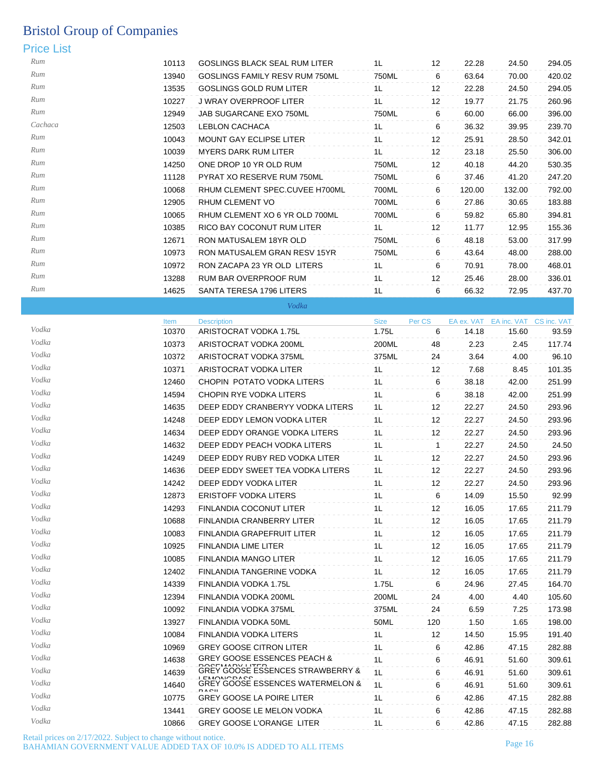# Bristol Group of Companies

## Price List

| Category | Item | Description | Size | Per CS | EA ex. VAT | EA inc. VAT | CS inc. VAT |
|---|---|---|---|---|---|---|---|
| Rum | 10113 | GOSLINGS BLACK SEAL RUM LITER | 1L | 12 | 22.28 | 24.50 | 294.05 |
| Rum | 13940 | GOSLINGS FAMILY RESV RUM 750ML | 750ML | 6 | 63.64 | 70.00 | 420.02 |
| Rum | 13535 | GOSLINGS GOLD RUM LITER | 1L | 12 | 22.28 | 24.50 | 294.05 |
| Rum | 10227 | J WRAY OVERPROOF LITER | 1L | 12 | 19.77 | 21.75 | 260.96 |
| Rum | 12949 | JAB SUGARCANE EXO 750ML | 750ML | 6 | 60.00 | 66.00 | 396.00 |
| Cachaca | 12503 | LEBLON CACHACA | 1L | 6 | 36.32 | 39.95 | 239.70 |
| Rum | 10043 | MOUNT GAY ECLIPSE LITER | 1L | 12 | 25.91 | 28.50 | 342.01 |
| Rum | 10039 | MYERS DARK RUM LITER | 1L | 12 | 23.18 | 25.50 | 306.00 |
| Rum | 14250 | ONE DROP 10 YR OLD RUM | 750ML | 12 | 40.18 | 44.20 | 530.35 |
| Rum | 11128 | PYRAT XO RESERVE RUM 750ML | 750ML | 6 | 37.46 | 41.20 | 247.20 |
| Rum | 10068 | RHUM CLEMENT SPEC.CUVEE H700ML | 700ML | 6 | 120.00 | 132.00 | 792.00 |
| Rum | 12905 | RHUM CLEMENT VO | 700ML | 6 | 27.86 | 30.65 | 183.88 |
| Rum | 10065 | RHUM CLEMENT XO 6 YR OLD 700ML | 700ML | 6 | 59.82 | 65.80 | 394.81 |
| Rum | 10385 | RICO BAY COCONUT RUM LITER | 1L | 12 | 11.77 | 12.95 | 155.36 |
| Rum | 12671 | RON MATUSALEM 18YR OLD | 750ML | 6 | 48.18 | 53.00 | 317.99 |
| Rum | 10973 | RON MATUSALEM GRAN RESV 15YR | 750ML | 6 | 43.64 | 48.00 | 288.00 |
| Rum | 10972 | RON ZACAPA 23 YR OLD LITERS | 1L | 6 | 70.91 | 78.00 | 468.01 |
| Rum | 13288 | RUM BAR OVERPROOF RUM | 1L | 12 | 25.46 | 28.00 | 336.01 |
| Rum | 14625 | SANTA TERESA 1796 LITERS | 1L | 6 | 66.32 | 72.95 | 437.70 |

### *Vodka*

| Category | Item | Description | Size | Per CS | EA ex. VAT | EA inc. VAT | CS inc. VAT |
|---|---|---|---|---|---|---|---|
| Vodka | 10370 | ARISTOCRAT VODKA 1.75L | 1.75L | 6 | 14.18 | 15.60 | 93.59 |
| Vodka | 10373 | ARISTOCRAT VODKA 200ML | 200ML | 48 | 2.23 | 2.45 | 117.74 |
| Vodka | 10372 | ARISTOCRAT VODKA 375ML | 375ML | 24 | 3.64 | 4.00 | 96.10 |
| Vodka | 10371 | ARISTOCRAT VODKA LITER | 1L | 12 | 7.68 | 8.45 | 101.35 |
| Vodka | 12460 | CHOPIN POTATO VODKA LITERS | 1L | 6 | 38.18 | 42.00 | 251.99 |
| Vodka | 14594 | CHOPIN RYE VODKA LITERS | 1L | 6 | 38.18 | 42.00 | 251.99 |
| Vodka | 14635 | DEEP EDDY CRANBERYY VODKA LITERS | 1L | 12 | 22.27 | 24.50 | 293.96 |
| Vodka | 14248 | DEEP EDDY LEMON VODKA LITER | 1L | 12 | 22.27 | 24.50 | 293.96 |
| Vodka | 14634 | DEEP EDDY ORANGE VODKA LITERS | 1L | 12 | 22.27 | 24.50 | 293.96 |
| Vodka | 14632 | DEEP EDDY PEACH VODKA LITERS | 1L | 1 | 22.27 | 24.50 | 24.50 |
| Vodka | 14249 | DEEP EDDY RUBY RED VODKA LITER | 1L | 12 | 22.27 | 24.50 | 293.96 |
| Vodka | 14636 | DEEP EDDY SWEET TEA VODKA LITERS | 1L | 12 | 22.27 | 24.50 | 293.96 |
| Vodka | 14242 | DEEP EDDY VODKA LITER | 1L | 12 | 22.27 | 24.50 | 293.96 |
| Vodka | 12873 | ERISTOFF VODKA LITERS | 1L | 6 | 14.09 | 15.50 | 92.99 |
| Vodka | 14293 | FINLANDIA COCONUT LITER | 1L | 12 | 16.05 | 17.65 | 211.79 |
| Vodka | 10688 | FINLANDIA CRANBERRY LITER | 1L | 12 | 16.05 | 17.65 | 211.79 |
| Vodka | 10083 | FINLANDIA GRAPEFRUIT LITER | 1L | 12 | 16.05 | 17.65 | 211.79 |
| Vodka | 10925 | FINLANDIA LIME LITER | 1L | 12 | 16.05 | 17.65 | 211.79 |
| Vodka | 10085 | FINLANDIA MANGO LITER | 1L | 12 | 16.05 | 17.65 | 211.79 |
| Vodka | 12402 | FINLANDIA TANGERINE VODKA | 1L | 12 | 16.05 | 17.65 | 211.79 |
| Vodka | 14339 | FINLANDIA VODKA 1.75L | 1.75L | 6 | 24.96 | 27.45 | 164.70 |
| Vodka | 12394 | FINLANDIA VODKA 200ML | 200ML | 24 | 4.00 | 4.40 | 105.60 |
| Vodka | 10092 | FINLANDIA VODKA 375ML | 375ML | 24 | 6.59 | 7.25 | 173.98 |
| Vodka | 13927 | FINLANDIA VODKA 50ML | 50ML | 120 | 1.50 | 1.65 | 198.00 |
| Vodka | 10084 | FINLANDIA VODKA LITERS | 1L | 12 | 14.50 | 15.95 | 191.40 |
| Vodka | 10969 | GREY GOOSE CITRON LITER | 1L | 6 | 42.86 | 47.15 | 282.88 |
| Vodka | 14638 | GREY GOOSE ESSENCES PEACH & ROSEMARY LITER | 1L | 6 | 46.91 | 51.60 | 309.61 |
| Vodka | 14639 | GREY GOOSE ESSENCES STRAWBERRY & LEMONGRASS | 1L | 6 | 46.91 | 51.60 | 309.61 |
| Vodka | 14640 | GREY GOOSE ESSENCES WATERMELON & BASIL | 1L | 6 | 46.91 | 51.60 | 309.61 |
| Vodka | 10775 | GREY GOOSE LA POIRE LITER | 1L | 6 | 42.86 | 47.15 | 282.88 |
| Vodka | 13441 | GREY GOOSE LE MELON VODKA | 1L | 6 | 42.86 | 47.15 | 282.88 |
| Vodka | 10866 | GREY GOOSE L'ORANGE LITER | 1L | 6 | 42.86 | 47.15 | 282.88 |

Retail prices on 2/17/2022. Subject to change without notice.
BAHAMIAN GOVERNMENT VALUE ADDED TAX OF 10.0% IS ADDED TO ALL ITEMS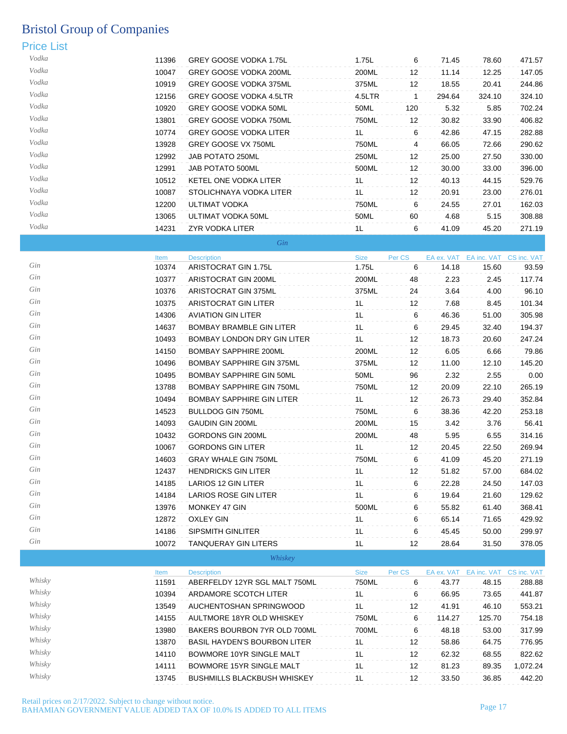# Bristol Group of Companies

## Price List

| | Item | Description | Size | Per CS | EA ex. VAT | EA inc. VAT | CS inc. VAT |
|---|---|---|---|---|---|---|---|
| Vodka | 11396 | GREY GOOSE VODKA 1.75L | 1.75L | 6 | 71.45 | 78.60 | 471.57 |
| Vodka | 10047 | GREY GOOSE VODKA 200ML | 200ML | 12 | 11.14 | 12.25 | 147.05 |
| Vodka | 10919 | GREY GOOSE VODKA 375ML | 375ML | 12 | 18.55 | 20.41 | 244.86 |
| Vodka | 12156 | GREY GOOSE VODKA 4.5LTR | 4.5LTR | 1 | 294.64 | 324.10 | 324.10 |
| Vodka | 10920 | GREY GOOSE VODKA 50ML | 50ML | 120 | 5.32 | 5.85 | 702.24 |
| Vodka | 13801 | GREY GOOSE VODKA 750ML | 750ML | 12 | 30.82 | 33.90 | 406.82 |
| Vodka | 10774 | GREY GOOSE VODKA LITER | 1L | 6 | 42.86 | 47.15 | 282.88 |
| Vodka | 13928 | GREY GOOSE VX 750ML | 750ML | 4 | 66.05 | 72.66 | 290.62 |
| Vodka | 12992 | JAB POTATO 250ML | 250ML | 12 | 25.00 | 27.50 | 330.00 |
| Vodka | 12991 | JAB POTATO 500ML | 500ML | 12 | 30.00 | 33.00 | 396.00 |
| Vodka | 10512 | KETEL ONE VODKA LITER | 1L | 12 | 40.13 | 44.15 | 529.76 |
| Vodka | 10087 | STOLICHNAYA VODKA LITER | 1L | 12 | 20.91 | 23.00 | 276.01 |
| Vodka | 12200 | ULTIMAT VODKA | 750ML | 6 | 24.55 | 27.01 | 162.03 |
| Vodka | 13065 | ULTIMAT VODKA 50ML | 50ML | 60 | 4.68 | 5.15 | 308.88 |
| Vodka | 14231 | ZYR VODKA LITER | 1L | 6 | 41.09 | 45.20 | 271.19 |

### Gin

| | Item | Description | Size | Per CS | EA ex. VAT | EA inc. VAT | CS inc. VAT |
|---|---|---|---|---|---|---|---|
| Gin | 10374 | ARISTOCRAT GIN 1.75L | 1.75L | 6 | 14.18 | 15.60 | 93.59 |
| Gin | 10377 | ARISTOCRAT GIN 200ML | 200ML | 48 | 2.23 | 2.45 | 117.74 |
| Gin | 10376 | ARISTOCRAT GIN 375ML | 375ML | 24 | 3.64 | 4.00 | 96.10 |
| Gin | 10375 | ARISTOCRAT GIN LITER | 1L | 12 | 7.68 | 8.45 | 101.34 |
| Gin | 14306 | AVIATION GIN LITER | 1L | 6 | 46.36 | 51.00 | 305.98 |
| Gin | 14637 | BOMBAY BRAMBLE GIN LITER | 1L | 6 | 29.45 | 32.40 | 194.37 |
| Gin | 10493 | BOMBAY LONDON DRY GIN LITER | 1L | 12 | 18.73 | 20.60 | 247.24 |
| Gin | 14150 | BOMBAY SAPPHIRE 200ML | 200ML | 12 | 6.05 | 6.66 | 79.86 |
| Gin | 10496 | BOMBAY SAPPHIRE GIN 375ML | 375ML | 12 | 11.00 | 12.10 | 145.20 |
| Gin | 10495 | BOMBAY SAPPHIRE GIN 50ML | 50ML | 96 | 2.32 | 2.55 | 0.00 |
| Gin | 13788 | BOMBAY SAPPHIRE GIN 750ML | 750ML | 12 | 20.09 | 22.10 | 265.19 |
| Gin | 10494 | BOMBAY SAPPHIRE GIN LITER | 1L | 12 | 26.73 | 29.40 | 352.84 |
| Gin | 14523 | BULLDOG GIN 750ML | 750ML | 6 | 38.36 | 42.20 | 253.18 |
| Gin | 14093 | GAUDIN GIN 200ML | 200ML | 15 | 3.42 | 3.76 | 56.41 |
| Gin | 10432 | GORDONS GIN 200ML | 200ML | 48 | 5.95 | 6.55 | 314.16 |
| Gin | 10067 | GORDONS GIN LITER | 1L | 12 | 20.45 | 22.50 | 269.94 |
| Gin | 14603 | GRAY WHALE GIN 750ML | 750ML | 6 | 41.09 | 45.20 | 271.19 |
| Gin | 12437 | HENDRICKS GIN LITER | 1L | 12 | 51.82 | 57.00 | 684.02 |
| Gin | 14185 | LARIOS 12 GIN LITER | 1L | 6 | 22.28 | 24.50 | 147.03 |
| Gin | 14184 | LARIOS ROSE GIN LITER | 1L | 6 | 19.64 | 21.60 | 129.62 |
| Gin | 13976 | MONKEY 47 GIN | 500ML | 6 | 55.82 | 61.40 | 368.41 |
| Gin | 12872 | OXLEY GIN | 1L | 6 | 65.14 | 71.65 | 429.92 |
| Gin | 14186 | SIPSMITH GINLITER | 1L | 6 | 45.45 | 50.00 | 299.97 |
| Gin | 10072 | TANQUERAY GIN LITERS | 1L | 12 | 28.64 | 31.50 | 378.05 |

### Whiskey

| | Item | Description | Size | Per CS | EA ex. VAT | EA inc. VAT | CS inc. VAT |
|---|---|---|---|---|---|---|---|
| Whisky | 11591 | ABERFELDY 12YR SGL MALT 750ML | 750ML | 6 | 43.77 | 48.15 | 288.88 |
| Whisky | 10394 | ARDAMORE SCOTCH LITER | 1L | 6 | 66.95 | 73.65 | 441.87 |
| Whisky | 13549 | AUCHENTOSHAN SPRINGWOOD | 1L | 12 | 41.91 | 46.10 | 553.21 |
| Whisky | 14155 | AULTMORE 18YR OLD WHISKEY | 750ML | 6 | 114.27 | 125.70 | 754.18 |
| Whisky | 13980 | BAKERS BOURBON 7YR OLD 700ML | 700ML | 6 | 48.18 | 53.00 | 317.99 |
| Whisky | 13870 | BASIL HAYDEN'S BOURBON LITER | 1L | 12 | 58.86 | 64.75 | 776.95 |
| Whisky | 14110 | BOWMORE 10YR SINGLE MALT | 1L | 12 | 62.32 | 68.55 | 822.62 |
| Whisky | 14111 | BOWMORE 15YR SINGLE MALT | 1L | 12 | 81.23 | 89.35 | 1,072.24 |
| Whisky | 13745 | BUSHMILLS BLACKBUSH WHISKEY | 1L | 12 | 33.50 | 36.85 | 442.20 |

Retail prices on 2/17/2022. Subject to change without notice.
BAHAMIAN GOVERNMENT VALUE ADDED TAX OF 10.0% IS ADDED TO ALL ITEMS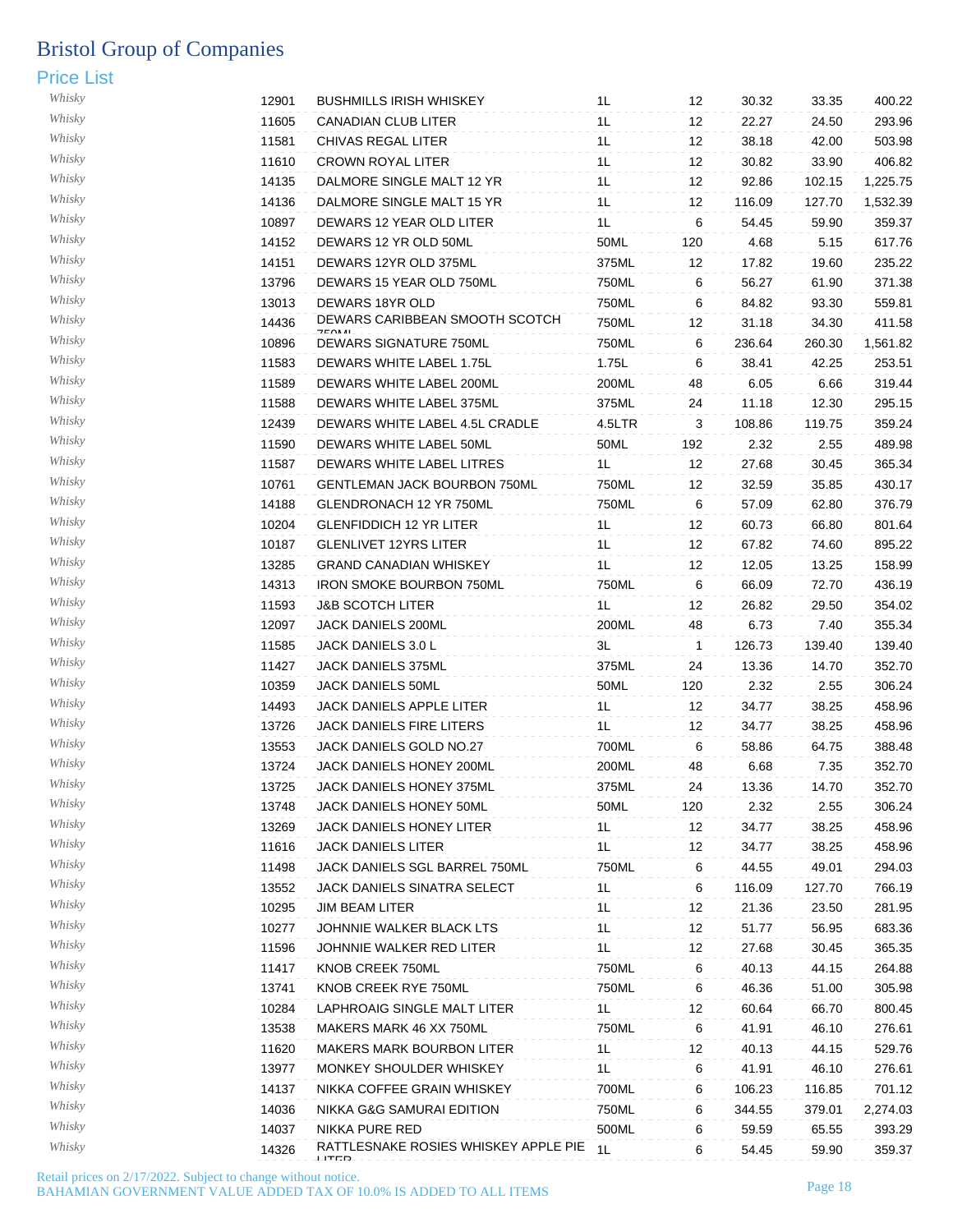# Bristol Group of Companies

## Price List

| | | | | | | | |
|---|---|---|---|---|---|---|---|
| Whisky | 12901 | BUSHMILLS IRISH WHISKEY | 1L | 12 | 30.32 | 33.35 | 400.22 |
| Whisky | 11605 | CANADIAN CLUB LITER | 1L | 12 | 22.27 | 24.50 | 293.96 |
| Whisky | 11581 | CHIVAS REGAL LITER | 1L | 12 | 38.18 | 42.00 | 503.98 |
| Whisky | 11610 | CROWN ROYAL LITER | 1L | 12 | 30.82 | 33.90 | 406.82 |
| Whisky | 14135 | DALMORE SINGLE MALT 12 YR | 1L | 12 | 92.86 | 102.15 | 1,225.75 |
| Whisky | 14136 | DALMORE SINGLE MALT 15 YR | 1L | 12 | 116.09 | 127.70 | 1,532.39 |
| Whisky | 10897 | DEWARS 12 YEAR OLD LITER | 1L | 6 | 54.45 | 59.90 | 359.37 |
| Whisky | 14152 | DEWARS 12 YR OLD 50ML | 50ML | 120 | 4.68 | 5.15 | 617.76 |
| Whisky | 14151 | DEWARS 12YR OLD 375ML | 375ML | 12 | 17.82 | 19.60 | 235.22 |
| Whisky | 13796 | DEWARS 15 YEAR OLD 750ML | 750ML | 6 | 56.27 | 61.90 | 371.38 |
| Whisky | 13013 | DEWARS 18YR OLD | 750ML | 6 | 84.82 | 93.30 | 559.81 |
| Whisky | 14436 | DEWARS CARIBBEAN SMOOTH SCOTCH 750ML | 750ML | 12 | 31.18 | 34.30 | 411.58 |
| Whisky | 10896 | DEWARS SIGNATURE 750ML | 750ML | 6 | 236.64 | 260.30 | 1,561.82 |
| Whisky | 11583 | DEWARS WHITE LABEL 1.75L | 1.75L | 6 | 38.41 | 42.25 | 253.51 |
| Whisky | 11589 | DEWARS WHITE LABEL 200ML | 200ML | 48 | 6.05 | 6.66 | 319.44 |
| Whisky | 11588 | DEWARS WHITE LABEL 375ML | 375ML | 24 | 11.18 | 12.30 | 295.15 |
| Whisky | 12439 | DEWARS WHITE LABEL 4.5L CRADLE | 4.5LTR | 3 | 108.86 | 119.75 | 359.24 |
| Whisky | 11590 | DEWARS WHITE LABEL 50ML | 50ML | 192 | 2.32 | 2.55 | 489.98 |
| Whisky | 11587 | DEWARS WHITE LABEL LITRES | 1L | 12 | 27.68 | 30.45 | 365.34 |
| Whisky | 10761 | GENTLEMAN JACK BOURBON 750ML | 750ML | 12 | 32.59 | 35.85 | 430.17 |
| Whisky | 14188 | GLENDRONACH 12 YR 750ML | 750ML | 6 | 57.09 | 62.80 | 376.79 |
| Whisky | 10204 | GLENFIDDICH 12 YR LITER | 1L | 12 | 60.73 | 66.80 | 801.64 |
| Whisky | 10187 | GLENLIVET 12YRS LITER | 1L | 12 | 67.82 | 74.60 | 895.22 |
| Whisky | 13285 | GRAND CANADIAN WHISKEY | 1L | 12 | 12.05 | 13.25 | 158.99 |
| Whisky | 14313 | IRON SMOKE BOURBON 750ML | 750ML | 6 | 66.09 | 72.70 | 436.19 |
| Whisky | 11593 | J&B SCOTCH LITER | 1L | 12 | 26.82 | 29.50 | 354.02 |
| Whisky | 12097 | JACK DANIELS 200ML | 200ML | 48 | 6.73 | 7.40 | 355.34 |
| Whisky | 11585 | JACK DANIELS 3.0 L | 3L | 1 | 126.73 | 139.40 | 139.40 |
| Whisky | 11427 | JACK DANIELS 375ML | 375ML | 24 | 13.36 | 14.70 | 352.70 |
| Whisky | 10359 | JACK DANIELS 50ML | 50ML | 120 | 2.32 | 2.55 | 306.24 |
| Whisky | 14493 | JACK DANIELS APPLE LITER | 1L | 12 | 34.77 | 38.25 | 458.96 |
| Whisky | 13726 | JACK DANIELS FIRE LITERS | 1L | 12 | 34.77 | 38.25 | 458.96 |
| Whisky | 13553 | JACK DANIELS GOLD NO.27 | 700ML | 6 | 58.86 | 64.75 | 388.48 |
| Whisky | 13724 | JACK DANIELS HONEY 200ML | 200ML | 48 | 6.68 | 7.35 | 352.70 |
| Whisky | 13725 | JACK DANIELS HONEY 375ML | 375ML | 24 | 13.36 | 14.70 | 352.70 |
| Whisky | 13748 | JACK DANIELS HONEY 50ML | 50ML | 120 | 2.32 | 2.55 | 306.24 |
| Whisky | 13269 | JACK DANIELS HONEY LITER | 1L | 12 | 34.77 | 38.25 | 458.96 |
| Whisky | 11616 | JACK DANIELS LITER | 1L | 12 | 34.77 | 38.25 | 458.96 |
| Whisky | 11498 | JACK DANIELS SGL BARREL 750ML | 750ML | 6 | 44.55 | 49.01 | 294.03 |
| Whisky | 13552 | JACK DANIELS SINATRA SELECT | 1L | 6 | 116.09 | 127.70 | 766.19 |
| Whisky | 10295 | JIM BEAM LITER | 1L | 12 | 21.36 | 23.50 | 281.95 |
| Whisky | 10277 | JOHNNIE WALKER BLACK LTS | 1L | 12 | 51.77 | 56.95 | 683.36 |
| Whisky | 11596 | JOHNNIE WALKER RED LITER | 1L | 12 | 27.68 | 30.45 | 365.35 |
| Whisky | 11417 | KNOB CREEK 750ML | 750ML | 6 | 40.13 | 44.15 | 264.88 |
| Whisky | 13741 | KNOB CREEK RYE 750ML | 750ML | 6 | 46.36 | 51.00 | 305.98 |
| Whisky | 10284 | LAPHROAIG SINGLE MALT LITER | 1L | 12 | 60.64 | 66.70 | 800.45 |
| Whisky | 13538 | MAKERS MARK 46 XX 750ML | 750ML | 6 | 41.91 | 46.10 | 276.61 |
| Whisky | 11620 | MAKERS MARK BOURBON LITER | 1L | 12 | 40.13 | 44.15 | 529.76 |
| Whisky | 13977 | MONKEY SHOULDER WHISKEY | 1L | 6 | 41.91 | 46.10 | 276.61 |
| Whisky | 14137 | NIKKA COFFEE GRAIN WHISKEY | 700ML | 6 | 106.23 | 116.85 | 701.12 |
| Whisky | 14036 | NIKKA G&G SAMURAI EDITION | 750ML | 6 | 344.55 | 379.01 | 2,274.03 |
| Whisky | 14037 | NIKKA PURE RED | 500ML | 6 | 59.59 | 65.55 | 393.29 |
| Whisky | 14326 | RATTLESNAKE ROSIES WHISKEY APPLE PIE LITER | 1L | 6 | 54.45 | 59.90 | 359.37 |

Retail prices on 2/17/2022. Subject to change without notice.
BAHAMIAN GOVERNMENT VALUE ADDED TAX OF 10.0% IS ADDED TO ALL ITEMS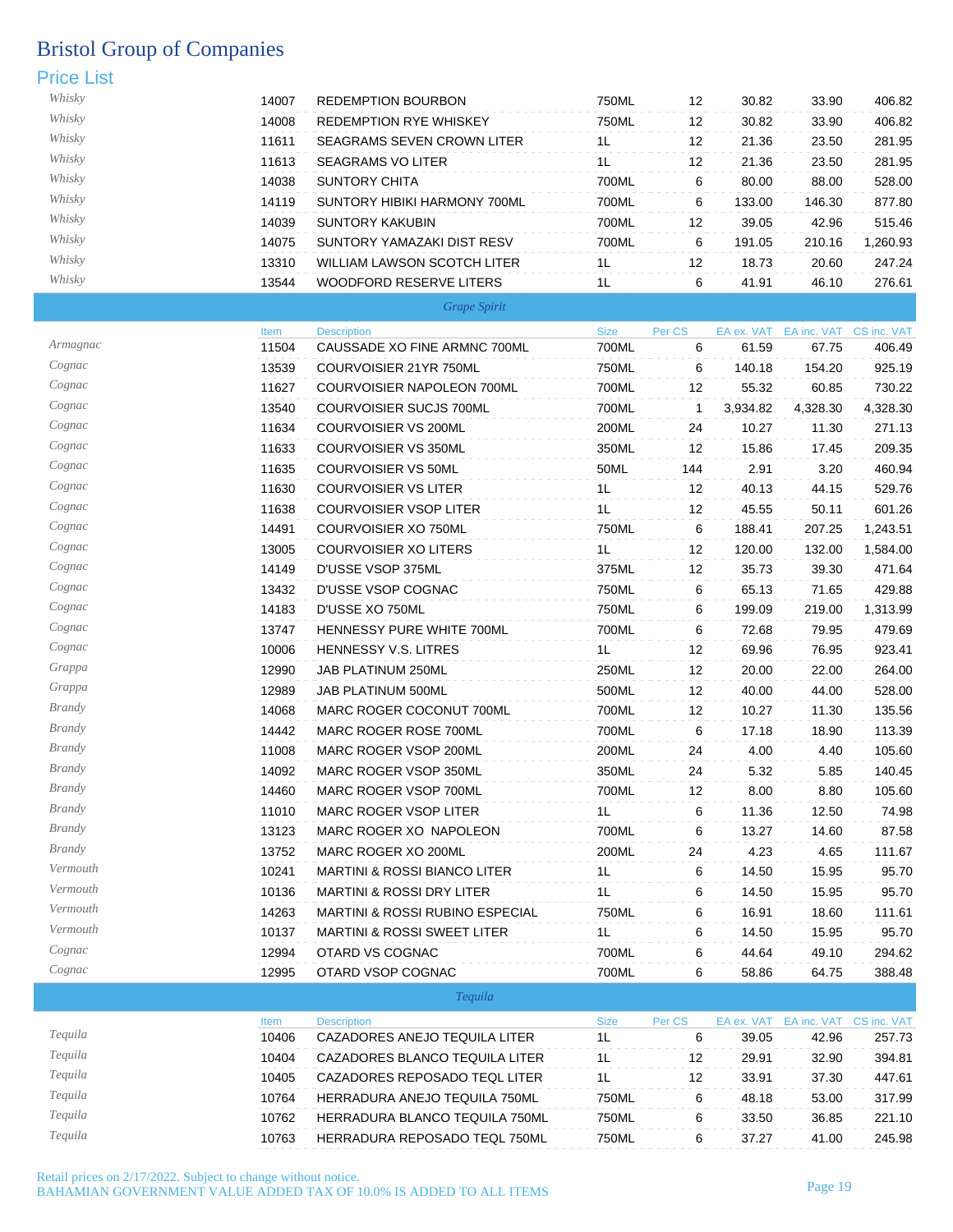# Bristol Group of Companies

## Price List

| Category | Item | Description | Size | Per CS | EA ex. VAT | EA inc. VAT | CS inc. VAT |
|---|---|---|---|---|---|---|---|
| Whisky | 14007 | REDEMPTION BOURBON | 750ML | 12 | 30.82 | 33.90 | 406.82 |
| Whisky | 14008 | REDEMPTION RYE WHISKEY | 750ML | 12 | 30.82 | 33.90 | 406.82 |
| Whisky | 11611 | SEAGRAMS SEVEN CROWN LITER | 1L | 12 | 21.36 | 23.50 | 281.95 |
| Whisky | 11613 | SEAGRAMS VO LITER | 1L | 12 | 21.36 | 23.50 | 281.95 |
| Whisky | 14038 | SUNTORY CHITA | 700ML | 6 | 80.00 | 88.00 | 528.00 |
| Whisky | 14119 | SUNTORY HIBIKI HARMONY 700ML | 700ML | 6 | 133.00 | 146.30 | 877.80 |
| Whisky | 14039 | SUNTORY KAKUBIN | 700ML | 12 | 39.05 | 42.96 | 515.46 |
| Whisky | 14075 | SUNTORY YAMAZAKI DIST RESV | 700ML | 6 | 191.05 | 210.16 | 1,260.93 |
| Whisky | 13310 | WILLIAM LAWSON SCOTCH LITER | 1L | 12 | 18.73 | 20.60 | 247.24 |
| Whisky | 13544 | WOODFORD RESERVE LITERS | 1L | 6 | 41.91 | 46.10 | 276.61 |

### *Grape Spirit*

| Category | Item | Description | Size | Per CS | EA ex. VAT | EA inc. VAT | CS inc. VAT |
|---|---|---|---|---|---|---|---|
| Armagnac | 11504 | CAUSSADE XO FINE ARMNC 700ML | 700ML | 6 | 61.59 | 67.75 | 406.49 |
| Cognac | 13539 | COURVOISIER 21YR 750ML | 750ML | 6 | 140.18 | 154.20 | 925.19 |
| Cognac | 11627 | COURVOISIER NAPOLEON 700ML | 700ML | 12 | 55.32 | 60.85 | 730.22 |
| Cognac | 13540 | COURVOISIER SUCJS 700ML | 700ML | 1 | 3,934.82 | 4,328.30 | 4,328.30 |
| Cognac | 11634 | COURVOISIER VS 200ML | 200ML | 24 | 10.27 | 11.30 | 271.13 |
| Cognac | 11633 | COURVOISIER VS 350ML | 350ML | 12 | 15.86 | 17.45 | 209.35 |
| Cognac | 11635 | COURVOISIER VS 50ML | 50ML | 144 | 2.91 | 3.20 | 460.94 |
| Cognac | 11630 | COURVOISIER VS LITER | 1L | 12 | 40.13 | 44.15 | 529.76 |
| Cognac | 11638 | COURVOISIER VSOP LITER | 1L | 12 | 45.55 | 50.11 | 601.26 |
| Cognac | 14491 | COURVOISIER XO 750ML | 750ML | 6 | 188.41 | 207.25 | 1,243.51 |
| Cognac | 13005 | COURVOISIER XO LITERS | 1L | 12 | 120.00 | 132.00 | 1,584.00 |
| Cognac | 14149 | D'USSE VSOP 375ML | 375ML | 12 | 35.73 | 39.30 | 471.64 |
| Cognac | 13432 | D'USSE VSOP COGNAC | 750ML | 6 | 65.13 | 71.65 | 429.88 |
| Cognac | 14183 | D'USSE XO 750ML | 750ML | 6 | 199.09 | 219.00 | 1,313.99 |
| Cognac | 13747 | HENNESSY PURE WHITE 700ML | 700ML | 6 | 72.68 | 79.95 | 479.69 |
| Cognac | 10006 | HENNESSY V.S. LITRES | 1L | 12 | 69.96 | 76.95 | 923.41 |
| Grappa | 12990 | JAB PLATINUM 250ML | 250ML | 12 | 20.00 | 22.00 | 264.00 |
| Grappa | 12989 | JAB PLATINUM 500ML | 500ML | 12 | 40.00 | 44.00 | 528.00 |
| Brandy | 14068 | MARC ROGER COCONUT 700ML | 700ML | 12 | 10.27 | 11.30 | 135.56 |
| Brandy | 14442 | MARC ROGER ROSE 700ML | 700ML | 6 | 17.18 | 18.90 | 113.39 |
| Brandy | 11008 | MARC ROGER VSOP 200ML | 200ML | 24 | 4.00 | 4.40 | 105.60 |
| Brandy | 14092 | MARC ROGER VSOP 350ML | 350ML | 24 | 5.32 | 5.85 | 140.45 |
| Brandy | 14460 | MARC ROGER VSOP 700ML | 700ML | 12 | 8.00 | 8.80 | 105.60 |
| Brandy | 11010 | MARC ROGER VSOP LITER | 1L | 6 | 11.36 | 12.50 | 74.98 |
| Brandy | 13123 | MARC ROGER XO NAPOLEON | 700ML | 6 | 13.27 | 14.60 | 87.58 |
| Brandy | 13752 | MARC ROGER XO 200ML | 200ML | 24 | 4.23 | 4.65 | 111.67 |
| Vermouth | 10241 | MARTINI & ROSSI BIANCO LITER | 1L | 6 | 14.50 | 15.95 | 95.70 |
| Vermouth | 10136 | MARTINI & ROSSI DRY LITER | 1L | 6 | 14.50 | 15.95 | 95.70 |
| Vermouth | 14263 | MARTINI & ROSSI RUBINO ESPECIAL | 750ML | 6 | 16.91 | 18.60 | 111.61 |
| Vermouth | 10137 | MARTINI & ROSSI SWEET LITER | 1L | 6 | 14.50 | 15.95 | 95.70 |
| Cognac | 12994 | OTARD VS COGNAC | 700ML | 6 | 44.64 | 49.10 | 294.62 |
| Cognac | 12995 | OTARD VSOP COGNAC | 700ML | 6 | 58.86 | 64.75 | 388.48 |

### *Tequila*

| Category | Item | Description | Size | Per CS | EA ex. VAT | EA inc. VAT | CS inc. VAT |
|---|---|---|---|---|---|---|---|
| Tequila | 10406 | CAZADORES ANEJO TEQUILA LITER | 1L | 6 | 39.05 | 42.96 | 257.73 |
| Tequila | 10404 | CAZADORES BLANCO TEQUILA LITER | 1L | 12 | 29.91 | 32.90 | 394.81 |
| Tequila | 10405 | CAZADORES REPOSADO TEQL LITER | 1L | 12 | 33.91 | 37.30 | 447.61 |
| Tequila | 10764 | HERRADURA ANEJO TEQUILA 750ML | 750ML | 6 | 48.18 | 53.00 | 317.99 |
| Tequila | 10762 | HERRADURA BLANCO TEQUILA 750ML | 750ML | 6 | 33.50 | 36.85 | 221.10 |
| Tequila | 10763 | HERRADURA REPOSADO TEQL 750ML | 750ML | 6 | 37.27 | 41.00 | 245.98 |

Retail prices on 2/17/2022. Subject to change without notice.
BAHAMIAN GOVERNMENT VALUE ADDED TAX OF 10.0% IS ADDED TO ALL ITEMS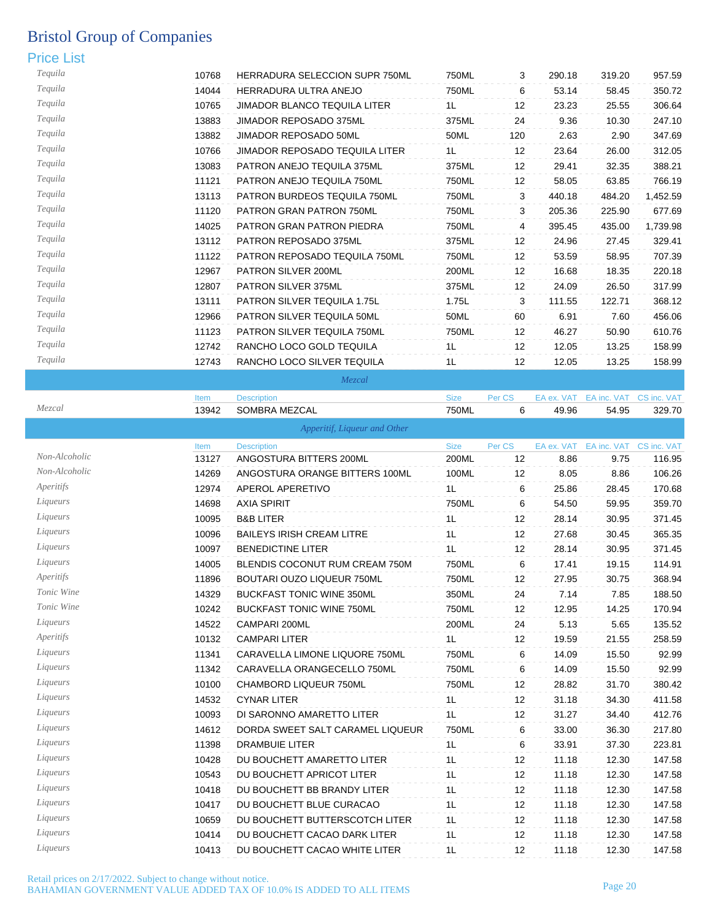# Bristol Group of Companies

## Price List

| | Item | Description | Size | Per CS | EA ex. VAT | EA inc. VAT | CS inc. VAT |
|---|---|---|---|---|---|---|---|
| Tequila | 10768 | HERRADURA SELECCION SUPR 750ML | 750ML | 3 | 290.18 | 319.20 | 957.59 |
| Tequila | 14044 | HERRADURA ULTRA ANEJO | 750ML | 6 | 53.14 | 58.45 | 350.72 |
| Tequila | 10765 | JIMADOR BLANCO TEQUILA LITER | 1L | 12 | 23.23 | 25.55 | 306.64 |
| Tequila | 13883 | JIMADOR REPOSADO 375ML | 375ML | 24 | 9.36 | 10.30 | 247.10 |
| Tequila | 13882 | JIMADOR REPOSADO 50ML | 50ML | 120 | 2.63 | 2.90 | 347.69 |
| Tequila | 10766 | JIMADOR REPOSADO TEQUILA LITER | 1L | 12 | 23.64 | 26.00 | 312.05 |
| Tequila | 13083 | PATRON ANEJO TEQUILA 375ML | 375ML | 12 | 29.41 | 32.35 | 388.21 |
| Tequila | 11121 | PATRON ANEJO TEQUILA 750ML | 750ML | 12 | 58.05 | 63.85 | 766.19 |
| Tequila | 13113 | PATRON BURDEOS TEQUILA 750ML | 750ML | 3 | 440.18 | 484.20 | 1,452.59 |
| Tequila | 11120 | PATRON GRAN PATRON 750ML | 750ML | 3 | 205.36 | 225.90 | 677.69 |
| Tequila | 14025 | PATRON GRAN PATRON PIEDRA | 750ML | 4 | 395.45 | 435.00 | 1,739.98 |
| Tequila | 13112 | PATRON REPOSADO 375ML | 375ML | 12 | 24.96 | 27.45 | 329.41 |
| Tequila | 11122 | PATRON REPOSADO TEQUILA 750ML | 750ML | 12 | 53.59 | 58.95 | 707.39 |
| Tequila | 12967 | PATRON SILVER 200ML | 200ML | 12 | 16.68 | 18.35 | 220.18 |
| Tequila | 12807 | PATRON SILVER 375ML | 375ML | 12 | 24.09 | 26.50 | 317.99 |
| Tequila | 13111 | PATRON SILVER TEQUILA 1.75L | 1.75L | 3 | 111.55 | 122.71 | 368.12 |
| Tequila | 12966 | PATRON SILVER TEQUILA 50ML | 50ML | 60 | 6.91 | 7.60 | 456.06 |
| Tequila | 11123 | PATRON SILVER TEQUILA 750ML | 750ML | 12 | 46.27 | 50.90 | 610.76 |
| Tequila | 12742 | RANCHO LOCO GOLD TEQUILA | 1L | 12 | 12.05 | 13.25 | 158.99 |
| Tequila | 12743 | RANCHO LOCO SILVER TEQUILA | 1L | 12 | 12.05 | 13.25 | 158.99 |

### Mezcal

| | Item | Description | Size | Per CS | EA ex. VAT | EA inc. VAT | CS inc. VAT |
|---|---|---|---|---|---|---|---|
| Mezcal | 13942 | SOMBRA MEZCAL | 750ML | 6 | 49.96 | 54.95 | 329.70 |

### Apperitif, Liqueur and Other

| | Item | Description | Size | Per CS | EA ex. VAT | EA inc. VAT | CS inc. VAT |
|---|---|---|---|---|---|---|---|
| Non-Alcoholic | 13127 | ANGOSTURA BITTERS 200ML | 200ML | 12 | 8.86 | 9.75 | 116.95 |
| Non-Alcoholic | 14269 | ANGOSTURA ORANGE BITTERS 100ML | 100ML | 12 | 8.05 | 8.86 | 106.26 |
| Aperitifs | 12974 | APEROL APERETIVO | 1L | 6 | 25.86 | 28.45 | 170.68 |
| Liqueurs | 14698 | AXIA SPIRIT | 750ML | 6 | 54.50 | 59.95 | 359.70 |
| Liqueurs | 10095 | B&B LITER | 1L | 12 | 28.14 | 30.95 | 371.45 |
| Liqueurs | 10096 | BAILEYS IRISH CREAM LITRE | 1L | 12 | 27.68 | 30.45 | 365.35 |
| Liqueurs | 10097 | BENEDICTINE LITER | 1L | 12 | 28.14 | 30.95 | 371.45 |
| Liqueurs | 14005 | BLENDIS COCONUT RUM CREAM 750M | 750ML | 6 | 17.41 | 19.15 | 114.91 |
| Aperitifs | 11896 | BOUTARI OUZO LIQUEUR 750ML | 750ML | 12 | 27.95 | 30.75 | 368.94 |
| Tonic Wine | 14329 | BUCKFAST TONIC WINE 350ML | 350ML | 24 | 7.14 | 7.85 | 188.50 |
| Tonic Wine | 10242 | BUCKFAST TONIC WINE 750ML | 750ML | 12 | 12.95 | 14.25 | 170.94 |
| Liqueurs | 14522 | CAMPARI 200ML | 200ML | 24 | 5.13 | 5.65 | 135.52 |
| Aperitifs | 10132 | CAMPARI LITER | 1L | 12 | 19.59 | 21.55 | 258.59 |
| Liqueurs | 11341 | CARAVELLA LIMONE LIQUORE 750ML | 750ML | 6 | 14.09 | 15.50 | 92.99 |
| Liqueurs | 11342 | CARAVELLA ORANGECELLO 750ML | 750ML | 6 | 14.09 | 15.50 | 92.99 |
| Liqueurs | 10100 | CHAMBORD LIQUEUR 750ML | 750ML | 12 | 28.82 | 31.70 | 380.42 |
| Liqueurs | 14532 | CYNAR LITER | 1L | 12 | 31.18 | 34.30 | 411.58 |
| Liqueurs | 10093 | DI SARONNO AMARETTO LITER | 1L | 12 | 31.27 | 34.40 | 412.76 |
| Liqueurs | 14612 | DORDA SWEET SALT CARAMEL LIQUEUR | 750ML | 6 | 33.00 | 36.30 | 217.80 |
| Liqueurs | 11398 | DRAMBUIE LITER | 1L | 6 | 33.91 | 37.30 | 223.81 |
| Liqueurs | 10428 | DU BOUCHETT AMARETTO LITER | 1L | 12 | 11.18 | 12.30 | 147.58 |
| Liqueurs | 10543 | DU BOUCHETT APRICOT LITER | 1L | 12 | 11.18 | 12.30 | 147.58 |
| Liqueurs | 10418 | DU BOUCHETT BB BRANDY LITER | 1L | 12 | 11.18 | 12.30 | 147.58 |
| Liqueurs | 10417 | DU BOUCHETT BLUE CURACAO | 1L | 12 | 11.18 | 12.30 | 147.58 |
| Liqueurs | 10659 | DU BOUCHETT BUTTERSCOTCH LITER | 1L | 12 | 11.18 | 12.30 | 147.58 |
| Liqueurs | 10414 | DU BOUCHETT CACAO DARK LITER | 1L | 12 | 11.18 | 12.30 | 147.58 |
| Liqueurs | 10413 | DU BOUCHETT CACAO WHITE LITER | 1L | 12 | 11.18 | 12.30 | 147.58 |

Retail prices on 2/17/2022. Subject to change without notice.
BAHAMIAN GOVERNMENT VALUE ADDED TAX OF 10.0% IS ADDED TO ALL ITEMS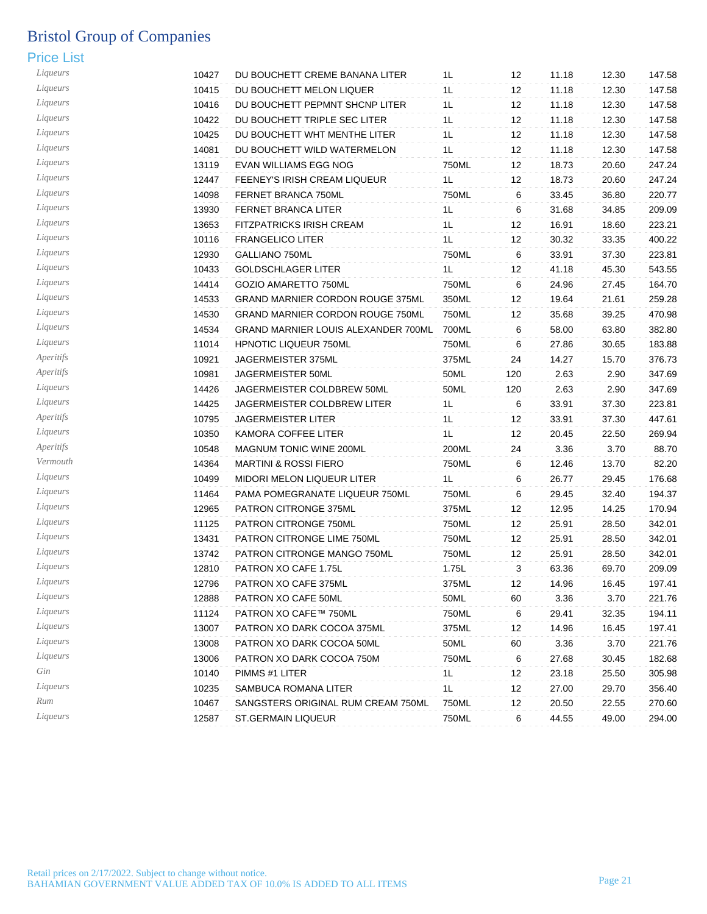# Bristol Group of Companies

## Price List

| Category | Code | Description | Size | Pack | Price 1 | Price 2 | Case |
|---|---|---|---|---|---|---|---|
| Liqueurs | 10427 | DU BOUCHETT CREME BANANA LITER | 1L | 12 | 11.18 | 12.30 | 147.58 |
| Liqueurs | 10415 | DU BOUCHETT MELON LIQUER | 1L | 12 | 11.18 | 12.30 | 147.58 |
| Liqueurs | 10416 | DU BOUCHETT PEPMNT SHCNP LITER | 1L | 12 | 11.18 | 12.30 | 147.58 |
| Liqueurs | 10422 | DU BOUCHETT TRIPLE SEC LITER | 1L | 12 | 11.18 | 12.30 | 147.58 |
| Liqueurs | 10425 | DU BOUCHETT WHT MENTHE LITER | 1L | 12 | 11.18 | 12.30 | 147.58 |
| Liqueurs | 14081 | DU BOUCHETT WILD WATERMELON | 1L | 12 | 11.18 | 12.30 | 147.58 |
| Liqueurs | 13119 | EVAN WILLIAMS EGG NOG | 750ML | 12 | 18.73 | 20.60 | 247.24 |
| Liqueurs | 12447 | FEENEY'S IRISH CREAM LIQUEUR | 1L | 12 | 18.73 | 20.60 | 247.24 |
| Liqueurs | 14098 | FERNET BRANCA 750ML | 750ML | 6 | 33.45 | 36.80 | 220.77 |
| Liqueurs | 13930 | FERNET BRANCA LITER | 1L | 6 | 31.68 | 34.85 | 209.09 |
| Liqueurs | 13653 | FITZPATRICKS IRISH CREAM | 1L | 12 | 16.91 | 18.60 | 223.21 |
| Liqueurs | 10116 | FRANGELICO LITER | 1L | 12 | 30.32 | 33.35 | 400.22 |
| Liqueurs | 12930 | GALLIANO 750ML | 750ML | 6 | 33.91 | 37.30 | 223.81 |
| Liqueurs | 10433 | GOLDSCHLAGER LITER | 1L | 12 | 41.18 | 45.30 | 543.55 |
| Liqueurs | 14414 | GOZIO AMARETTO 750ML | 750ML | 6 | 24.96 | 27.45 | 164.70 |
| Liqueurs | 14533 | GRAND MARNIER CORDON ROUGE 375ML | 350ML | 12 | 19.64 | 21.61 | 259.28 |
| Liqueurs | 14530 | GRAND MARNIER CORDON ROUGE 750ML | 750ML | 12 | 35.68 | 39.25 | 470.98 |
| Liqueurs | 14534 | GRAND MARNIER LOUIS ALEXANDER 700ML | 700ML | 6 | 58.00 | 63.80 | 382.80 |
| Liqueurs | 11014 | HPNOTIC LIQUEUR 750ML | 750ML | 6 | 27.86 | 30.65 | 183.88 |
| Aperitifs | 10921 | JAGERMEISTER 375ML | 375ML | 24 | 14.27 | 15.70 | 376.73 |
| Aperitifs | 10981 | JAGERMEISTER 50ML | 50ML | 120 | 2.63 | 2.90 | 347.69 |
| Liqueurs | 14426 | JAGERMEISTER COLDBREW 50ML | 50ML | 120 | 2.63 | 2.90 | 347.69 |
| Liqueurs | 14425 | JAGERMEISTER COLDBREW LITER | 1L | 6 | 33.91 | 37.30 | 223.81 |
| Aperitifs | 10795 | JAGERMEISTER LITER | 1L | 12 | 33.91 | 37.30 | 447.61 |
| Liqueurs | 10350 | KAMORA COFFEE LITER | 1L | 12 | 20.45 | 22.50 | 269.94 |
| Aperitifs | 10548 | MAGNUM TONIC WINE 200ML | 200ML | 24 | 3.36 | 3.70 | 88.70 |
| Vermouth | 14364 | MARTINI & ROSSI FIERO | 750ML | 6 | 12.46 | 13.70 | 82.20 |
| Liqueurs | 10499 | MIDORI MELON LIQUEUR LITER | 1L | 6 | 26.77 | 29.45 | 176.68 |
| Liqueurs | 11464 | PAMA POMEGRANATE LIQUEUR 750ML | 750ML | 6 | 29.45 | 32.40 | 194.37 |
| Liqueurs | 12965 | PATRON CITRONGE 375ML | 375ML | 12 | 12.95 | 14.25 | 170.94 |
| Liqueurs | 11125 | PATRON CITRONGE 750ML | 750ML | 12 | 25.91 | 28.50 | 342.01 |
| Liqueurs | 13431 | PATRON CITRONGE LIME 750ML | 750ML | 12 | 25.91 | 28.50 | 342.01 |
| Liqueurs | 13742 | PATRON CITRONGE MANGO 750ML | 750ML | 12 | 25.91 | 28.50 | 342.01 |
| Liqueurs | 12810 | PATRON XO CAFE 1.75L | 1.75L | 3 | 63.36 | 69.70 | 209.09 |
| Liqueurs | 12796 | PATRON XO CAFE 375ML | 375ML | 12 | 14.96 | 16.45 | 197.41 |
| Liqueurs | 12888 | PATRON XO CAFE 50ML | 50ML | 60 | 3.36 | 3.70 | 221.76 |
| Liqueurs | 11124 | PATRON XO CAFE™ 750ML | 750ML | 6 | 29.41 | 32.35 | 194.11 |
| Liqueurs | 13007 | PATRON XO DARK COCOA 375ML | 375ML | 12 | 14.96 | 16.45 | 197.41 |
| Liqueurs | 13008 | PATRON XO DARK COCOA 50ML | 50ML | 60 | 3.36 | 3.70 | 221.76 |
| Liqueurs | 13006 | PATRON XO DARK COCOA 750M | 750ML | 6 | 27.68 | 30.45 | 182.68 |
| Gin | 10140 | PIMMS #1 LITER | 1L | 12 | 23.18 | 25.50 | 305.98 |
| Liqueurs | 10235 | SAMBUCA ROMANA LITER | 1L | 12 | 27.00 | 29.70 | 356.40 |
| Rum | 10467 | SANGSTERS ORIGINAL RUM CREAM 750ML | 750ML | 12 | 20.50 | 22.55 | 270.60 |
| Liqueurs | 12587 | ST.GERMAIN LIQUEUR | 750ML | 6 | 44.55 | 49.00 | 294.00 |

Retail prices on 2/17/2022. Subject to change without notice.
BAHAMIAN GOVERNMENT VALUE ADDED TAX OF 10.0% IS ADDED TO ALL ITEMS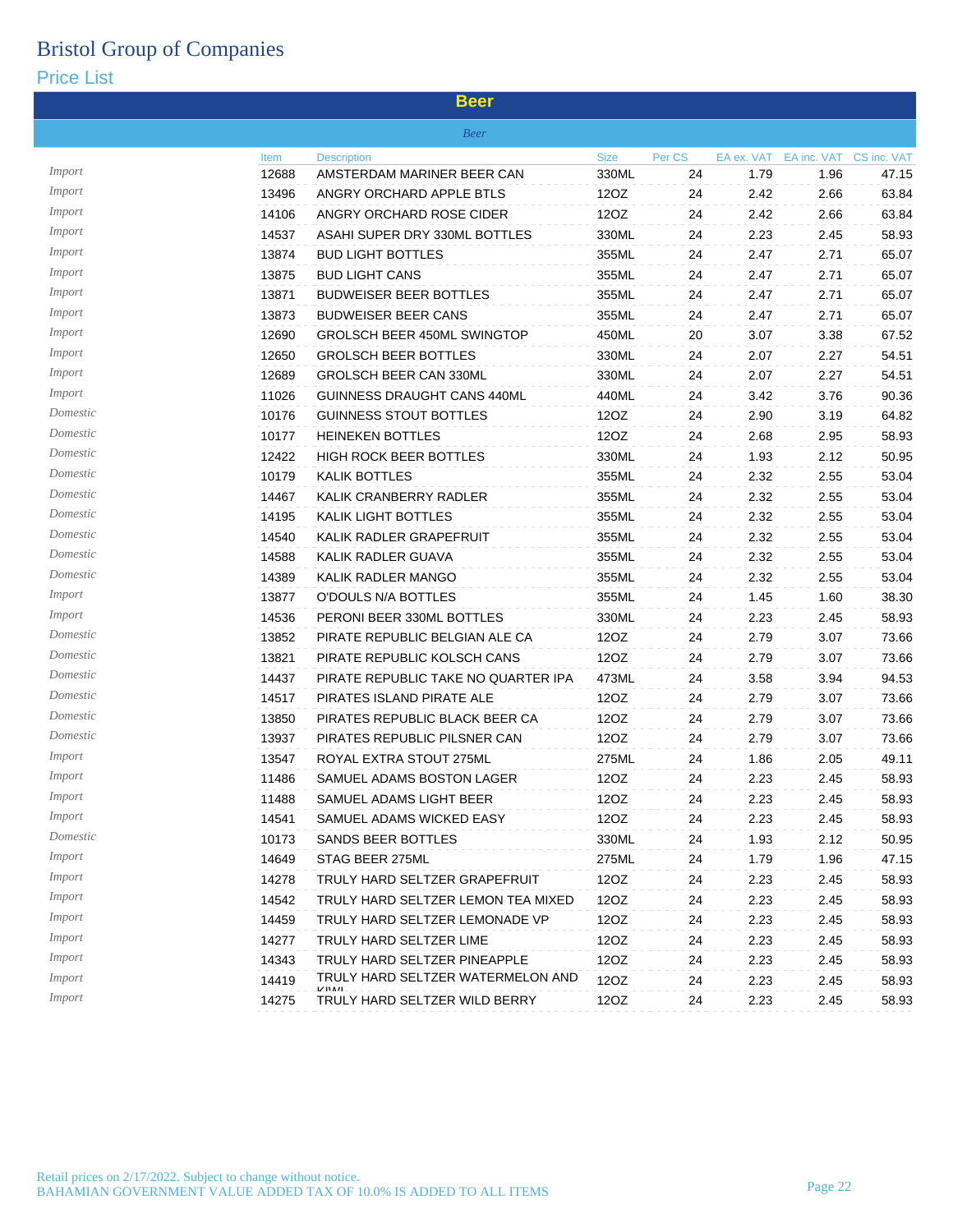# Bristol Group of Companies

## Price List

### Beer

*Beer*

| | Item | Description | Size | Per CS | EA ex. VAT | EA inc. VAT | CS inc. VAT |
|---|---|---|---|---|---|---|---|
| *Import* | 12688 | AMSTERDAM MARINER BEER CAN | 330ML | 24 | 1.79 | 1.96 | 47.15 |
| *Import* | 13496 | ANGRY ORCHARD APPLE BTLS | 12OZ | 24 | 2.42 | 2.66 | 63.84 |
| *Import* | 14106 | ANGRY ORCHARD ROSE CIDER | 12OZ | 24 | 2.42 | 2.66 | 63.84 |
| *Import* | 14537 | ASAHI SUPER DRY 330ML BOTTLES | 330ML | 24 | 2.23 | 2.45 | 58.93 |
| *Import* | 13874 | BUD LIGHT BOTTLES | 355ML | 24 | 2.47 | 2.71 | 65.07 |
| *Import* | 13875 | BUD LIGHT CANS | 355ML | 24 | 2.47 | 2.71 | 65.07 |
| *Import* | 13871 | BUDWEISER BEER BOTTLES | 355ML | 24 | 2.47 | 2.71 | 65.07 |
| *Import* | 13873 | BUDWEISER BEER CANS | 355ML | 24 | 2.47 | 2.71 | 65.07 |
| *Import* | 12690 | GROLSCH BEER 450ML SWINGTOP | 450ML | 20 | 3.07 | 3.38 | 67.52 |
| *Import* | 12650 | GROLSCH BEER BOTTLES | 330ML | 24 | 2.07 | 2.27 | 54.51 |
| *Import* | 12689 | GROLSCH BEER CAN 330ML | 330ML | 24 | 2.07 | 2.27 | 54.51 |
| *Import* | 11026 | GUINNESS DRAUGHT CANS 440ML | 440ML | 24 | 3.42 | 3.76 | 90.36 |
| *Domestic* | 10176 | GUINNESS STOUT BOTTLES | 12OZ | 24 | 2.90 | 3.19 | 64.82 |
| *Domestic* | 10177 | HEINEKEN BOTTLES | 12OZ | 24 | 2.68 | 2.95 | 58.93 |
| *Domestic* | 12422 | HIGH ROCK BEER BOTTLES | 330ML | 24 | 1.93 | 2.12 | 50.95 |
| *Domestic* | 10179 | KALIK BOTTLES | 355ML | 24 | 2.32 | 2.55 | 53.04 |
| *Domestic* | 14467 | KALIK CRANBERRY RADLER | 355ML | 24 | 2.32 | 2.55 | 53.04 |
| *Domestic* | 14195 | KALIK LIGHT BOTTLES | 355ML | 24 | 2.32 | 2.55 | 53.04 |
| *Domestic* | 14540 | KALIK RADLER GRAPEFRUIT | 355ML | 24 | 2.32 | 2.55 | 53.04 |
| *Domestic* | 14588 | KALIK RADLER GUAVA | 355ML | 24 | 2.32 | 2.55 | 53.04 |
| *Domestic* | 14389 | KALIK RADLER MANGO | 355ML | 24 | 2.32 | 2.55 | 53.04 |
| *Import* | 13877 | O'DOULS N/A BOTTLES | 355ML | 24 | 1.45 | 1.60 | 38.30 |
| *Import* | 14536 | PERONI BEER 330ML BOTTLES | 330ML | 24 | 2.23 | 2.45 | 58.93 |
| *Domestic* | 13852 | PIRATE REPUBLIC BELGIAN ALE CA | 12OZ | 24 | 2.79 | 3.07 | 73.66 |
| *Domestic* | 13821 | PIRATE REPUBLIC KOLSCH CANS | 12OZ | 24 | 2.79 | 3.07 | 73.66 |
| *Domestic* | 14437 | PIRATE REPUBLIC TAKE NO QUARTER IPA | 473ML | 24 | 3.58 | 3.94 | 94.53 |
| *Domestic* | 14517 | PIRATES ISLAND PIRATE ALE | 12OZ | 24 | 2.79 | 3.07 | 73.66 |
| *Domestic* | 13850 | PIRATES REPUBLIC BLACK BEER CA | 12OZ | 24 | 2.79 | 3.07 | 73.66 |
| *Domestic* | 13937 | PIRATES REPUBLIC PILSNER CAN | 12OZ | 24 | 2.79 | 3.07 | 73.66 |
| *Import* | 13547 | ROYAL EXTRA STOUT 275ML | 275ML | 24 | 1.86 | 2.05 | 49.11 |
| *Import* | 11486 | SAMUEL ADAMS BOSTON LAGER | 12OZ | 24 | 2.23 | 2.45 | 58.93 |
| *Import* | 11488 | SAMUEL ADAMS LIGHT BEER | 12OZ | 24 | 2.23 | 2.45 | 58.93 |
| *Import* | 14541 | SAMUEL ADAMS WICKED EASY | 12OZ | 24 | 2.23 | 2.45 | 58.93 |
| *Domestic* | 10173 | SANDS BEER BOTTLES | 330ML | 24 | 1.93 | 2.12 | 50.95 |
| *Import* | 14649 | STAG BEER 275ML | 275ML | 24 | 1.79 | 1.96 | 47.15 |
| *Import* | 14278 | TRULY HARD SELTZER GRAPEFRUIT | 12OZ | 24 | 2.23 | 2.45 | 58.93 |
| *Import* | 14542 | TRULY HARD SELTZER LEMON TEA MIXED | 12OZ | 24 | 2.23 | 2.45 | 58.93 |
| *Import* | 14459 | TRULY HARD SELTZER LEMONADE VP | 12OZ | 24 | 2.23 | 2.45 | 58.93 |
| *Import* | 14277 | TRULY HARD SELTZER LIME | 12OZ | 24 | 2.23 | 2.45 | 58.93 |
| *Import* | 14343 | TRULY HARD SELTZER PINEAPPLE | 12OZ | 24 | 2.23 | 2.45 | 58.93 |
| *Import* | 14419 | TRULY HARD SELTZER WATERMELON AND KIWI | 12OZ | 24 | 2.23 | 2.45 | 58.93 |
| *Import* | 14275 | TRULY HARD SELTZER WILD BERRY | 12OZ | 24 | 2.23 | 2.45 | 58.93 |

Retail prices on 2/17/2022. Subject to change without notice.
BAHAMIAN GOVERNMENT VALUE ADDED TAX OF 10.0% IS ADDED TO ALL ITEMS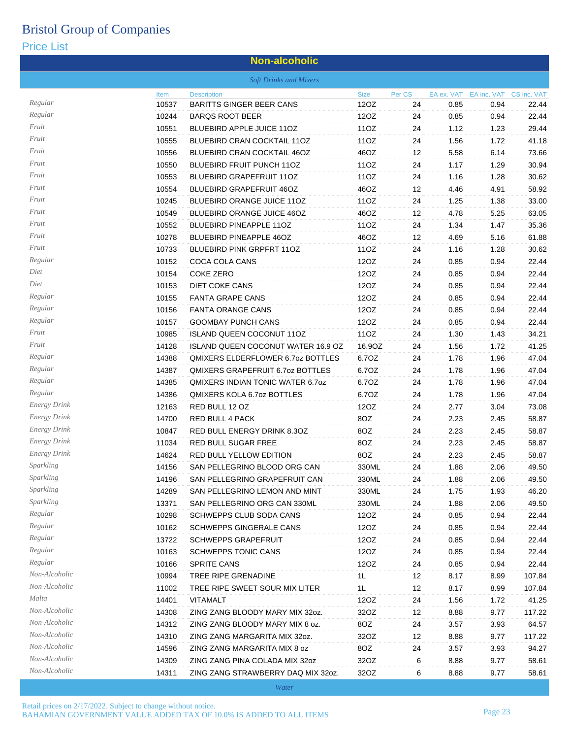# Bristol Group of Companies

## Price List

### Non-alcoholic

*Soft Drinks and Mixers*

| | Item | Description | Size | Per CS | EA ex. VAT | EA inc. VAT | CS inc. VAT |
|---|---|---|---|---|---|---|---|
| *Regular* | 10537 | BARITTS GINGER BEER CANS | 12OZ | 24 | 0.85 | 0.94 | 22.44 |
| *Regular* | 10244 | BARQS ROOT BEER | 12OZ | 24 | 0.85 | 0.94 | 22.44 |
| *Fruit* | 10551 | BLUEBIRD APPLE JUICE 11OZ | 11OZ | 24 | 1.12 | 1.23 | 29.44 |
| *Fruit* | 10555 | BLUEBIRD CRAN COCKTAIL 11OZ | 11OZ | 24 | 1.56 | 1.72 | 41.18 |
| *Fruit* | 10556 | BLUEBIRD CRAN COCKTAIL 46OZ | 46OZ | 12 | 5.58 | 6.14 | 73.66 |
| *Fruit* | 10550 | BLUEBIRD FRUIT PUNCH 11OZ | 11OZ | 24 | 1.17 | 1.29 | 30.94 |
| *Fruit* | 10553 | BLUEBIRD GRAPEFRUIT 11OZ | 11OZ | 24 | 1.16 | 1.28 | 30.62 |
| *Fruit* | 10554 | BLUEBIRD GRAPEFRUIT 46OZ | 46OZ | 12 | 4.46 | 4.91 | 58.92 |
| *Fruit* | 10245 | BLUEBIRD ORANGE JUICE 11OZ | 11OZ | 24 | 1.25 | 1.38 | 33.00 |
| *Fruit* | 10549 | BLUEBIRD ORANGE JUICE 46OZ | 46OZ | 12 | 4.78 | 5.25 | 63.05 |
| *Fruit* | 10552 | BLUEBIRD PINEAPPLE 11OZ | 11OZ | 24 | 1.34 | 1.47 | 35.36 |
| *Fruit* | 10278 | BLUEBIRD PINEAPPLE 46OZ | 46OZ | 12 | 4.69 | 5.16 | 61.88 |
| *Fruit* | 10733 | BLUEBIRD PINK GRPFRT 11OZ | 11OZ | 24 | 1.16 | 1.28 | 30.62 |
| *Regular* | 10152 | COCA COLA CANS | 12OZ | 24 | 0.85 | 0.94 | 22.44 |
| *Diet* | 10154 | COKE ZERO | 12OZ | 24 | 0.85 | 0.94 | 22.44 |
| *Diet* | 10153 | DIET COKE CANS | 12OZ | 24 | 0.85 | 0.94 | 22.44 |
| *Regular* | 10155 | FANTA GRAPE CANS | 12OZ | 24 | 0.85 | 0.94 | 22.44 |
| *Regular* | 10156 | FANTA ORANGE CANS | 12OZ | 24 | 0.85 | 0.94 | 22.44 |
| *Regular* | 10157 | GOOMBAY PUNCH CANS | 12OZ | 24 | 0.85 | 0.94 | 22.44 |
| *Fruit* | 10985 | ISLAND QUEEN COCONUT 11OZ | 11OZ | 24 | 1.30 | 1.43 | 34.21 |
| *Fruit* | 14128 | ISLAND QUEEN COCONUT WATER 16.9 OZ | 16.9OZ | 24 | 1.56 | 1.72 | 41.25 |
| *Regular* | 14388 | QMIXERS ELDERFLOWER 6.7oz BOTTLES | 6.7OZ | 24 | 1.78 | 1.96 | 47.04 |
| *Regular* | 14387 | QMIXERS GRAPEFRUIT 6.7oz BOTTLES | 6.7OZ | 24 | 1.78 | 1.96 | 47.04 |
| *Regular* | 14385 | QMIXERS INDIAN TONIC WATER 6.7oz | 6.7OZ | 24 | 1.78 | 1.96 | 47.04 |
| *Regular* | 14386 | QMIXERS KOLA 6.7oz BOTTLES | 6.7OZ | 24 | 1.78 | 1.96 | 47.04 |
| *Energy Drink* | 12163 | RED BULL 12 OZ | 12OZ | 24 | 2.77 | 3.04 | 73.08 |
| *Energy Drink* | 14700 | RED BULL 4 PACK | 8OZ | 24 | 2.23 | 2.45 | 58.87 |
| *Energy Drink* | 10847 | RED BULL ENERGY DRINK 8.3OZ | 8OZ | 24 | 2.23 | 2.45 | 58.87 |
| *Energy Drink* | 11034 | RED BULL SUGAR FREE | 8OZ | 24 | 2.23 | 2.45 | 58.87 |
| *Energy Drink* | 14624 | RED BULL YELLOW EDITION | 8OZ | 24 | 2.23 | 2.45 | 58.87 |
| *Sparkling* | 14156 | SAN PELLEGRINO BLOOD ORG CAN | 330ML | 24 | 1.88 | 2.06 | 49.50 |
| *Sparkling* | 14196 | SAN PELLEGRINO GRAPEFRUIT CAN | 330ML | 24 | 1.88 | 2.06 | 49.50 |
| *Sparkling* | 14289 | SAN PELLEGRINO LEMON AND MINT | 330ML | 24 | 1.75 | 1.93 | 46.20 |
| *Sparkling* | 13371 | SAN PELLEGRINO ORG CAN 330ML | 330ML | 24 | 1.88 | 2.06 | 49.50 |
| *Regular* | 10298 | SCHWEPPS CLUB SODA CANS | 12OZ | 24 | 0.85 | 0.94 | 22.44 |
| *Regular* | 10162 | SCHWEPPS GINGERALE CANS | 12OZ | 24 | 0.85 | 0.94 | 22.44 |
| *Regular* | 13722 | SCHWEPPS GRAPEFRUIT | 12OZ | 24 | 0.85 | 0.94 | 22.44 |
| *Regular* | 10163 | SCHWEPPS TONIC CANS | 12OZ | 24 | 0.85 | 0.94 | 22.44 |
| *Regular* | 10166 | SPRITE CANS | 12OZ | 24 | 0.85 | 0.94 | 22.44 |
| *Non-Alcoholic* | 10994 | TREE RIPE GRENADINE | 1L | 12 | 8.17 | 8.99 | 107.84 |
| *Non-Alcoholic* | 11002 | TREE RIPE SWEET SOUR MIX LITER | 1L | 12 | 8.17 | 8.99 | 107.84 |
| *Malta* | 14401 | VITAMALT | 12OZ | 24 | 1.56 | 1.72 | 41.25 |
| *Non-Alcoholic* | 14308 | ZING ZANG BLOODY MARY MIX 32oz. | 32OZ | 12 | 8.88 | 9.77 | 117.22 |
| *Non-Alcoholic* | 14312 | ZING ZANG BLOODY MARY MIX 8 oz. | 8OZ | 24 | 3.57 | 3.93 | 64.57 |
| *Non-Alcoholic* | 14310 | ZING ZANG MARGARITA MIX 32oz. | 32OZ | 12 | 8.88 | 9.77 | 117.22 |
| *Non-Alcoholic* | 14596 | ZING ZANG MARGARITA MIX 8 oz | 8OZ | 24 | 3.57 | 3.93 | 94.27 |
| *Non-Alcoholic* | 14309 | ZING ZANG PINA COLADA MIX 32oz | 32OZ | 6 | 8.88 | 9.77 | 58.61 |
| *Non-Alcoholic* | 14311 | ZING ZANG STRAWBERRY DAQ MIX 32oz. | 32OZ | 6 | 8.88 | 9.77 | 58.61 |

*Water*

Retail prices on 2/17/2022. Subject to change without notice.
BAHAMIAN GOVERNMENT VALUE ADDED TAX OF 10.0% IS ADDED TO ALL ITEMS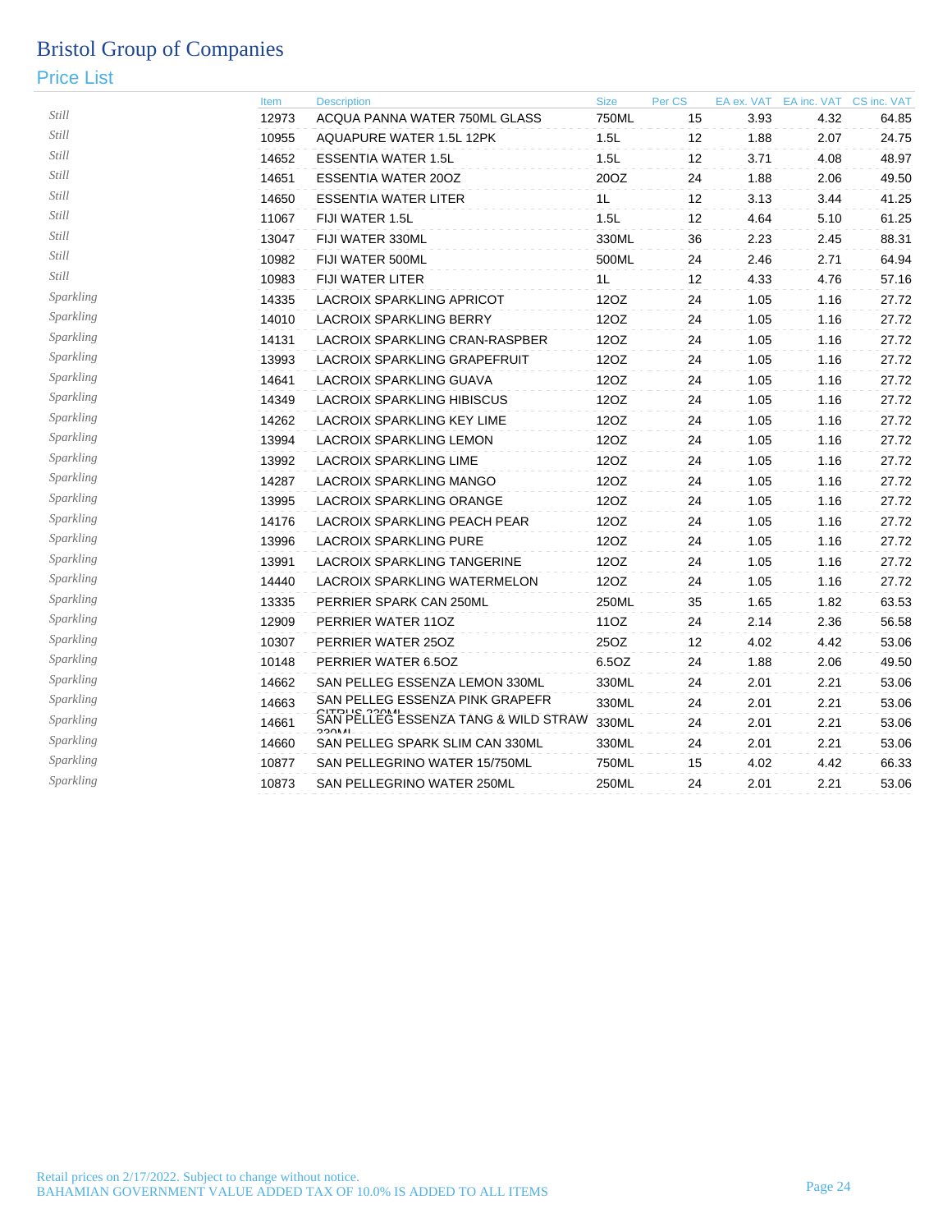# Bristol Group of Companies

## Price List

| | Item | Description | Size | Per CS | EA ex. VAT | EA inc. VAT | CS inc. VAT |
|---|---|---|---|---|---|---|---|
| *Still* | 12973 | ACQUA PANNA WATER 750ML GLASS | 750ML | 15 | 3.93 | 4.32 | 64.85 |
| *Still* | 10955 | AQUAPURE WATER 1.5L 12PK | 1.5L | 12 | 1.88 | 2.07 | 24.75 |
| *Still* | 14652 | ESSENTIA WATER 1.5L | 1.5L | 12 | 3.71 | 4.08 | 48.97 |
| *Still* | 14651 | ESSENTIA WATER 20OZ | 20OZ | 24 | 1.88 | 2.06 | 49.50 |
| *Still* | 14650 | ESSENTIA WATER LITER | 1L | 12 | 3.13 | 3.44 | 41.25 |
| *Still* | 11067 | FIJI WATER 1.5L | 1.5L | 12 | 4.64 | 5.10 | 61.25 |
| *Still* | 13047 | FIJI WATER 330ML | 330ML | 36 | 2.23 | 2.45 | 88.31 |
| *Still* | 10982 | FIJI WATER 500ML | 500ML | 24 | 2.46 | 2.71 | 64.94 |
| *Still* | 10983 | FIJI WATER LITER | 1L | 12 | 4.33 | 4.76 | 57.16 |
| *Sparkling* | 14335 | LACROIX SPARKLING APRICOT | 12OZ | 24 | 1.05 | 1.16 | 27.72 |
| *Sparkling* | 14010 | LACROIX SPARKLING BERRY | 12OZ | 24 | 1.05 | 1.16 | 27.72 |
| *Sparkling* | 14131 | LACROIX SPARKLING CRAN-RASPBER | 12OZ | 24 | 1.05 | 1.16 | 27.72 |
| *Sparkling* | 13993 | LACROIX SPARKLING GRAPEFRUIT | 12OZ | 24 | 1.05 | 1.16 | 27.72 |
| *Sparkling* | 14641 | LACROIX SPARKLING GUAVA | 12OZ | 24 | 1.05 | 1.16 | 27.72 |
| *Sparkling* | 14349 | LACROIX SPARKLING HIBISCUS | 12OZ | 24 | 1.05 | 1.16 | 27.72 |
| *Sparkling* | 14262 | LACROIX SPARKLING KEY LIME | 12OZ | 24 | 1.05 | 1.16 | 27.72 |
| *Sparkling* | 13994 | LACROIX SPARKLING LEMON | 12OZ | 24 | 1.05 | 1.16 | 27.72 |
| *Sparkling* | 13992 | LACROIX SPARKLING LIME | 12OZ | 24 | 1.05 | 1.16 | 27.72 |
| *Sparkling* | 14287 | LACROIX SPARKLING MANGO | 12OZ | 24 | 1.05 | 1.16 | 27.72 |
| *Sparkling* | 13995 | LACROIX SPARKLING ORANGE | 12OZ | 24 | 1.05 | 1.16 | 27.72 |
| *Sparkling* | 14176 | LACROIX SPARKLING PEACH PEAR | 12OZ | 24 | 1.05 | 1.16 | 27.72 |
| *Sparkling* | 13996 | LACROIX SPARKLING PURE | 12OZ | 24 | 1.05 | 1.16 | 27.72 |
| *Sparkling* | 13991 | LACROIX SPARKLING TANGERINE | 12OZ | 24 | 1.05 | 1.16 | 27.72 |
| *Sparkling* | 14440 | LACROIX SPARKLING WATERMELON | 12OZ | 24 | 1.05 | 1.16 | 27.72 |
| *Sparkling* | 13335 | PERRIER SPARK CAN 250ML | 250ML | 35 | 1.65 | 1.82 | 63.53 |
| *Sparkling* | 12909 | PERRIER WATER 11OZ | 11OZ | 24 | 2.14 | 2.36 | 56.58 |
| *Sparkling* | 10307 | PERRIER WATER 25OZ | 25OZ | 12 | 4.02 | 4.42 | 53.06 |
| *Sparkling* | 10148 | PERRIER WATER 6.5OZ | 6.5OZ | 24 | 1.88 | 2.06 | 49.50 |
| *Sparkling* | 14662 | SAN PELLEG ESSENZA LEMON 330ML | 330ML | 24 | 2.01 | 2.21 | 53.06 |
| *Sparkling* | 14663 | SAN PELLEG ESSENZA PINK GRAPEFR CITRUS 330ML | 330ML | 24 | 2.01 | 2.21 | 53.06 |
| *Sparkling* | 14661 | SAN PELLEG ESSENZA TANG & WILD STRAW 330ML | 330ML | 24 | 2.01 | 2.21 | 53.06 |
| *Sparkling* | 14660 | SAN PELLEG SPARK SLIM CAN 330ML | 330ML | 24 | 2.01 | 2.21 | 53.06 |
| *Sparkling* | 10877 | SAN PELLEGRINO WATER 15/750ML | 750ML | 15 | 4.02 | 4.42 | 66.33 |
| *Sparkling* | 10873 | SAN PELLEGRINO WATER 250ML | 250ML | 24 | 2.01 | 2.21 | 53.06 |

Retail prices on 2/17/2022. Subject to change without notice.
BAHAMIAN GOVERNMENT VALUE ADDED TAX OF 10.0% IS ADDED TO ALL ITEMS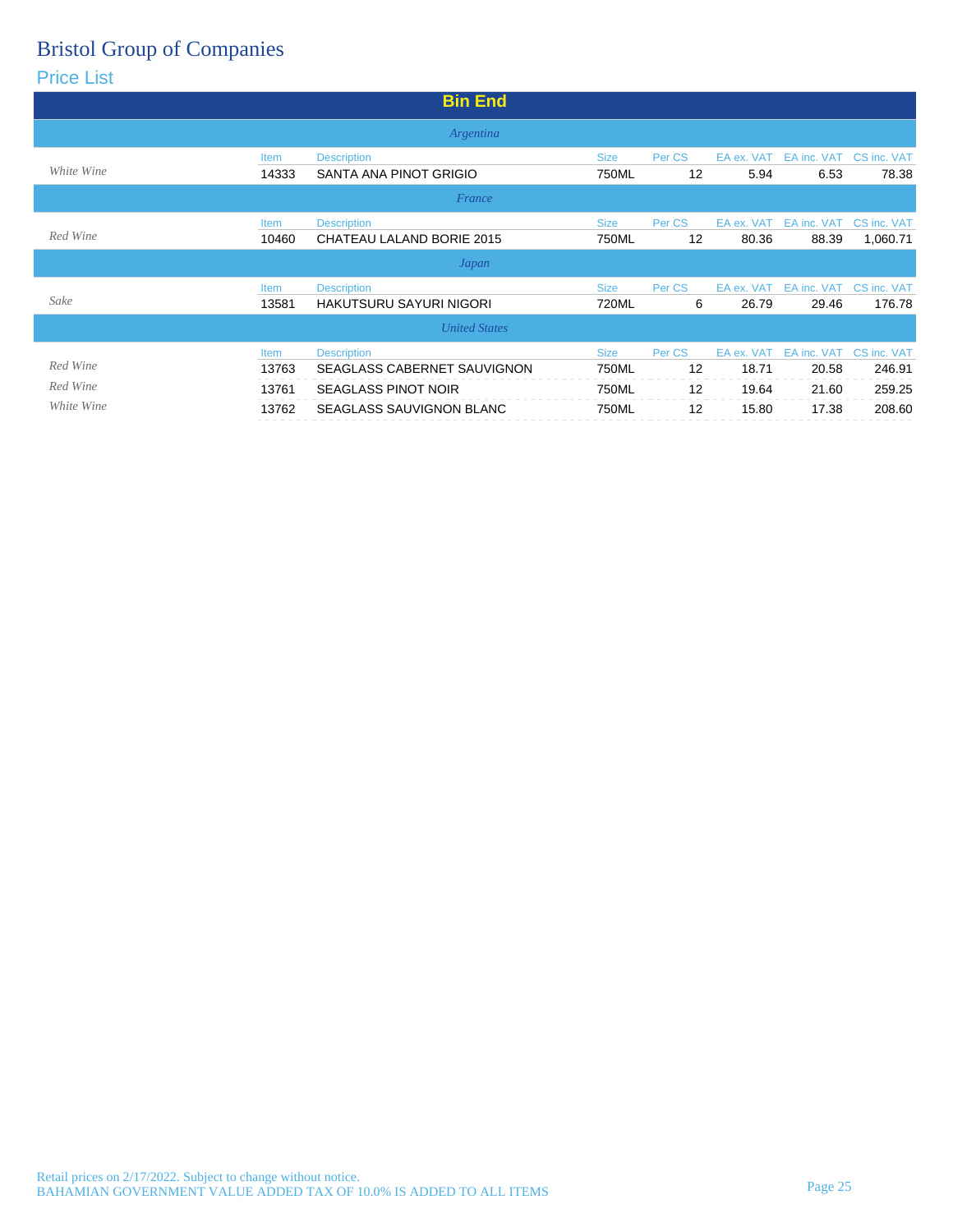# Bristol Group of Companies

## Price List

### Bin End

#### Argentina

| | Item | Description | Size | Per CS | EA ex. VAT | EA inc. VAT | CS inc. VAT |
|---|---|---|---|---|---|---|---|
| *White Wine* | 14333 | SANTA ANA PINOT GRIGIO | 750ML | 12 | 5.94 | 6.53 | 78.38 |

#### France

| | Item | Description | Size | Per CS | EA ex. VAT | EA inc. VAT | CS inc. VAT |
|---|---|---|---|---|---|---|---|
| *Red Wine* | 10460 | CHATEAU LALAND BORIE 2015 | 750ML | 12 | 80.36 | 88.39 | 1,060.71 |

#### Japan

| | Item | Description | Size | Per CS | EA ex. VAT | EA inc. VAT | CS inc. VAT |
|---|---|---|---|---|---|---|---|
| *Sake* | 13581 | HAKUTSURU SAYURI NIGORI | 720ML | 6 | 26.79 | 29.46 | 176.78 |

#### United States

| | Item | Description | Size | Per CS | EA ex. VAT | EA inc. VAT | CS inc. VAT |
|---|---|---|---|---|---|---|---|
| *Red Wine* | 13763 | SEAGLASS CABERNET SAUVIGNON | 750ML | 12 | 18.71 | 20.58 | 246.91 |
| *Red Wine* | 13761 | SEAGLASS PINOT NOIR | 750ML | 12 | 19.64 | 21.60 | 259.25 |
| *White Wine* | 13762 | SEAGLASS SAUVIGNON BLANC | 750ML | 12 | 15.80 | 17.38 | 208.60 |

Retail prices on 2/17/2022. Subject to change without notice.
BAHAMIAN GOVERNMENT VALUE ADDED TAX OF 10.0% IS ADDED TO ALL ITEMS